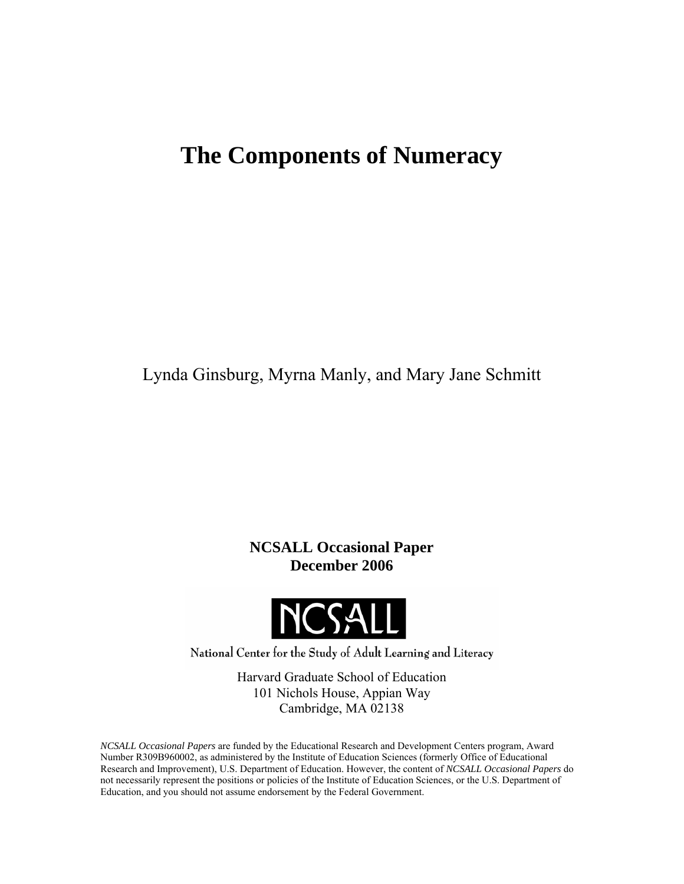# The Components of Numeracy

Lynda Ginsburg, Myrna Manly, and Mary Jane Schmitt

**NCSALL Occasional Paper**
**December 2006**

NCSALL

National Center for the Study of Adult Learning and Literacy

Harvard Graduate School of Education
101 Nichols House, Appian Way
Cambridge, MA 02138

*NCSALL Occasional Papers* are funded by the Educational Research and Development Centers program, Award Number R309B960002, as administered by the Institute of Education Sciences (formerly Office of Educational Research and Improvement), U.S. Department of Education. However, the content of *NCSALL Occasional Papers* do not necessarily represent the positions or policies of the Institute of Education Sciences, or the U.S. Department of Education, and you should not assume endorsement by the Federal Government.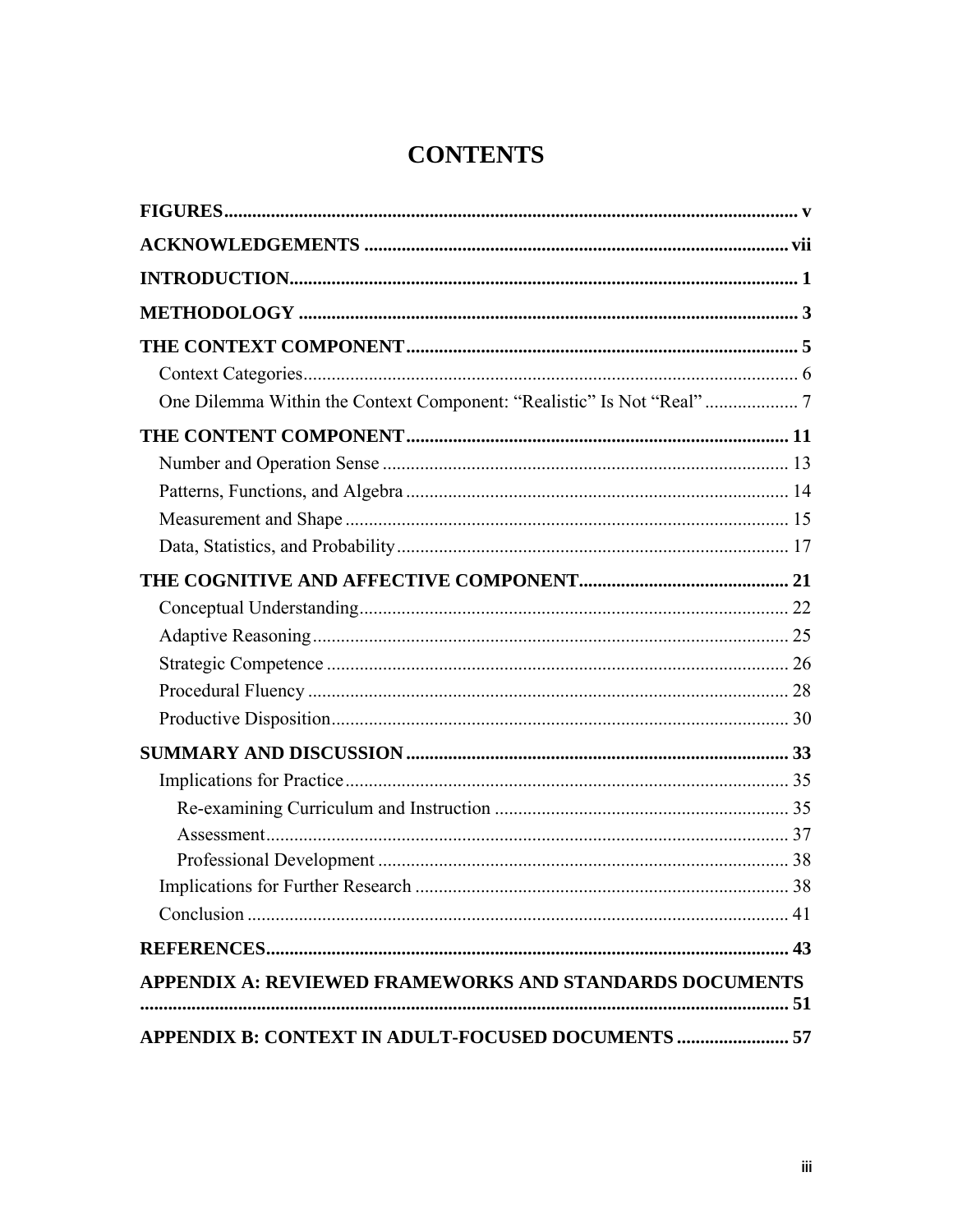# CONTENTS

**FIGURES** ........ v

**ACKNOWLEDGEMENTS** ........ vii

**INTRODUCTION** ........ 1

**METHODOLOGY** ........ 3

**THE CONTEXT COMPONENT** ........ 5

- Context Categories ........ 6
- One Dilemma Within the Context Component: “Realistic” Is Not “Real” ........ 7

**THE CONTENT COMPONENT** ........ 11

- Number and Operation Sense ........ 13
- Patterns, Functions, and Algebra ........ 14
- Measurement and Shape ........ 15
- Data, Statistics, and Probability ........ 17

**THE COGNITIVE AND AFFECTIVE COMPONENT** ........ 21

- Conceptual Understanding ........ 22
- Adaptive Reasoning ........ 25
- Strategic Competence ........ 26
- Procedural Fluency ........ 28
- Productive Disposition ........ 30

**SUMMARY AND DISCUSSION** ........ 33

- Implications for Practice ........ 35
  - Re-examining Curriculum and Instruction ........ 35
  - Assessment ........ 37
  - Professional Development ........ 38
- Implications for Further Research ........ 38
- Conclusion ........ 41

**REFERENCES** ........ 43

**APPENDIX A: REVIEWED FRAMEWORKS AND STANDARDS DOCUMENTS** ........ 51

**APPENDIX B: CONTEXT IN ADULT-FOCUSED DOCUMENTS** ........ 57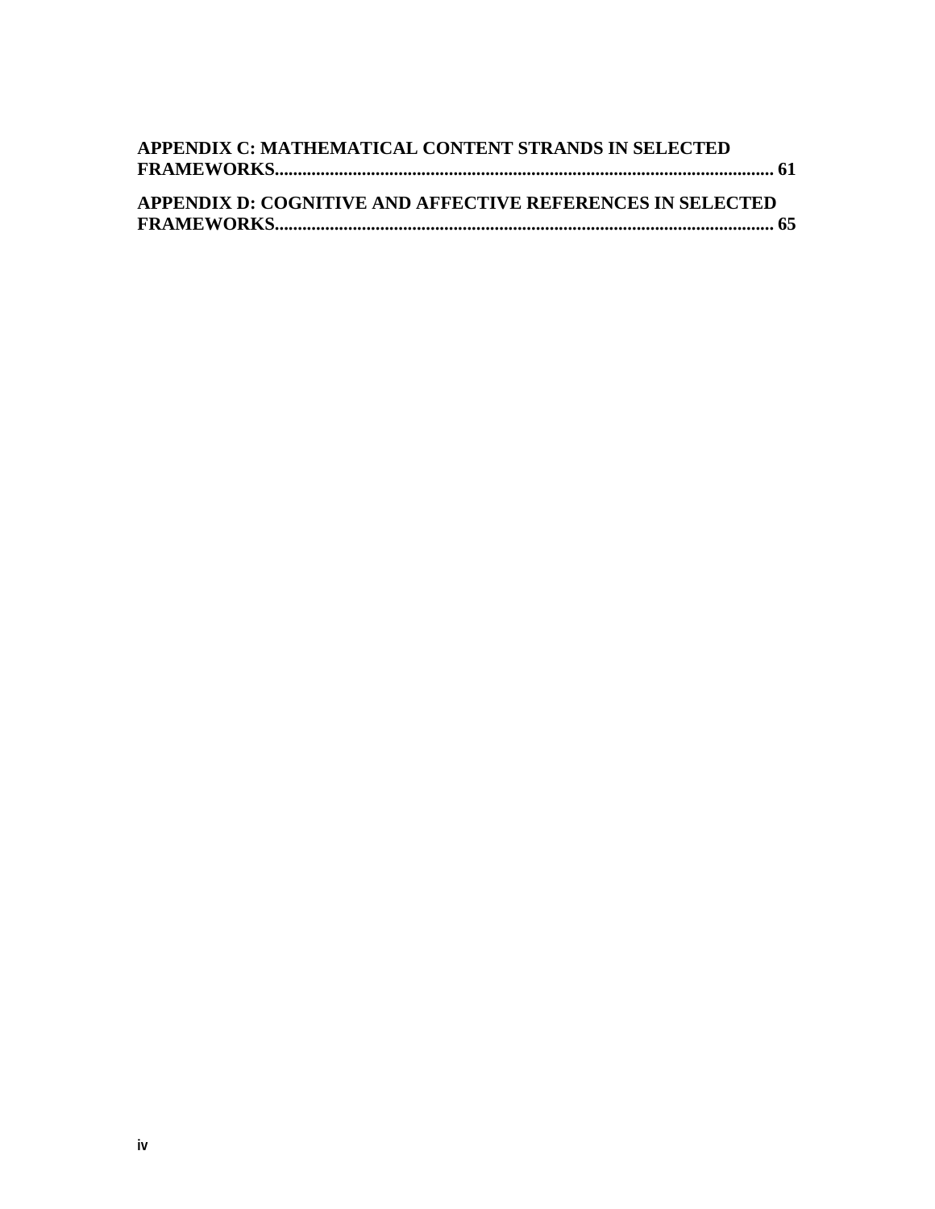**APPENDIX C: MATHEMATICAL CONTENT STRANDS IN SELECTED FRAMEWORKS........................................................................................................... 61**

**APPENDIX D: COGNITIVE AND AFFECTIVE REFERENCES IN SELECTED FRAMEWORKS........................................................................................................... 65**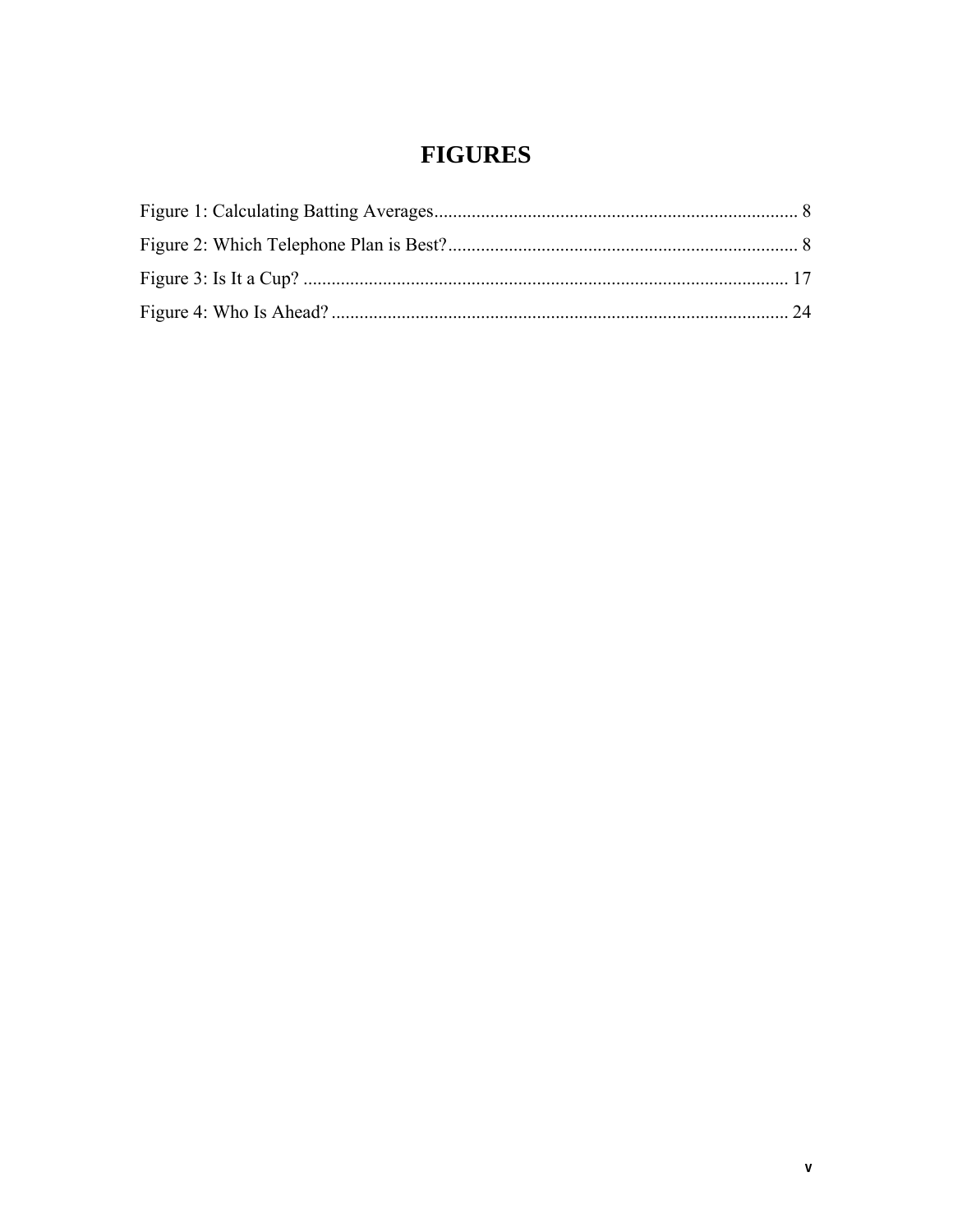# FIGURES

Figure 1: Calculating Batting Averages .............................................................................. 8

Figure 2: Which Telephone Plan is Best? ........................................................................... 8

Figure 3: Is It a Cup? ........................................................................................................ 17

Figure 4: Who Is Ahead? .................................................................................................. 24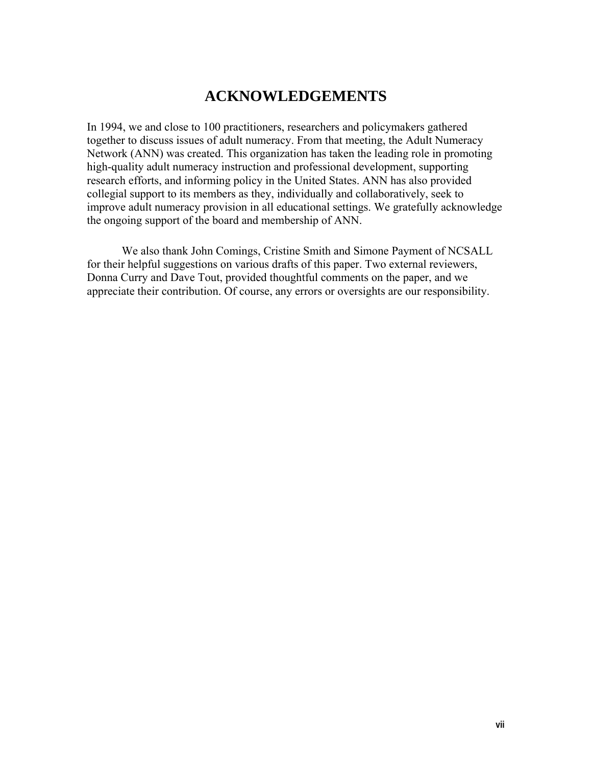# ACKNOWLEDGEMENTS

In 1994, we and close to 100 practitioners, researchers and policymakers gathered together to discuss issues of adult numeracy. From that meeting, the Adult Numeracy Network (ANN) was created. This organization has taken the leading role in promoting high-quality adult numeracy instruction and professional development, supporting research efforts, and informing policy in the United States. ANN has also provided collegial support to its members as they, individually and collaboratively, seek to improve adult numeracy provision in all educational settings. We gratefully acknowledge the ongoing support of the board and membership of ANN.

We also thank John Comings, Cristine Smith and Simone Payment of NCSALL for their helpful suggestions on various drafts of this paper. Two external reviewers, Donna Curry and Dave Tout, provided thoughtful comments on the paper, and we appreciate their contribution. Of course, any errors or oversights are our responsibility.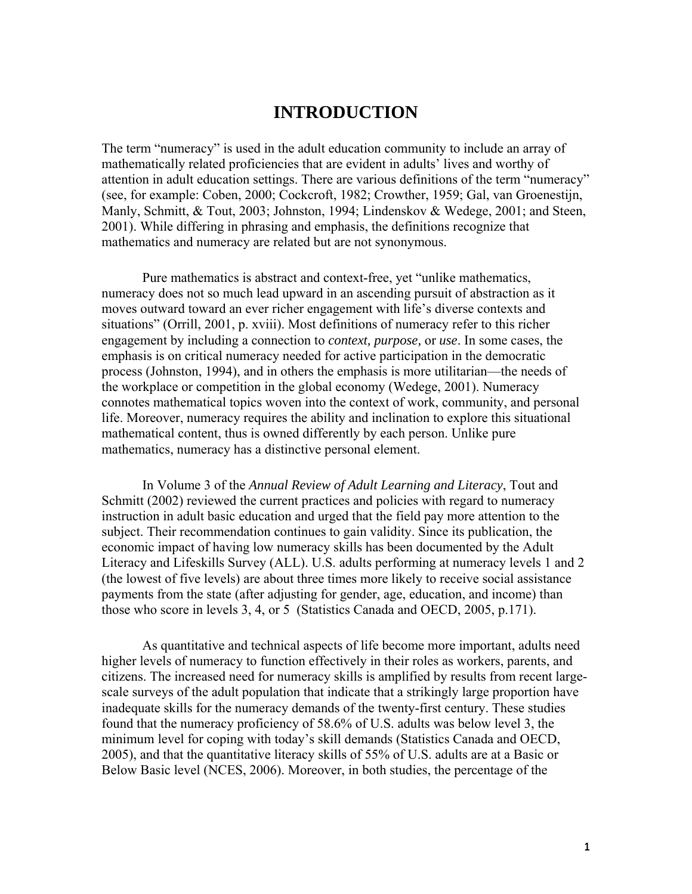# INTRODUCTION

The term "numeracy" is used in the adult education community to include an array of mathematically related proficiencies that are evident in adults' lives and worthy of attention in adult education settings. There are various definitions of the term "numeracy" (see, for example: Coben, 2000; Cockcroft, 1982; Crowther, 1959; Gal, van Groenestijn, Manly, Schmitt, & Tout, 2003; Johnston, 1994; Lindenskov & Wedege, 2001; and Steen, 2001). While differing in phrasing and emphasis, the definitions recognize that mathematics and numeracy are related but are not synonymous.

Pure mathematics is abstract and context-free, yet "unlike mathematics, numeracy does not so much lead upward in an ascending pursuit of abstraction as it moves outward toward an ever richer engagement with life's diverse contexts and situations" (Orrill, 2001, p. xviii). Most definitions of numeracy refer to this richer engagement by including a connection to *context, purpose,* or *use*. In some cases, the emphasis is on critical numeracy needed for active participation in the democratic process (Johnston, 1994), and in others the emphasis is more utilitarian—the needs of the workplace or competition in the global economy (Wedege, 2001). Numeracy connotes mathematical topics woven into the context of work, community, and personal life. Moreover, numeracy requires the ability and inclination to explore this situational mathematical content, thus is owned differently by each person. Unlike pure mathematics, numeracy has a distinctive personal element.

In Volume 3 of the *Annual Review of Adult Learning and Literacy*, Tout and Schmitt (2002) reviewed the current practices and policies with regard to numeracy instruction in adult basic education and urged that the field pay more attention to the subject. Their recommendation continues to gain validity. Since its publication, the economic impact of having low numeracy skills has been documented by the Adult Literacy and Lifeskills Survey (ALL). U.S. adults performing at numeracy levels 1 and 2 (the lowest of five levels) are about three times more likely to receive social assistance payments from the state (after adjusting for gender, age, education, and income) than those who score in levels 3, 4, or 5 (Statistics Canada and OECD, 2005, p.171).

As quantitative and technical aspects of life become more important, adults need higher levels of numeracy to function effectively in their roles as workers, parents, and citizens. The increased need for numeracy skills is amplified by results from recent large-scale surveys of the adult population that indicate that a strikingly large proportion have inadequate skills for the numeracy demands of the twenty-first century. These studies found that the numeracy proficiency of 58.6% of U.S. adults was below level 3, the minimum level for coping with today's skill demands (Statistics Canada and OECD, 2005), and that the quantitative literacy skills of 55% of U.S. adults are at a Basic or Below Basic level (NCES, 2006). Moreover, in both studies, the percentage of the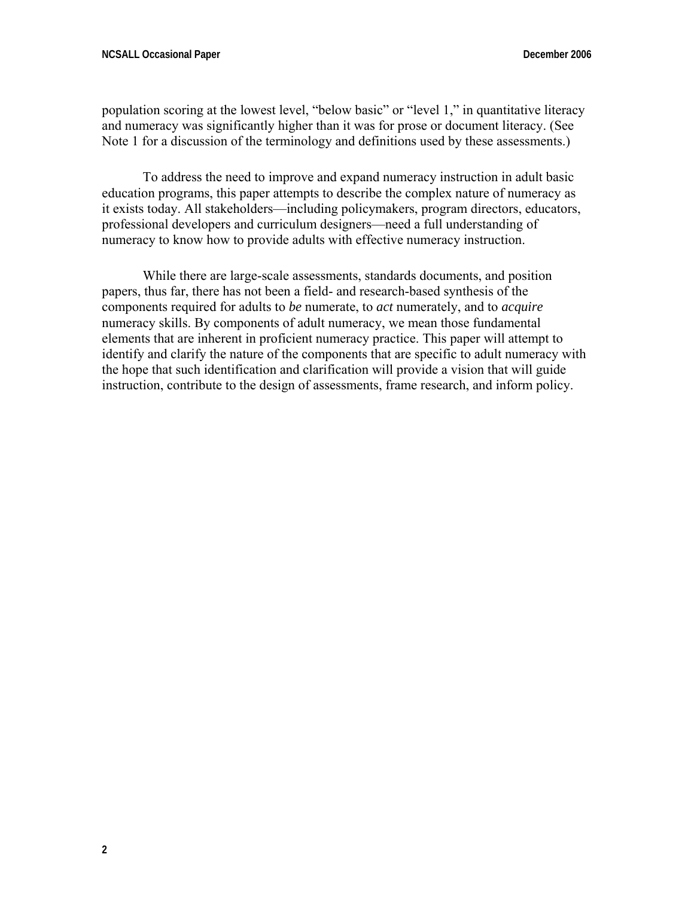population scoring at the lowest level, "below basic" or "level 1," in quantitative literacy and numeracy was significantly higher than it was for prose or document literacy. (See Note 1 for a discussion of the terminology and definitions used by these assessments.)

To address the need to improve and expand numeracy instruction in adult basic education programs, this paper attempts to describe the complex nature of numeracy as it exists today. All stakeholders—including policymakers, program directors, educators, professional developers and curriculum designers—need a full understanding of numeracy to know how to provide adults with effective numeracy instruction.

While there are large-scale assessments, standards documents, and position papers, thus far, there has not been a field- and research-based synthesis of the components required for adults to *be* numerate, to *act* numerately, and to *acquire* numeracy skills. By components of adult numeracy, we mean those fundamental elements that are inherent in proficient numeracy practice. This paper will attempt to identify and clarify the nature of the components that are specific to adult numeracy with the hope that such identification and clarification will provide a vision that will guide instruction, contribute to the design of assessments, frame research, and inform policy.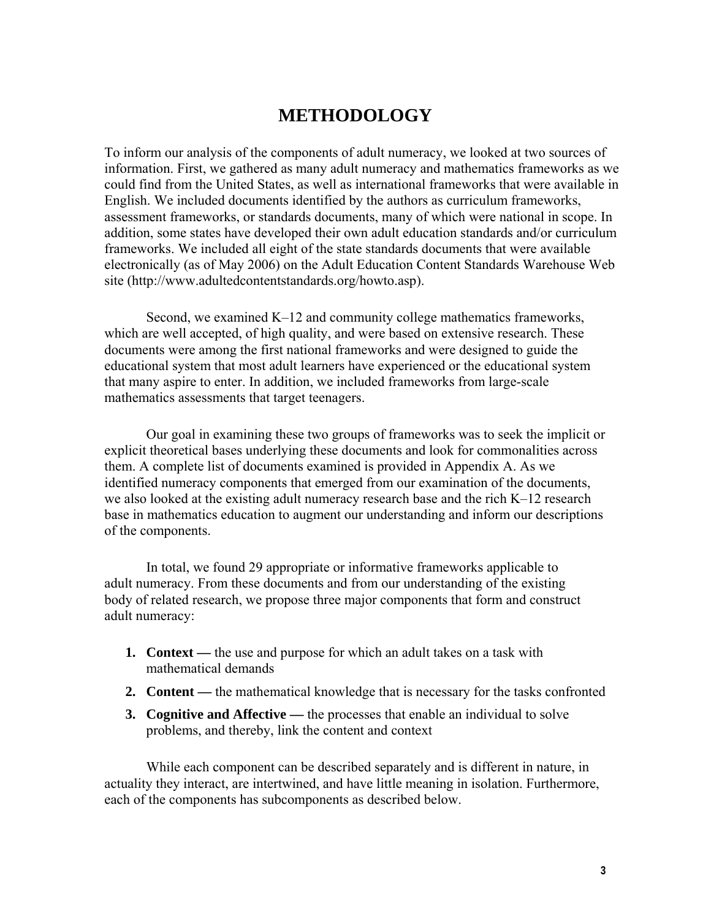# METHODOLOGY

To inform our analysis of the components of adult numeracy, we looked at two sources of information. First, we gathered as many adult numeracy and mathematics frameworks as we could find from the United States, as well as international frameworks that were available in English. We included documents identified by the authors as curriculum frameworks, assessment frameworks, or standards documents, many of which were national in scope. In addition, some states have developed their own adult education standards and/or curriculum frameworks. We included all eight of the state standards documents that were available electronically (as of May 2006) on the Adult Education Content Standards Warehouse Web site (http://www.adultedcontentstandards.org/howto.asp).

Second, we examined K–12 and community college mathematics frameworks, which are well accepted, of high quality, and were based on extensive research. These documents were among the first national frameworks and were designed to guide the educational system that most adult learners have experienced or the educational system that many aspire to enter. In addition, we included frameworks from large-scale mathematics assessments that target teenagers.

Our goal in examining these two groups of frameworks was to seek the implicit or explicit theoretical bases underlying these documents and look for commonalities across them. A complete list of documents examined is provided in Appendix A. As we identified numeracy components that emerged from our examination of the documents, we also looked at the existing adult numeracy research base and the rich K–12 research base in mathematics education to augment our understanding and inform our descriptions of the components.

In total, we found 29 appropriate or informative frameworks applicable to adult numeracy. From these documents and from our understanding of the existing body of related research, we propose three major components that form and construct adult numeracy:

1. **Context —** the use and purpose for which an adult takes on a task with mathematical demands
2. **Content —** the mathematical knowledge that is necessary for the tasks confronted
3. **Cognitive and Affective —** the processes that enable an individual to solve problems, and thereby, link the content and context

While each component can be described separately and is different in nature, in actuality they interact, are intertwined, and have little meaning in isolation. Furthermore, each of the components has subcomponents as described below.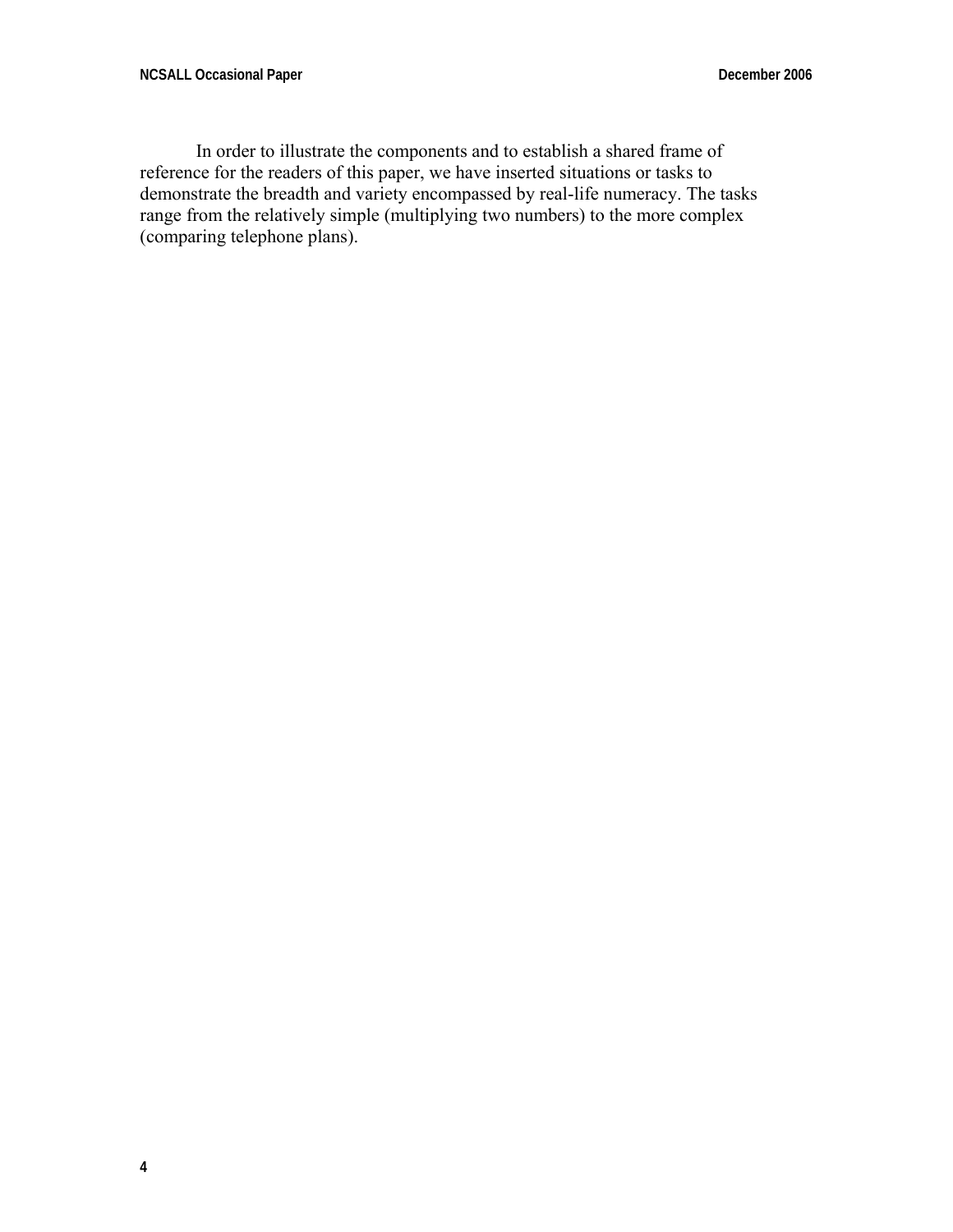In order to illustrate the components and to establish a shared frame of reference for the readers of this paper, we have inserted situations or tasks to demonstrate the breadth and variety encompassed by real-life numeracy. The tasks range from the relatively simple (multiplying two numbers) to the more complex (comparing telephone plans).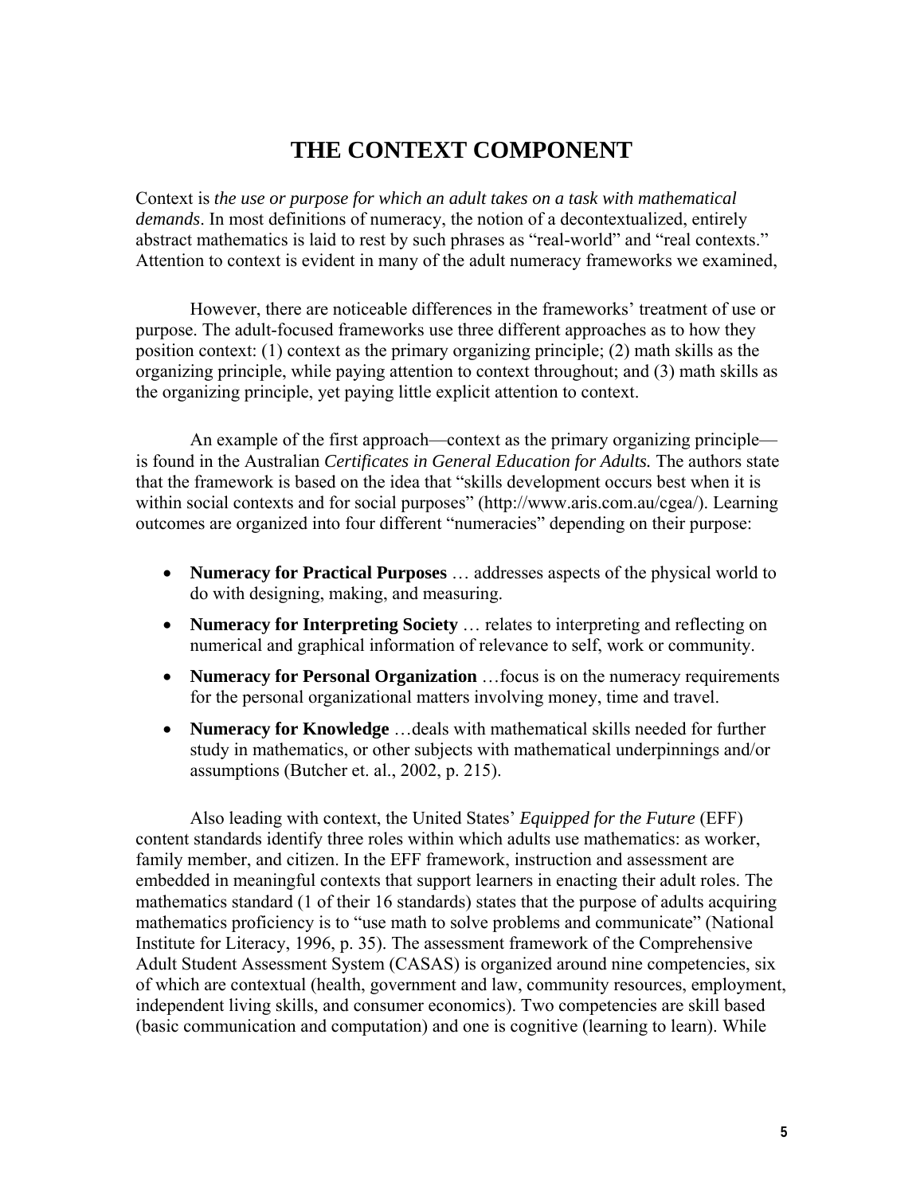# THE CONTEXT COMPONENT

Context is *the use or purpose for which an adult takes on a task with mathematical demands*. In most definitions of numeracy, the notion of a decontextualized, entirely abstract mathematics is laid to rest by such phrases as "real-world" and "real contexts." Attention to context is evident in many of the adult numeracy frameworks we examined,

However, there are noticeable differences in the frameworks' treatment of use or purpose. The adult-focused frameworks use three different approaches as to how they position context: (1) context as the primary organizing principle; (2) math skills as the organizing principle, while paying attention to context throughout; and (3) math skills as the organizing principle, yet paying little explicit attention to context.

An example of the first approach—context as the primary organizing principle—is found in the Australian *Certificates in General Education for Adults.* The authors state that the framework is based on the idea that "skills development occurs best when it is within social contexts and for social purposes" (http://www.aris.com.au/cgea/). Learning outcomes are organized into four different "numeracies" depending on their purpose:

- **Numeracy for Practical Purposes** … addresses aspects of the physical world to do with designing, making, and measuring.
- **Numeracy for Interpreting Society** … relates to interpreting and reflecting on numerical and graphical information of relevance to self, work or community.
- **Numeracy for Personal Organization** …focus is on the numeracy requirements for the personal organizational matters involving money, time and travel.
- **Numeracy for Knowledge** …deals with mathematical skills needed for further study in mathematics, or other subjects with mathematical underpinnings and/or assumptions (Butcher et. al., 2002, p. 215).

Also leading with context, the United States' *Equipped for the Future* (EFF) content standards identify three roles within which adults use mathematics: as worker, family member, and citizen. In the EFF framework, instruction and assessment are embedded in meaningful contexts that support learners in enacting their adult roles. The mathematics standard (1 of their 16 standards) states that the purpose of adults acquiring mathematics proficiency is to "use math to solve problems and communicate" (National Institute for Literacy, 1996, p. 35). The assessment framework of the Comprehensive Adult Student Assessment System (CASAS) is organized around nine competencies, six of which are contextual (health, government and law, community resources, employment, independent living skills, and consumer economics). Two competencies are skill based (basic communication and computation) and one is cognitive (learning to learn). While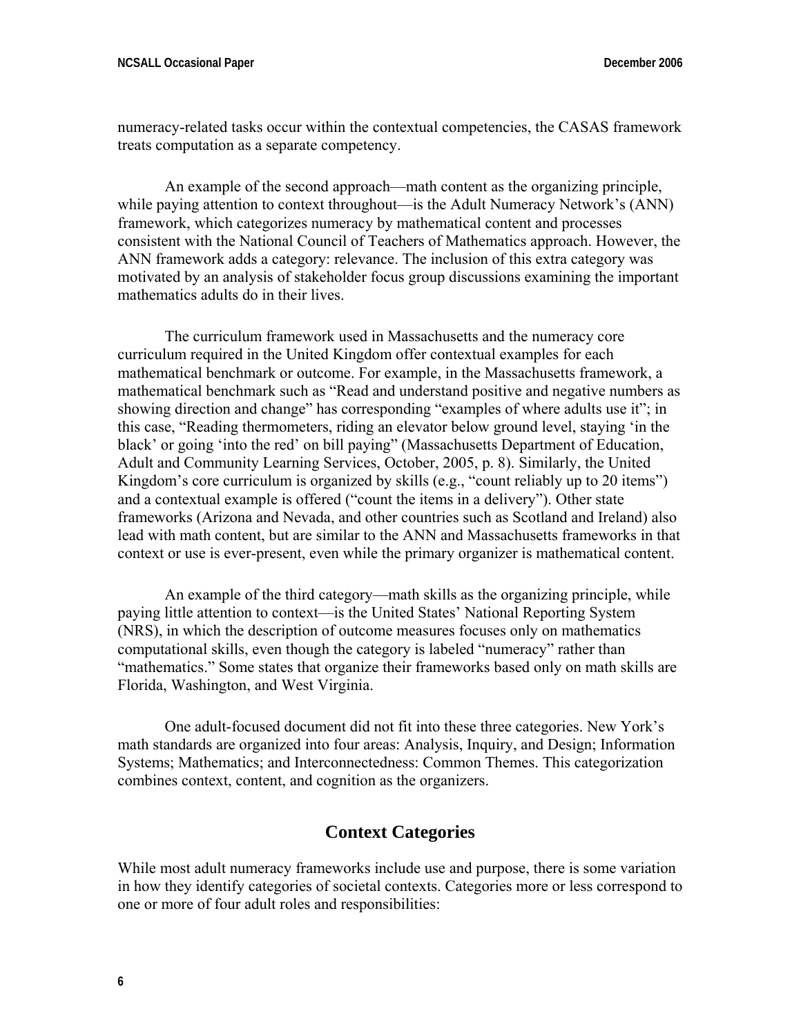numeracy-related tasks occur within the contextual competencies, the CASAS framework treats computation as a separate competency.

An example of the second approach—math content as the organizing principle, while paying attention to context throughout—is the Adult Numeracy Network's (ANN) framework, which categorizes numeracy by mathematical content and processes consistent with the National Council of Teachers of Mathematics approach. However, the ANN framework adds a category: relevance. The inclusion of this extra category was motivated by an analysis of stakeholder focus group discussions examining the important mathematics adults do in their lives.

The curriculum framework used in Massachusetts and the numeracy core curriculum required in the United Kingdom offer contextual examples for each mathematical benchmark or outcome. For example, in the Massachusetts framework, a mathematical benchmark such as "Read and understand positive and negative numbers as showing direction and change" has corresponding "examples of where adults use it"; in this case, "Reading thermometers, riding an elevator below ground level, staying 'in the black' or going 'into the red' on bill paying" (Massachusetts Department of Education, Adult and Community Learning Services, October, 2005, p. 8). Similarly, the United Kingdom's core curriculum is organized by skills (e.g., "count reliably up to 20 items") and a contextual example is offered ("count the items in a delivery"). Other state frameworks (Arizona and Nevada, and other countries such as Scotland and Ireland) also lead with math content, but are similar to the ANN and Massachusetts frameworks in that context or use is ever-present, even while the primary organizer is mathematical content.

An example of the third category—math skills as the organizing principle, while paying little attention to context—is the United States' National Reporting System (NRS), in which the description of outcome measures focuses only on mathematics computational skills, even though the category is labeled "numeracy" rather than "mathematics." Some states that organize their frameworks based only on math skills are Florida, Washington, and West Virginia.

One adult-focused document did not fit into these three categories. New York's math standards are organized into four areas: Analysis, Inquiry, and Design; Information Systems; Mathematics; and Interconnectedness: Common Themes. This categorization combines context, content, and cognition as the organizers.

## Context Categories

While most adult numeracy frameworks include use and purpose, there is some variation in how they identify categories of societal contexts. Categories more or less correspond to one or more of four adult roles and responsibilities: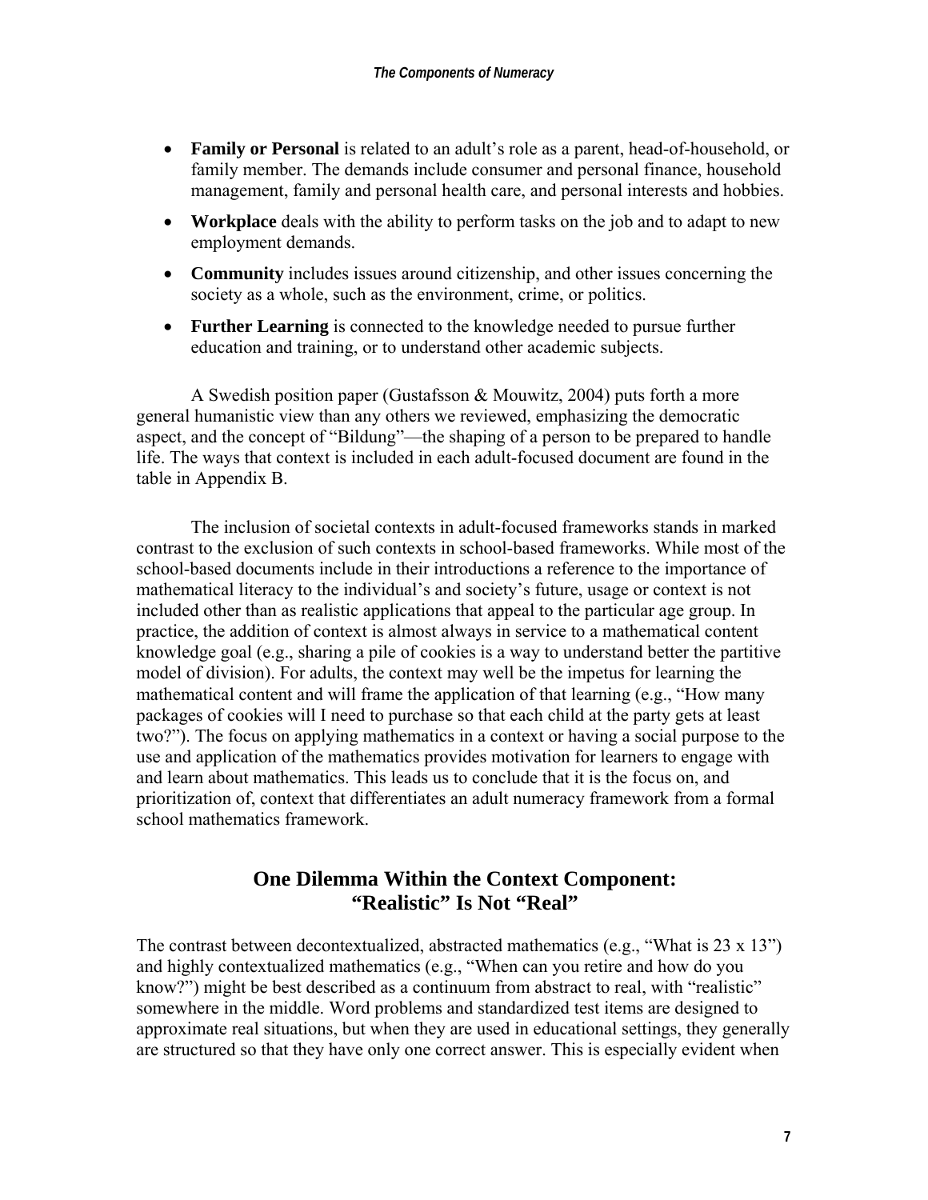- **Family or Personal** is related to an adult's role as a parent, head-of-household, or family member. The demands include consumer and personal finance, household management, family and personal health care, and personal interests and hobbies.
- **Workplace** deals with the ability to perform tasks on the job and to adapt to new employment demands.
- **Community** includes issues around citizenship, and other issues concerning the society as a whole, such as the environment, crime, or politics.
- **Further Learning** is connected to the knowledge needed to pursue further education and training, or to understand other academic subjects.

A Swedish position paper (Gustafsson & Mouwitz, 2004) puts forth a more general humanistic view than any others we reviewed, emphasizing the democratic aspect, and the concept of "Bildung"—the shaping of a person to be prepared to handle life. The ways that context is included in each adult-focused document are found in the table in Appendix B.

The inclusion of societal contexts in adult-focused frameworks stands in marked contrast to the exclusion of such contexts in school-based frameworks. While most of the school-based documents include in their introductions a reference to the importance of mathematical literacy to the individual's and society's future, usage or context is not included other than as realistic applications that appeal to the particular age group. In practice, the addition of context is almost always in service to a mathematical content knowledge goal (e.g., sharing a pile of cookies is a way to understand better the partitive model of division). For adults, the context may well be the impetus for learning the mathematical content and will frame the application of that learning (e.g., "How many packages of cookies will I need to purchase so that each child at the party gets at least two?"). The focus on applying mathematics in a context or having a social purpose to the use and application of the mathematics provides motivation for learners to engage with and learn about mathematics. This leads us to conclude that it is the focus on, and prioritization of, context that differentiates an adult numeracy framework from a formal school mathematics framework.

## One Dilemma Within the Context Component: "Realistic" Is Not "Real"

The contrast between decontextualized, abstracted mathematics (e.g., "What is 23 x 13") and highly contextualized mathematics (e.g., "When can you retire and how do you know?") might be best described as a continuum from abstract to real, with "realistic" somewhere in the middle. Word problems and standardized test items are designed to approximate real situations, but when they are used in educational settings, they generally are structured so that they have only one correct answer. This is especially evident when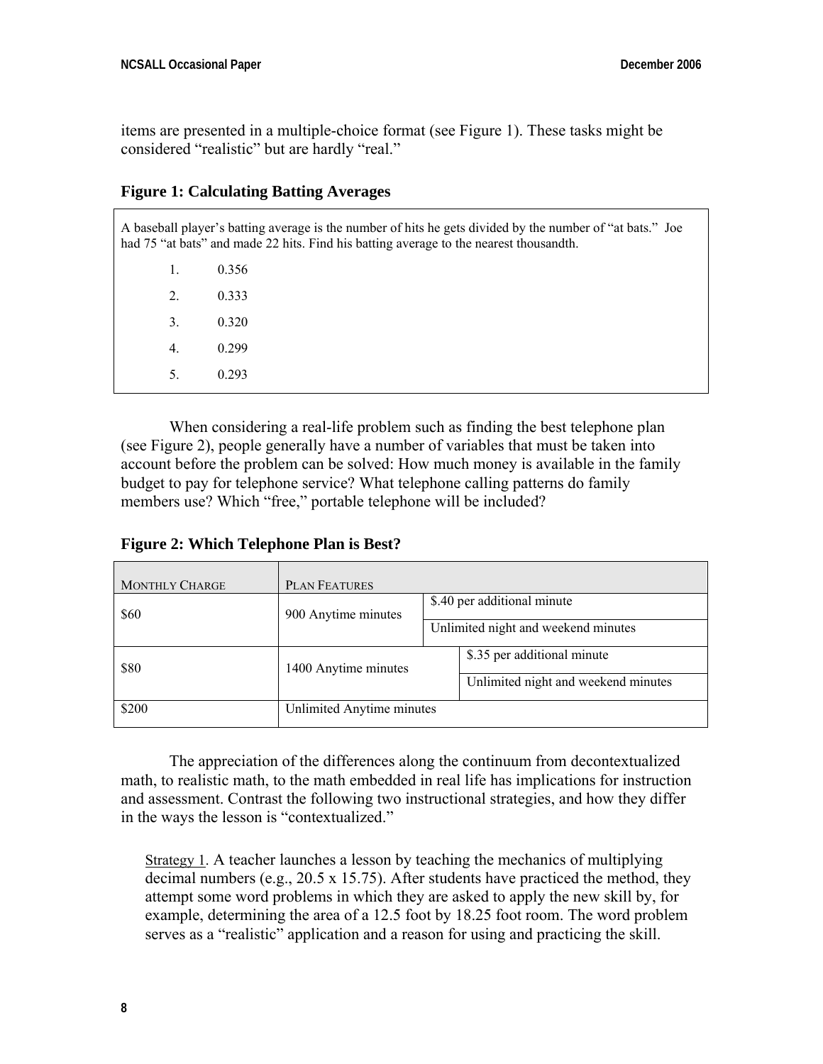items are presented in a multiple-choice format (see Figure 1). These tasks might be considered "realistic" but are hardly "real."

**Figure 1: Calculating Batting Averages**

A baseball player's batting average is the number of hits he gets divided by the number of "at bats." Joe had 75 "at bats" and made 22 hits. Find his batting average to the nearest thousandth.

1. 0.356
2. 0.333
3. 0.320
4. 0.299
5. 0.293

When considering a real-life problem such as finding the best telephone plan (see Figure 2), people generally have a number of variables that must be taken into account before the problem can be solved: How much money is available in the family budget to pay for telephone service? What telephone calling patterns do family members use? Which "free," portable telephone will be included?

**Figure 2: Which Telephone Plan is Best?**

| MONTHLY CHARGE | PLAN FEATURES | |
|---|---|---|
| $60 | 900 Anytime minutes | $.40 per additional minute |
| | | Unlimited night and weekend minutes |
| $80 | 1400 Anytime minutes | $.35 per additional minute |
| | | Unlimited night and weekend minutes |
| $200 | Unlimited Anytime minutes | |

The appreciation of the differences along the continuum from decontextualized math, to realistic math, to the math embedded in real life has implications for instruction and assessment. Contrast the following two instructional strategies, and how they differ in the ways the lesson is "contextualized."

Strategy 1. A teacher launches a lesson by teaching the mechanics of multiplying decimal numbers (e.g., 20.5 x 15.75). After students have practiced the method, they attempt some word problems in which they are asked to apply the new skill by, for example, determining the area of a 12.5 foot by 18.25 foot room. The word problem serves as a "realistic" application and a reason for using and practicing the skill.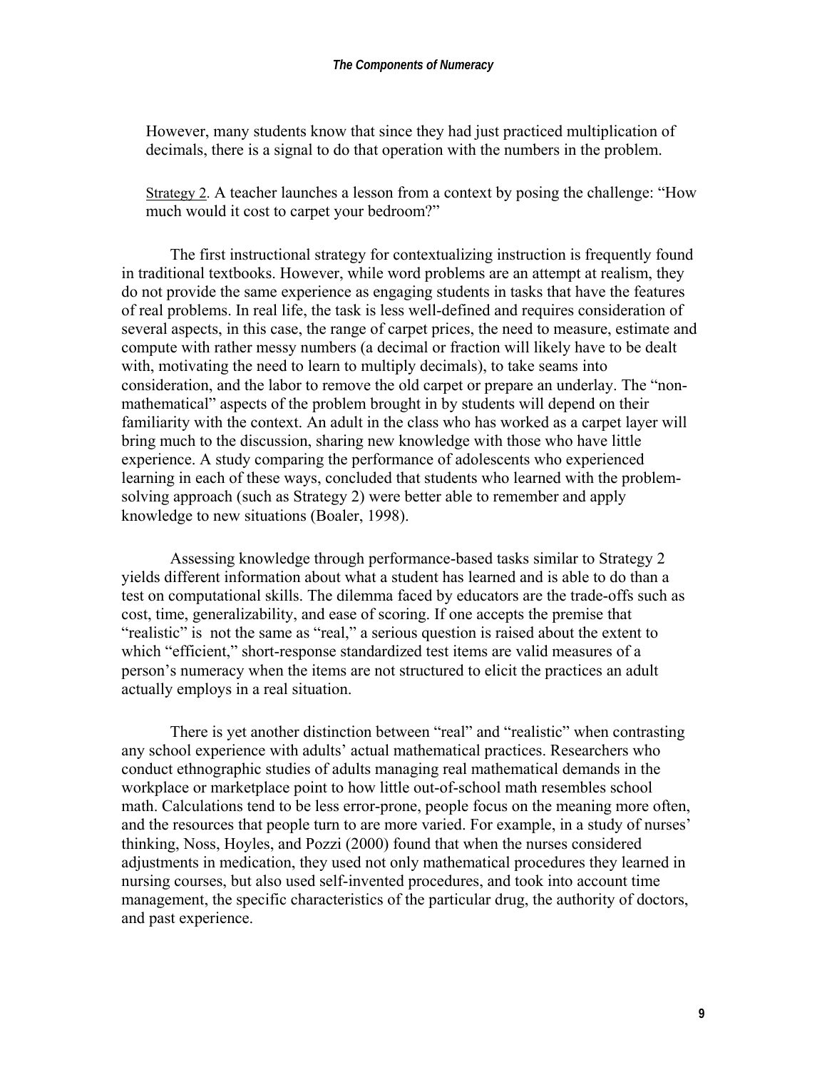However, many students know that since they had just practiced multiplication of decimals, there is a signal to do that operation with the numbers in the problem.

Strategy 2. A teacher launches a lesson from a context by posing the challenge: "How much would it cost to carpet your bedroom?"

The first instructional strategy for contextualizing instruction is frequently found in traditional textbooks. However, while word problems are an attempt at realism, they do not provide the same experience as engaging students in tasks that have the features of real problems. In real life, the task is less well-defined and requires consideration of several aspects, in this case, the range of carpet prices, the need to measure, estimate and compute with rather messy numbers (a decimal or fraction will likely have to be dealt with, motivating the need to learn to multiply decimals), to take seams into consideration, and the labor to remove the old carpet or prepare an underlay. The "non-mathematical" aspects of the problem brought in by students will depend on their familiarity with the context. An adult in the class who has worked as a carpet layer will bring much to the discussion, sharing new knowledge with those who have little experience. A study comparing the performance of adolescents who experienced learning in each of these ways, concluded that students who learned with the problem-solving approach (such as Strategy 2) were better able to remember and apply knowledge to new situations (Boaler, 1998).

Assessing knowledge through performance-based tasks similar to Strategy 2 yields different information about what a student has learned and is able to do than a test on computational skills. The dilemma faced by educators are the trade-offs such as cost, time, generalizability, and ease of scoring. If one accepts the premise that "realistic" is not the same as "real," a serious question is raised about the extent to which "efficient," short-response standardized test items are valid measures of a person's numeracy when the items are not structured to elicit the practices an adult actually employs in a real situation.

There is yet another distinction between "real" and "realistic" when contrasting any school experience with adults' actual mathematical practices. Researchers who conduct ethnographic studies of adults managing real mathematical demands in the workplace or marketplace point to how little out-of-school math resembles school math. Calculations tend to be less error-prone, people focus on the meaning more often, and the resources that people turn to are more varied. For example, in a study of nurses' thinking, Noss, Hoyles, and Pozzi (2000) found that when the nurses considered adjustments in medication, they used not only mathematical procedures they learned in nursing courses, but also used self-invented procedures, and took into account time management, the specific characteristics of the particular drug, the authority of doctors, and past experience.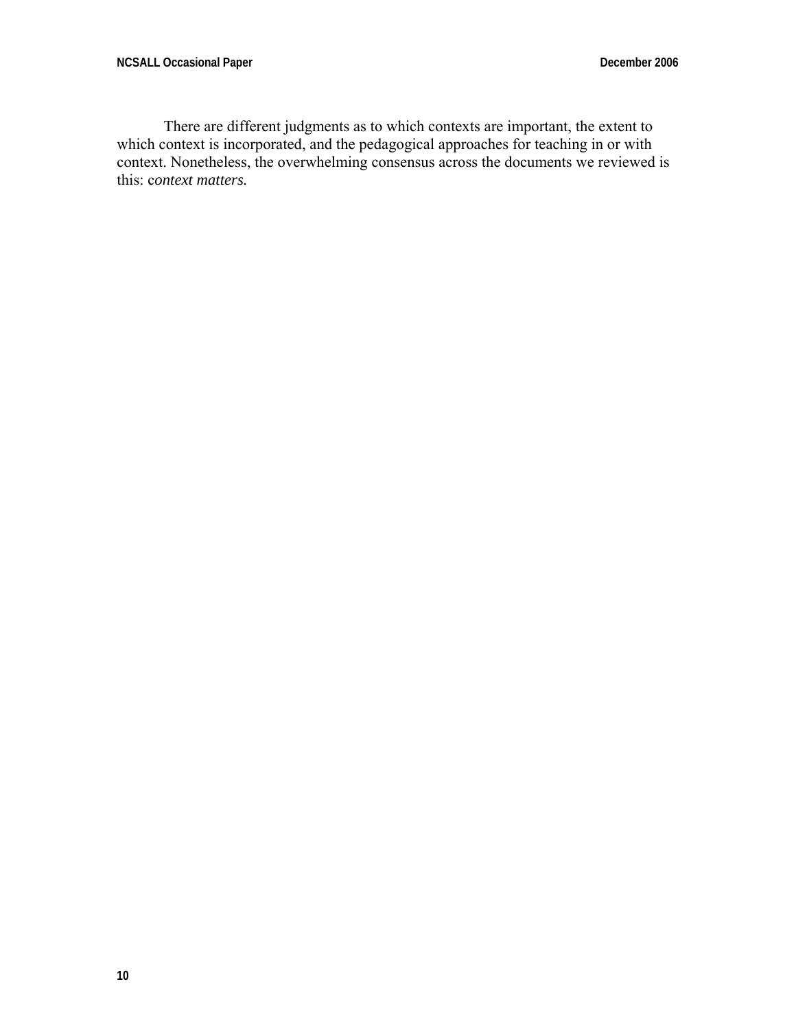There are different judgments as to which contexts are important, the extent to which context is incorporated, and the pedagogical approaches for teaching in or with context. Nonetheless, the overwhelming consensus across the documents we reviewed is this: c*ontext matters.*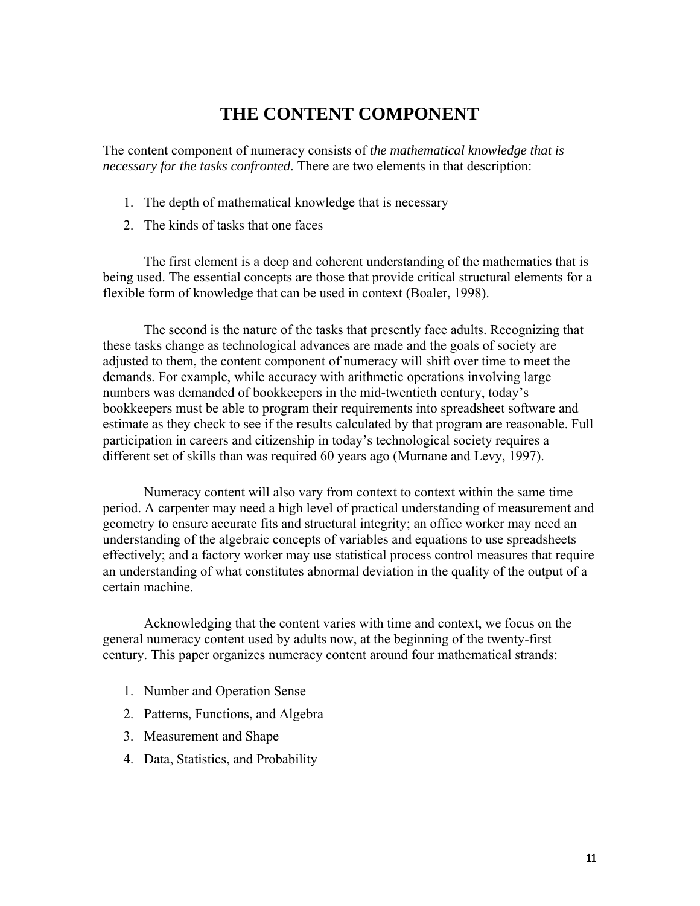# THE CONTENT COMPONENT

The content component of numeracy consists of *the mathematical knowledge that is necessary for the tasks confronted*. There are two elements in that description:

1. The depth of mathematical knowledge that is necessary
2. The kinds of tasks that one faces

The first element is a deep and coherent understanding of the mathematics that is being used. The essential concepts are those that provide critical structural elements for a flexible form of knowledge that can be used in context (Boaler, 1998).

The second is the nature of the tasks that presently face adults. Recognizing that these tasks change as technological advances are made and the goals of society are adjusted to them, the content component of numeracy will shift over time to meet the demands. For example, while accuracy with arithmetic operations involving large numbers was demanded of bookkeepers in the mid-twentieth century, today's bookkeepers must be able to program their requirements into spreadsheet software and estimate as they check to see if the results calculated by that program are reasonable. Full participation in careers and citizenship in today's technological society requires a different set of skills than was required 60 years ago (Murnane and Levy, 1997).

Numeracy content will also vary from context to context within the same time period. A carpenter may need a high level of practical understanding of measurement and geometry to ensure accurate fits and structural integrity; an office worker may need an understanding of the algebraic concepts of variables and equations to use spreadsheets effectively; and a factory worker may use statistical process control measures that require an understanding of what constitutes abnormal deviation in the quality of the output of a certain machine.

Acknowledging that the content varies with time and context, we focus on the general numeracy content used by adults now, at the beginning of the twenty-first century. This paper organizes numeracy content around four mathematical strands:

1. Number and Operation Sense
2. Patterns, Functions, and Algebra
3. Measurement and Shape
4. Data, Statistics, and Probability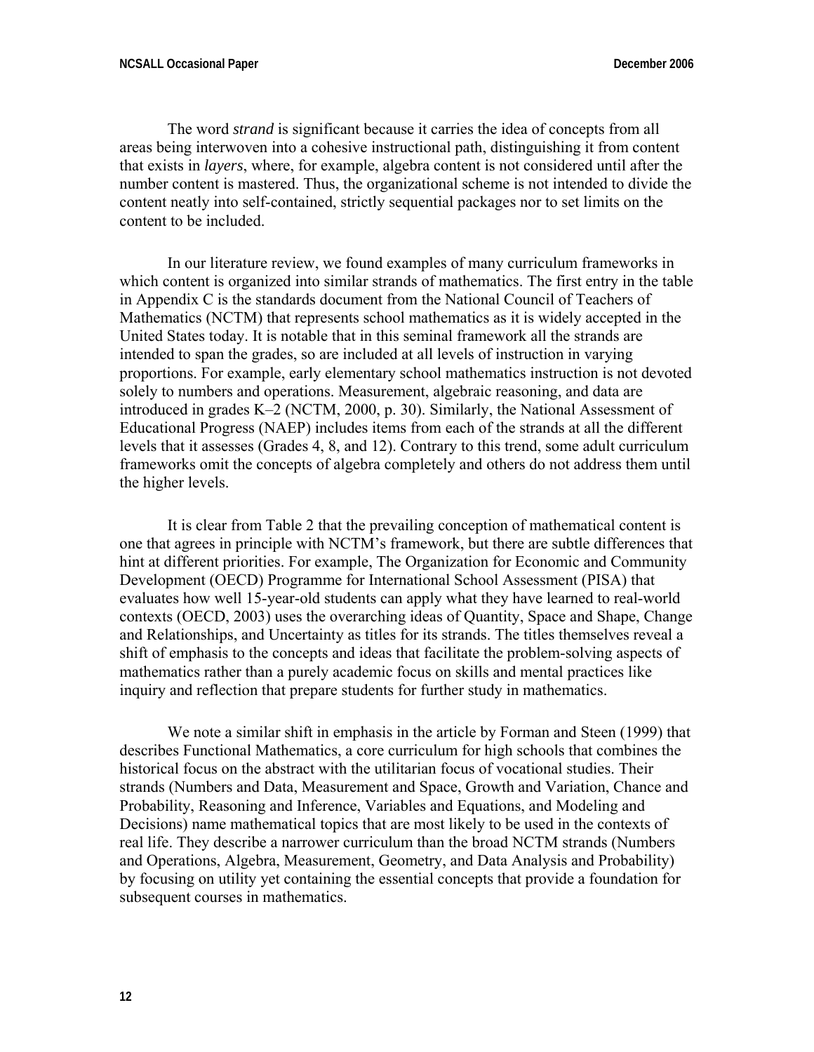The word *strand* is significant because it carries the idea of concepts from all areas being interwoven into a cohesive instructional path, distinguishing it from content that exists in *layers*, where, for example, algebra content is not considered until after the number content is mastered. Thus, the organizational scheme is not intended to divide the content neatly into self-contained, strictly sequential packages nor to set limits on the content to be included.

In our literature review, we found examples of many curriculum frameworks in which content is organized into similar strands of mathematics. The first entry in the table in Appendix C is the standards document from the National Council of Teachers of Mathematics (NCTM) that represents school mathematics as it is widely accepted in the United States today. It is notable that in this seminal framework all the strands are intended to span the grades, so are included at all levels of instruction in varying proportions. For example, early elementary school mathematics instruction is not devoted solely to numbers and operations. Measurement, algebraic reasoning, and data are introduced in grades K–2 (NCTM, 2000, p. 30). Similarly, the National Assessment of Educational Progress (NAEP) includes items from each of the strands at all the different levels that it assesses (Grades 4, 8, and 12). Contrary to this trend, some adult curriculum frameworks omit the concepts of algebra completely and others do not address them until the higher levels.

It is clear from Table 2 that the prevailing conception of mathematical content is one that agrees in principle with NCTM's framework, but there are subtle differences that hint at different priorities. For example, The Organization for Economic and Community Development (OECD) Programme for International School Assessment (PISA) that evaluates how well 15-year-old students can apply what they have learned to real-world contexts (OECD, 2003) uses the overarching ideas of Quantity, Space and Shape, Change and Relationships, and Uncertainty as titles for its strands. The titles themselves reveal a shift of emphasis to the concepts and ideas that facilitate the problem-solving aspects of mathematics rather than a purely academic focus on skills and mental practices like inquiry and reflection that prepare students for further study in mathematics.

We note a similar shift in emphasis in the article by Forman and Steen (1999) that describes Functional Mathematics, a core curriculum for high schools that combines the historical focus on the abstract with the utilitarian focus of vocational studies. Their strands (Numbers and Data, Measurement and Space, Growth and Variation, Chance and Probability, Reasoning and Inference, Variables and Equations, and Modeling and Decisions) name mathematical topics that are most likely to be used in the contexts of real life. They describe a narrower curriculum than the broad NCTM strands (Numbers and Operations, Algebra, Measurement, Geometry, and Data Analysis and Probability) by focusing on utility yet containing the essential concepts that provide a foundation for subsequent courses in mathematics.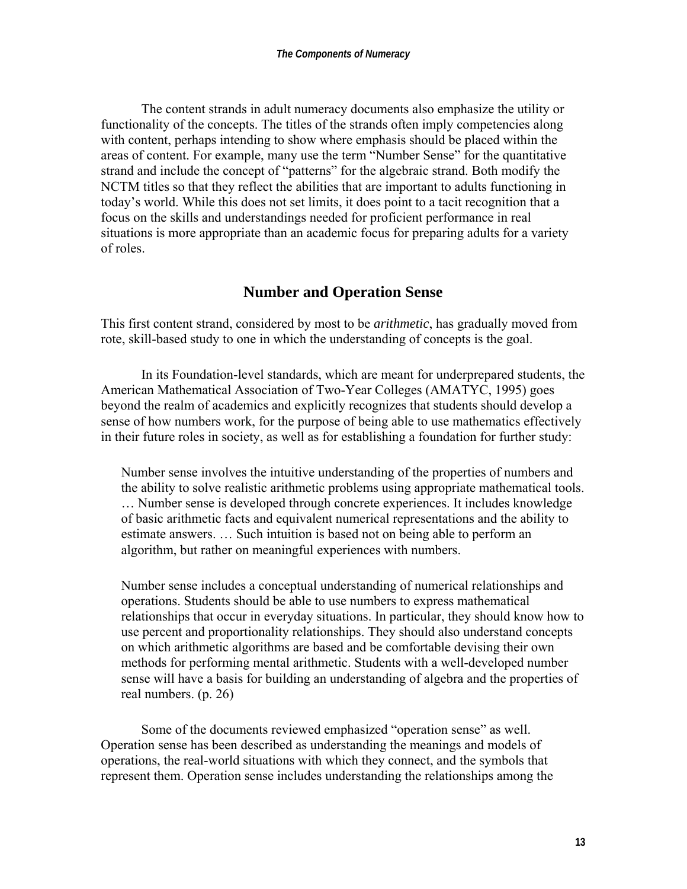The content strands in adult numeracy documents also emphasize the utility or functionality of the concepts. The titles of the strands often imply competencies along with content, perhaps intending to show where emphasis should be placed within the areas of content. For example, many use the term "Number Sense" for the quantitative strand and include the concept of "patterns" for the algebraic strand. Both modify the NCTM titles so that they reflect the abilities that are important to adults functioning in today's world. While this does not set limits, it does point to a tacit recognition that a focus on the skills and understandings needed for proficient performance in real situations is more appropriate than an academic focus for preparing adults for a variety of roles.

## Number and Operation Sense

This first content strand, considered by most to be *arithmetic*, has gradually moved from rote, skill-based study to one in which the understanding of concepts is the goal.

In its Foundation-level standards, which are meant for underprepared students, the American Mathematical Association of Two-Year Colleges (AMATYC, 1995) goes beyond the realm of academics and explicitly recognizes that students should develop a sense of how numbers work, for the purpose of being able to use mathematics effectively in their future roles in society, as well as for establishing a foundation for further study:

> Number sense involves the intuitive understanding of the properties of numbers and the ability to solve realistic arithmetic problems using appropriate mathematical tools. … Number sense is developed through concrete experiences. It includes knowledge of basic arithmetic facts and equivalent numerical representations and the ability to estimate answers. … Such intuition is based not on being able to perform an algorithm, but rather on meaningful experiences with numbers.
>
> Number sense includes a conceptual understanding of numerical relationships and operations. Students should be able to use numbers to express mathematical relationships that occur in everyday situations. In particular, they should know how to use percent and proportionality relationships. They should also understand concepts on which arithmetic algorithms are based and be comfortable devising their own methods for performing mental arithmetic. Students with a well-developed number sense will have a basis for building an understanding of algebra and the properties of real numbers. (p. 26)

Some of the documents reviewed emphasized "operation sense" as well. Operation sense has been described as understanding the meanings and models of operations, the real-world situations with which they connect, and the symbols that represent them. Operation sense includes understanding the relationships among the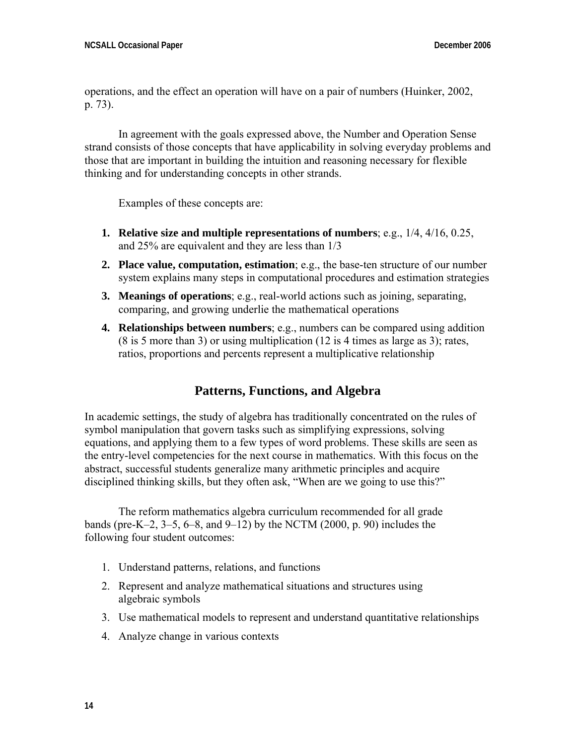operations, and the effect an operation will have on a pair of numbers (Huinker, 2002, p. 73).

In agreement with the goals expressed above, the Number and Operation Sense strand consists of those concepts that have applicability in solving everyday problems and those that are important in building the intuition and reasoning necessary for flexible thinking and for understanding concepts in other strands.

Examples of these concepts are:

1. **Relative size and multiple representations of numbers**; e.g., 1/4, 4/16, 0.25, and 25% are equivalent and they are less than 1/3
2. **Place value, computation, estimation**; e.g., the base-ten structure of our number system explains many steps in computational procedures and estimation strategies
3. **Meanings of operations**; e.g., real-world actions such as joining, separating, comparing, and growing underlie the mathematical operations
4. **Relationships between numbers**; e.g., numbers can be compared using addition (8 is 5 more than 3) or using multiplication (12 is 4 times as large as 3); rates, ratios, proportions and percents represent a multiplicative relationship

## Patterns, Functions, and Algebra

In academic settings, the study of algebra has traditionally concentrated on the rules of symbol manipulation that govern tasks such as simplifying expressions, solving equations, and applying them to a few types of word problems. These skills are seen as the entry-level competencies for the next course in mathematics. With this focus on the abstract, successful students generalize many arithmetic principles and acquire disciplined thinking skills, but they often ask, "When are we going to use this?"

The reform mathematics algebra curriculum recommended for all grade bands (pre-K–2, 3–5, 6–8, and 9–12) by the NCTM (2000, p. 90) includes the following four student outcomes:

1. Understand patterns, relations, and functions
2. Represent and analyze mathematical situations and structures using algebraic symbols
3. Use mathematical models to represent and understand quantitative relationships
4. Analyze change in various contexts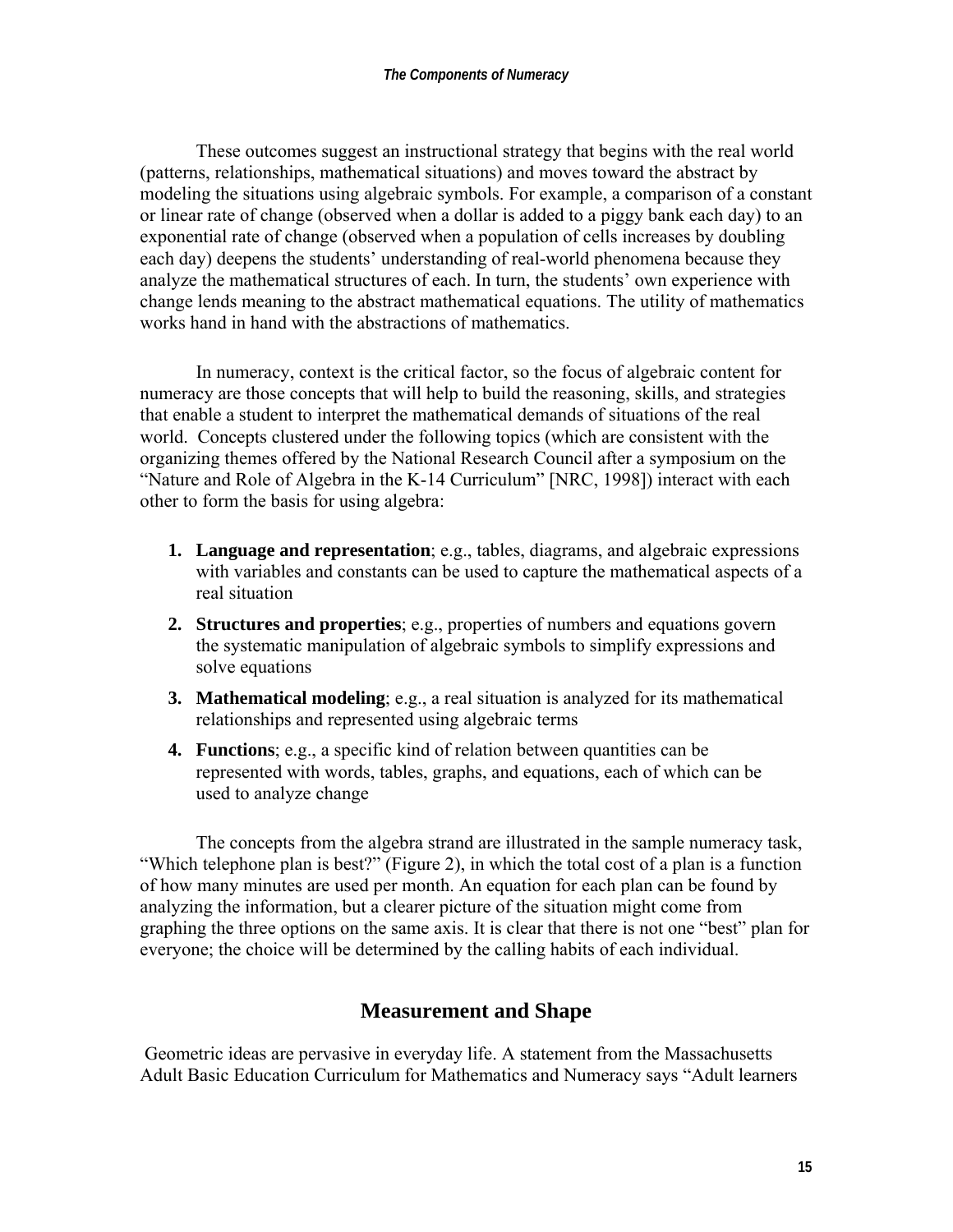These outcomes suggest an instructional strategy that begins with the real world (patterns, relationships, mathematical situations) and moves toward the abstract by modeling the situations using algebraic symbols. For example, a comparison of a constant or linear rate of change (observed when a dollar is added to a piggy bank each day) to an exponential rate of change (observed when a population of cells increases by doubling each day) deepens the students' understanding of real-world phenomena because they analyze the mathematical structures of each. In turn, the students' own experience with change lends meaning to the abstract mathematical equations. The utility of mathematics works hand in hand with the abstractions of mathematics.

In numeracy, context is the critical factor, so the focus of algebraic content for numeracy are those concepts that will help to build the reasoning, skills, and strategies that enable a student to interpret the mathematical demands of situations of the real world. Concepts clustered under the following topics (which are consistent with the organizing themes offered by the National Research Council after a symposium on the "Nature and Role of Algebra in the K-14 Curriculum" [NRC, 1998]) interact with each other to form the basis for using algebra:

1. **Language and representation**; e.g., tables, diagrams, and algebraic expressions with variables and constants can be used to capture the mathematical aspects of a real situation
2. **Structures and properties**; e.g., properties of numbers and equations govern the systematic manipulation of algebraic symbols to simplify expressions and solve equations
3. **Mathematical modeling**; e.g., a real situation is analyzed for its mathematical relationships and represented using algebraic terms
4. **Functions**; e.g., a specific kind of relation between quantities can be represented with words, tables, graphs, and equations, each of which can be used to analyze change

The concepts from the algebra strand are illustrated in the sample numeracy task, "Which telephone plan is best?" (Figure 2), in which the total cost of a plan is a function of how many minutes are used per month. An equation for each plan can be found by analyzing the information, but a clearer picture of the situation might come from graphing the three options on the same axis. It is clear that there is not one "best" plan for everyone; the choice will be determined by the calling habits of each individual.

## Measurement and Shape

Geometric ideas are pervasive in everyday life. A statement from the Massachusetts Adult Basic Education Curriculum for Mathematics and Numeracy says "Adult learners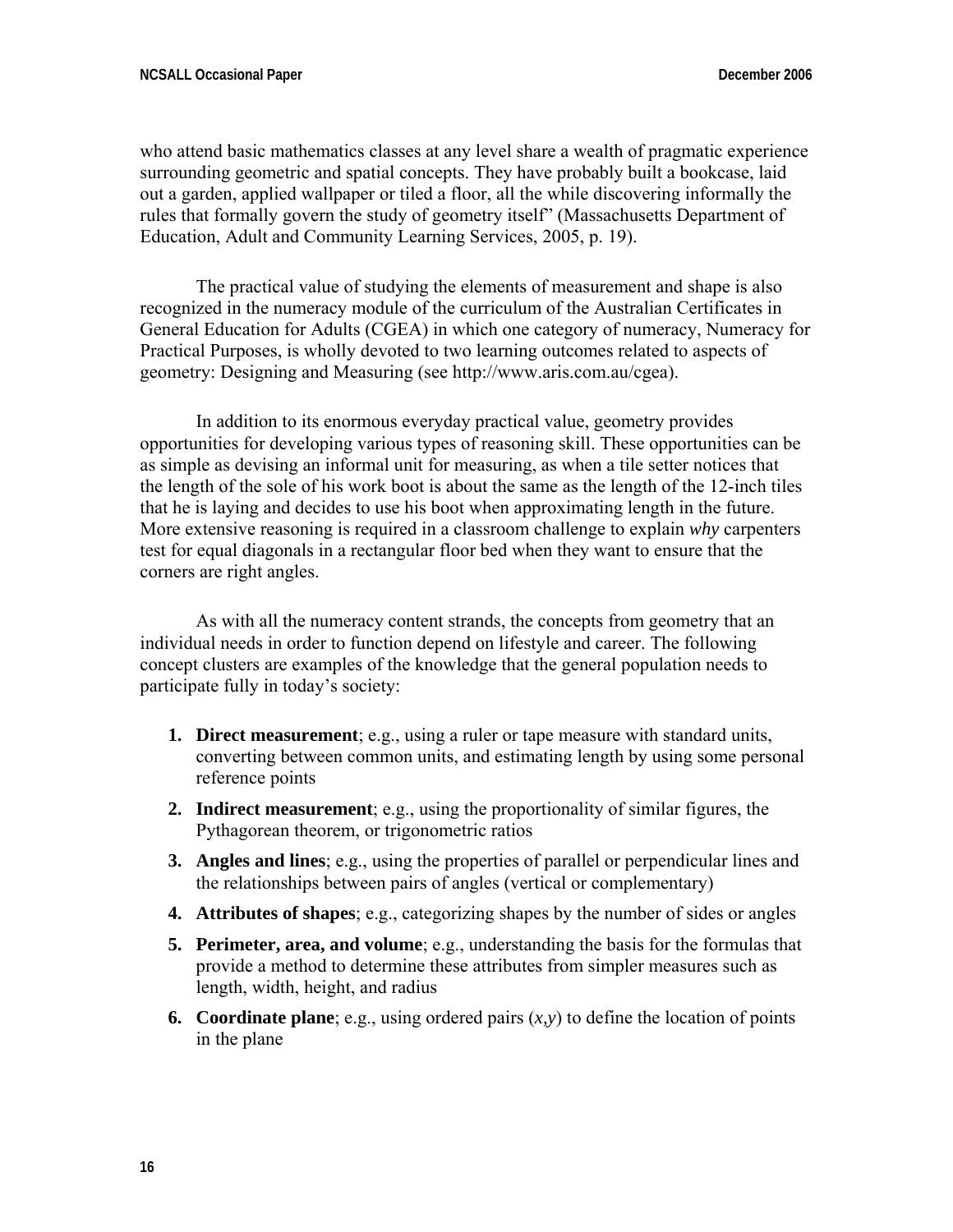who attend basic mathematics classes at any level share a wealth of pragmatic experience surrounding geometric and spatial concepts. They have probably built a bookcase, laid out a garden, applied wallpaper or tiled a floor, all the while discovering informally the rules that formally govern the study of geometry itself" (Massachusetts Department of Education, Adult and Community Learning Services, 2005, p. 19).

The practical value of studying the elements of measurement and shape is also recognized in the numeracy module of the curriculum of the Australian Certificates in General Education for Adults (CGEA) in which one category of numeracy, Numeracy for Practical Purposes, is wholly devoted to two learning outcomes related to aspects of geometry: Designing and Measuring (see http://www.aris.com.au/cgea).

In addition to its enormous everyday practical value, geometry provides opportunities for developing various types of reasoning skill. These opportunities can be as simple as devising an informal unit for measuring, as when a tile setter notices that the length of the sole of his work boot is about the same as the length of the 12-inch tiles that he is laying and decides to use his boot when approximating length in the future. More extensive reasoning is required in a classroom challenge to explain *why* carpenters test for equal diagonals in a rectangular floor bed when they want to ensure that the corners are right angles.

As with all the numeracy content strands, the concepts from geometry that an individual needs in order to function depend on lifestyle and career. The following concept clusters are examples of the knowledge that the general population needs to participate fully in today's society:

1. **Direct measurement**; e.g., using a ruler or tape measure with standard units, converting between common units, and estimating length by using some personal reference points
2. **Indirect measurement**; e.g., using the proportionality of similar figures, the Pythagorean theorem, or trigonometric ratios
3. **Angles and lines**; e.g., using the properties of parallel or perpendicular lines and the relationships between pairs of angles (vertical or complementary)
4. **Attributes of shapes**; e.g., categorizing shapes by the number of sides or angles
5. **Perimeter, area, and volume**; e.g., understanding the basis for the formulas that provide a method to determine these attributes from simpler measures such as length, width, height, and radius
6. **Coordinate plane**; e.g., using ordered pairs $(x,y)$ to define the location of points in the plane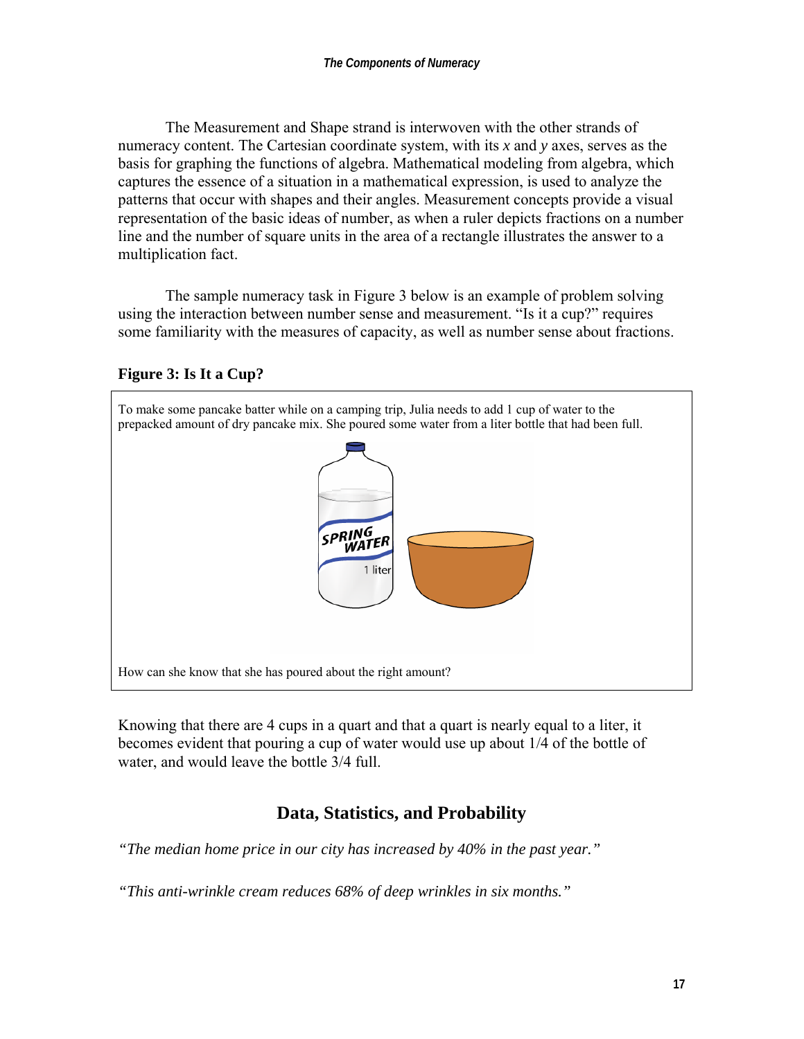The Measurement and Shape strand is interwoven with the other strands of numeracy content. The Cartesian coordinate system, with its *x* and *y* axes, serves as the basis for graphing the functions of algebra. Mathematical modeling from algebra, which captures the essence of a situation in a mathematical expression, is used to analyze the patterns that occur with shapes and their angles. Measurement concepts provide a visual representation of the basic ideas of number, as when a ruler depicts fractions on a number line and the number of square units in the area of a rectangle illustrates the answer to a multiplication fact.

The sample numeracy task in Figure 3 below is an example of problem solving using the interaction between number sense and measurement. "Is it a cup?" requires some familiarity with the measures of capacity, as well as number sense about fractions.

**Figure 3: Is It a Cup?**

To make some pancake batter while on a camping trip, Julia needs to add 1 cup of water to the prepacked amount of dry pancake mix. She poured some water from a liter bottle that had been full.

How can she know that she has poured about the right amount?

Knowing that there are 4 cups in a quart and that a quart is nearly equal to a liter, it becomes evident that pouring a cup of water would use up about 1/4 of the bottle of water, and would leave the bottle 3/4 full.

## Data, Statistics, and Probability

*"The median home price in our city has increased by 40% in the past year."*

*"This anti-wrinkle cream reduces 68% of deep wrinkles in six months."*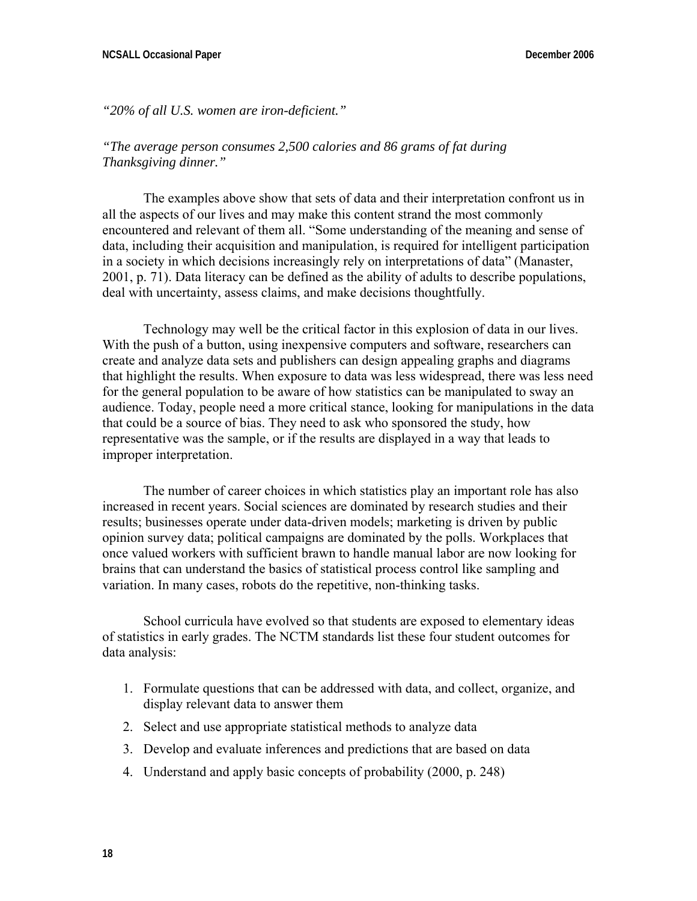*"20% of all U.S. women are iron-deficient."*

*"The average person consumes 2,500 calories and 86 grams of fat during Thanksgiving dinner."*

The examples above show that sets of data and their interpretation confront us in all the aspects of our lives and may make this content strand the most commonly encountered and relevant of them all. "Some understanding of the meaning and sense of data, including their acquisition and manipulation, is required for intelligent participation in a society in which decisions increasingly rely on interpretations of data" (Manaster, 2001, p. 71). Data literacy can be defined as the ability of adults to describe populations, deal with uncertainty, assess claims, and make decisions thoughtfully.

Technology may well be the critical factor in this explosion of data in our lives. With the push of a button, using inexpensive computers and software, researchers can create and analyze data sets and publishers can design appealing graphs and diagrams that highlight the results. When exposure to data was less widespread, there was less need for the general population to be aware of how statistics can be manipulated to sway an audience. Today, people need a more critical stance, looking for manipulations in the data that could be a source of bias. They need to ask who sponsored the study, how representative was the sample, or if the results are displayed in a way that leads to improper interpretation.

The number of career choices in which statistics play an important role has also increased in recent years. Social sciences are dominated by research studies and their results; businesses operate under data-driven models; marketing is driven by public opinion survey data; political campaigns are dominated by the polls. Workplaces that once valued workers with sufficient brawn to handle manual labor are now looking for brains that can understand the basics of statistical process control like sampling and variation. In many cases, robots do the repetitive, non-thinking tasks.

School curricula have evolved so that students are exposed to elementary ideas of statistics in early grades. The NCTM standards list these four student outcomes for data analysis:

1. Formulate questions that can be addressed with data, and collect, organize, and display relevant data to answer them
2. Select and use appropriate statistical methods to analyze data
3. Develop and evaluate inferences and predictions that are based on data
4. Understand and apply basic concepts of probability (2000, p. 248)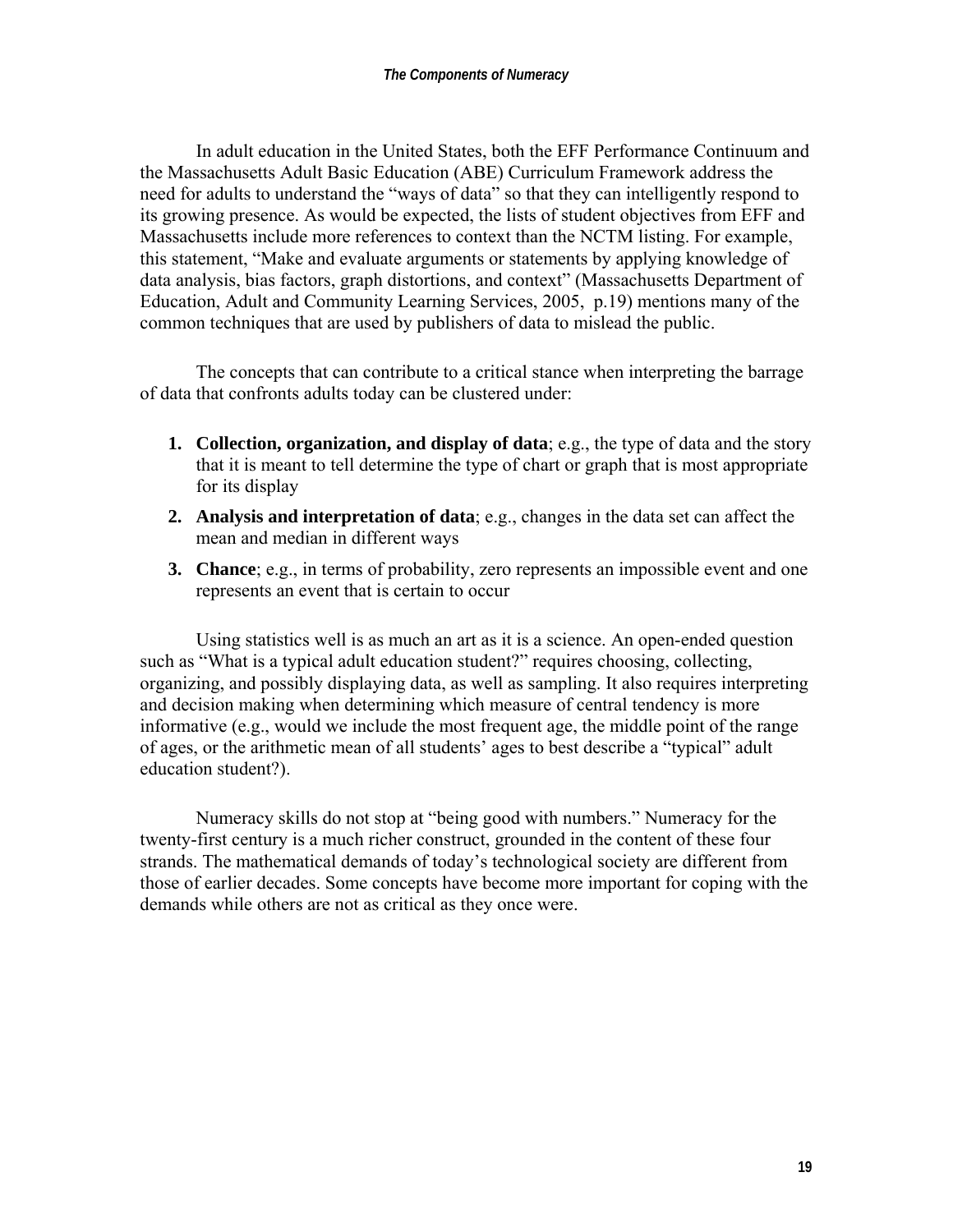In adult education in the United States, both the EFF Performance Continuum and the Massachusetts Adult Basic Education (ABE) Curriculum Framework address the need for adults to understand the "ways of data" so that they can intelligently respond to its growing presence. As would be expected, the lists of student objectives from EFF and Massachusetts include more references to context than the NCTM listing. For example, this statement, "Make and evaluate arguments or statements by applying knowledge of data analysis, bias factors, graph distortions, and context" (Massachusetts Department of Education, Adult and Community Learning Services, 2005, p.19) mentions many of the common techniques that are used by publishers of data to mislead the public.

The concepts that can contribute to a critical stance when interpreting the barrage of data that confronts adults today can be clustered under:

1. **Collection, organization, and display of data**; e.g., the type of data and the story that it is meant to tell determine the type of chart or graph that is most appropriate for its display
2. **Analysis and interpretation of data**; e.g., changes in the data set can affect the mean and median in different ways
3. **Chance**; e.g., in terms of probability, zero represents an impossible event and one represents an event that is certain to occur

Using statistics well is as much an art as it is a science. An open-ended question such as "What is a typical adult education student?" requires choosing, collecting, organizing, and possibly displaying data, as well as sampling. It also requires interpreting and decision making when determining which measure of central tendency is more informative (e.g., would we include the most frequent age, the middle point of the range of ages, or the arithmetic mean of all students' ages to best describe a "typical" adult education student?).

Numeracy skills do not stop at "being good with numbers." Numeracy for the twenty-first century is a much richer construct, grounded in the content of these four strands. The mathematical demands of today's technological society are different from those of earlier decades. Some concepts have become more important for coping with the demands while others are not as critical as they once were.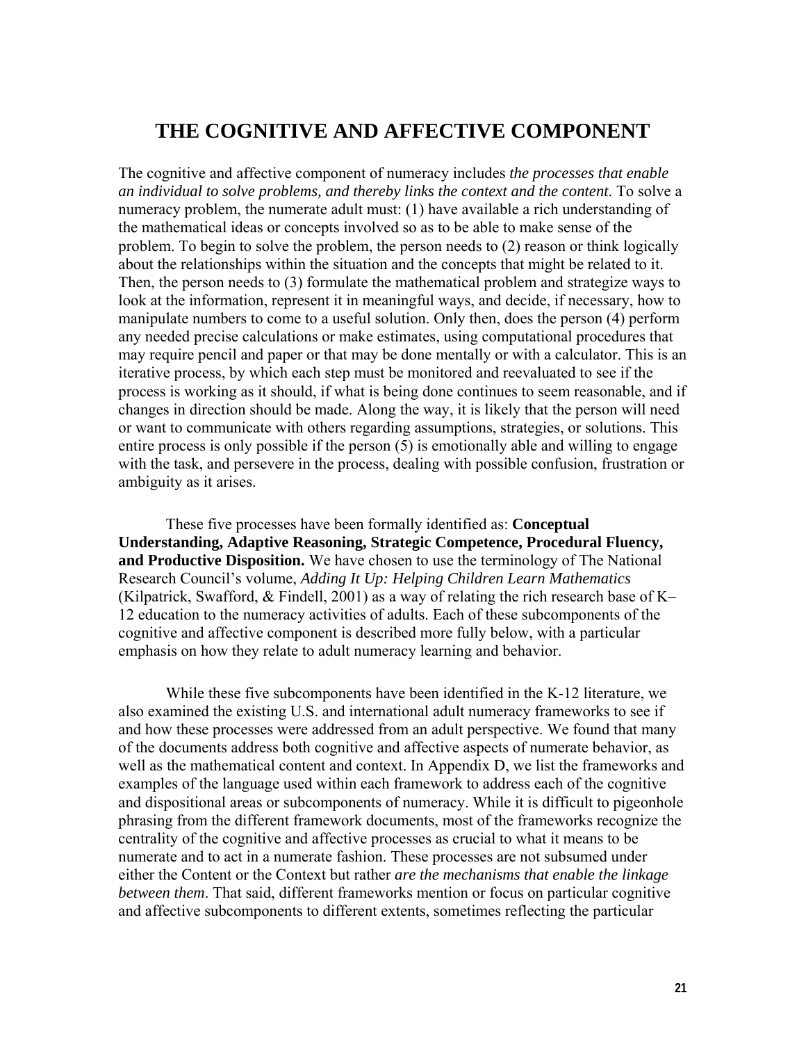# THE COGNITIVE AND AFFECTIVE COMPONENT

The cognitive and affective component of numeracy includes *the processes that enable an individual to solve problems, and thereby links the context and the content*. To solve a numeracy problem, the numerate adult must: (1) have available a rich understanding of the mathematical ideas or concepts involved so as to be able to make sense of the problem. To begin to solve the problem, the person needs to (2) reason or think logically about the relationships within the situation and the concepts that might be related to it. Then, the person needs to (3) formulate the mathematical problem and strategize ways to look at the information, represent it in meaningful ways, and decide, if necessary, how to manipulate numbers to come to a useful solution. Only then, does the person (4) perform any needed precise calculations or make estimates, using computational procedures that may require pencil and paper or that may be done mentally or with a calculator. This is an iterative process, by which each step must be monitored and reevaluated to see if the process is working as it should, if what is being done continues to seem reasonable, and if changes in direction should be made. Along the way, it is likely that the person will need or want to communicate with others regarding assumptions, strategies, or solutions. This entire process is only possible if the person (5) is emotionally able and willing to engage with the task, and persevere in the process, dealing with possible confusion, frustration or ambiguity as it arises.

These five processes have been formally identified as: **Conceptual Understanding, Adaptive Reasoning, Strategic Competence, Procedural Fluency, and Productive Disposition.** We have chosen to use the terminology of The National Research Council's volume, *Adding It Up: Helping Children Learn Mathematics* (Kilpatrick, Swafford, & Findell, 2001) as a way of relating the rich research base of K–12 education to the numeracy activities of adults. Each of these subcomponents of the cognitive and affective component is described more fully below, with a particular emphasis on how they relate to adult numeracy learning and behavior.

While these five subcomponents have been identified in the K-12 literature, we also examined the existing U.S. and international adult numeracy frameworks to see if and how these processes were addressed from an adult perspective. We found that many of the documents address both cognitive and affective aspects of numerate behavior, as well as the mathematical content and context. In Appendix D, we list the frameworks and examples of the language used within each framework to address each of the cognitive and dispositional areas or subcomponents of numeracy. While it is difficult to pigeonhole phrasing from the different framework documents, most of the frameworks recognize the centrality of the cognitive and affective processes as crucial to what it means to be numerate and to act in a numerate fashion. These processes are not subsumed under either the Content or the Context but rather *are the mechanisms that enable the linkage between them*. That said, different frameworks mention or focus on particular cognitive and affective subcomponents to different extents, sometimes reflecting the particular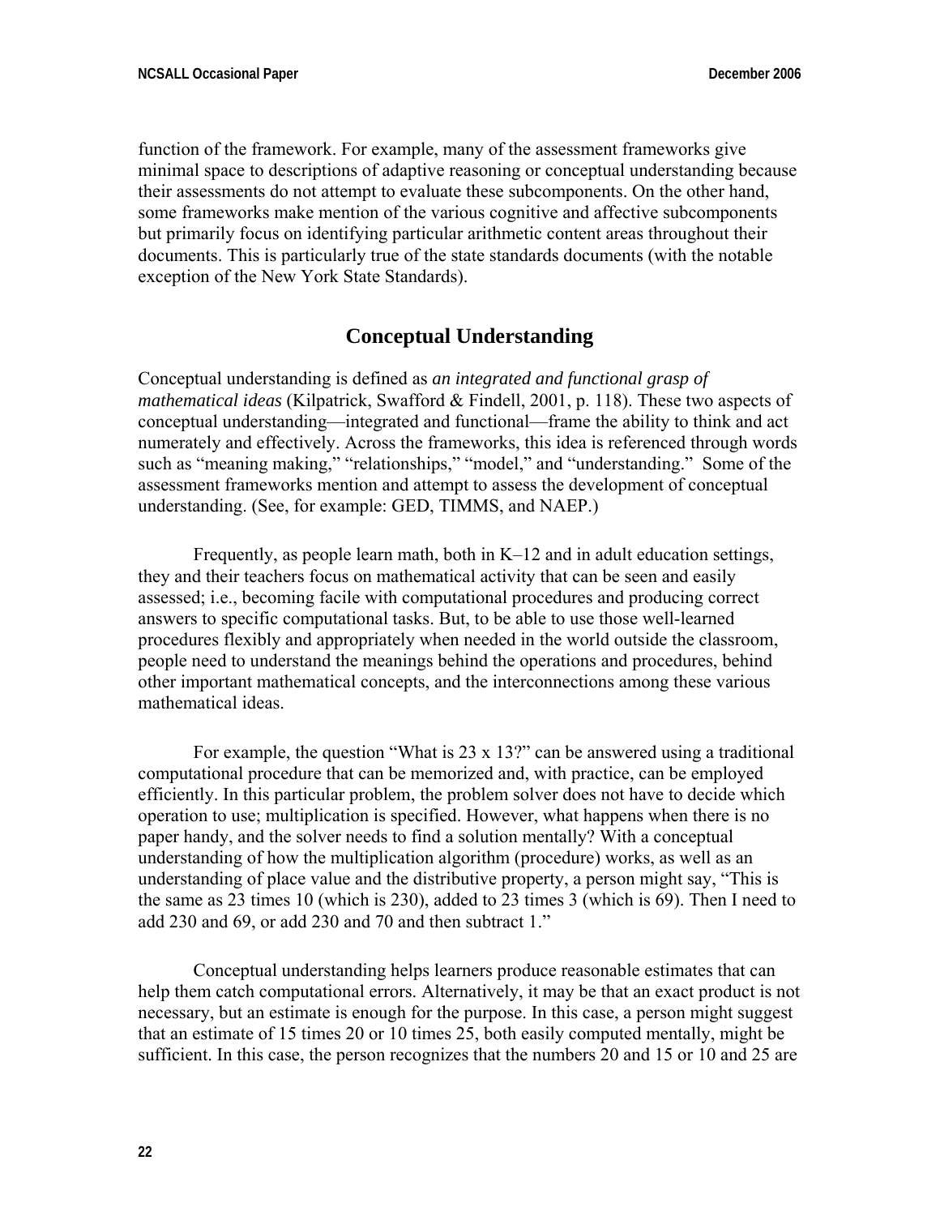function of the framework. For example, many of the assessment frameworks give minimal space to descriptions of adaptive reasoning or conceptual understanding because their assessments do not attempt to evaluate these subcomponents. On the other hand, some frameworks make mention of the various cognitive and affective subcomponents but primarily focus on identifying particular arithmetic content areas throughout their documents. This is particularly true of the state standards documents (with the notable exception of the New York State Standards).

## Conceptual Understanding

Conceptual understanding is defined as *an integrated and functional grasp of mathematical ideas* (Kilpatrick, Swafford & Findell, 2001, p. 118). These two aspects of conceptual understanding—integrated and functional—frame the ability to think and act numerately and effectively. Across the frameworks, this idea is referenced through words such as "meaning making," "relationships," "model," and "understanding." Some of the assessment frameworks mention and attempt to assess the development of conceptual understanding. (See, for example: GED, TIMMS, and NAEP.)

Frequently, as people learn math, both in K–12 and in adult education settings, they and their teachers focus on mathematical activity that can be seen and easily assessed; i.e., becoming facile with computational procedures and producing correct answers to specific computational tasks. But, to be able to use those well-learned procedures flexibly and appropriately when needed in the world outside the classroom, people need to understand the meanings behind the operations and procedures, behind other important mathematical concepts, and the interconnections among these various mathematical ideas.

For example, the question "What is 23 x 13?" can be answered using a traditional computational procedure that can be memorized and, with practice, can be employed efficiently. In this particular problem, the problem solver does not have to decide which operation to use; multiplication is specified. However, what happens when there is no paper handy, and the solver needs to find a solution mentally? With a conceptual understanding of how the multiplication algorithm (procedure) works, as well as an understanding of place value and the distributive property, a person might say, "This is the same as 23 times 10 (which is 230), added to 23 times 3 (which is 69). Then I need to add 230 and 69, or add 230 and 70 and then subtract 1."

Conceptual understanding helps learners produce reasonable estimates that can help them catch computational errors. Alternatively, it may be that an exact product is not necessary, but an estimate is enough for the purpose. In this case, a person might suggest that an estimate of 15 times 20 or 10 times 25, both easily computed mentally, might be sufficient. In this case, the person recognizes that the numbers 20 and 15 or 10 and 25 are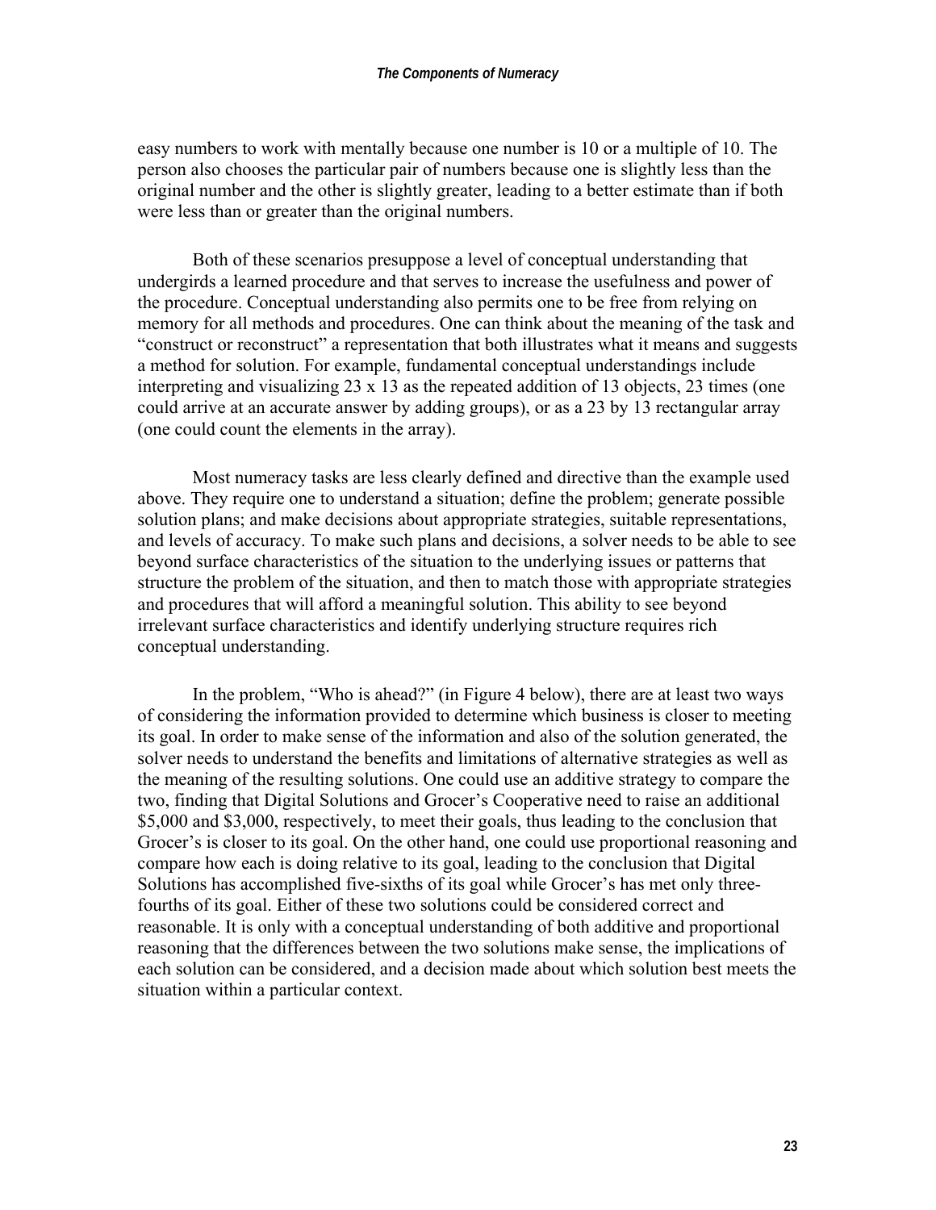easy numbers to work with mentally because one number is 10 or a multiple of 10. The person also chooses the particular pair of numbers because one is slightly less than the original number and the other is slightly greater, leading to a better estimate than if both were less than or greater than the original numbers.

Both of these scenarios presuppose a level of conceptual understanding that undergirds a learned procedure and that serves to increase the usefulness and power of the procedure. Conceptual understanding also permits one to be free from relying on memory for all methods and procedures. One can think about the meaning of the task and "construct or reconstruct" a representation that both illustrates what it means and suggests a method for solution. For example, fundamental conceptual understandings include interpreting and visualizing 23 x 13 as the repeated addition of 13 objects, 23 times (one could arrive at an accurate answer by adding groups), or as a 23 by 13 rectangular array (one could count the elements in the array).

Most numeracy tasks are less clearly defined and directive than the example used above. They require one to understand a situation; define the problem; generate possible solution plans; and make decisions about appropriate strategies, suitable representations, and levels of accuracy. To make such plans and decisions, a solver needs to be able to see beyond surface characteristics of the situation to the underlying issues or patterns that structure the problem of the situation, and then to match those with appropriate strategies and procedures that will afford a meaningful solution. This ability to see beyond irrelevant surface characteristics and identify underlying structure requires rich conceptual understanding.

In the problem, "Who is ahead?" (in Figure 4 below), there are at least two ways of considering the information provided to determine which business is closer to meeting its goal. In order to make sense of the information and also of the solution generated, the solver needs to understand the benefits and limitations of alternative strategies as well as the meaning of the resulting solutions. One could use an additive strategy to compare the two, finding that Digital Solutions and Grocer's Cooperative need to raise an additional $5,000 and $3,000, respectively, to meet their goals, thus leading to the conclusion that Grocer's is closer to its goal. On the other hand, one could use proportional reasoning and compare how each is doing relative to its goal, leading to the conclusion that Digital Solutions has accomplished five-sixths of its goal while Grocer's has met only three-fourths of its goal. Either of these two solutions could be considered correct and reasonable. It is only with a conceptual understanding of both additive and proportional reasoning that the differences between the two solutions make sense, the implications of each solution can be considered, and a decision made about which solution best meets the situation within a particular context.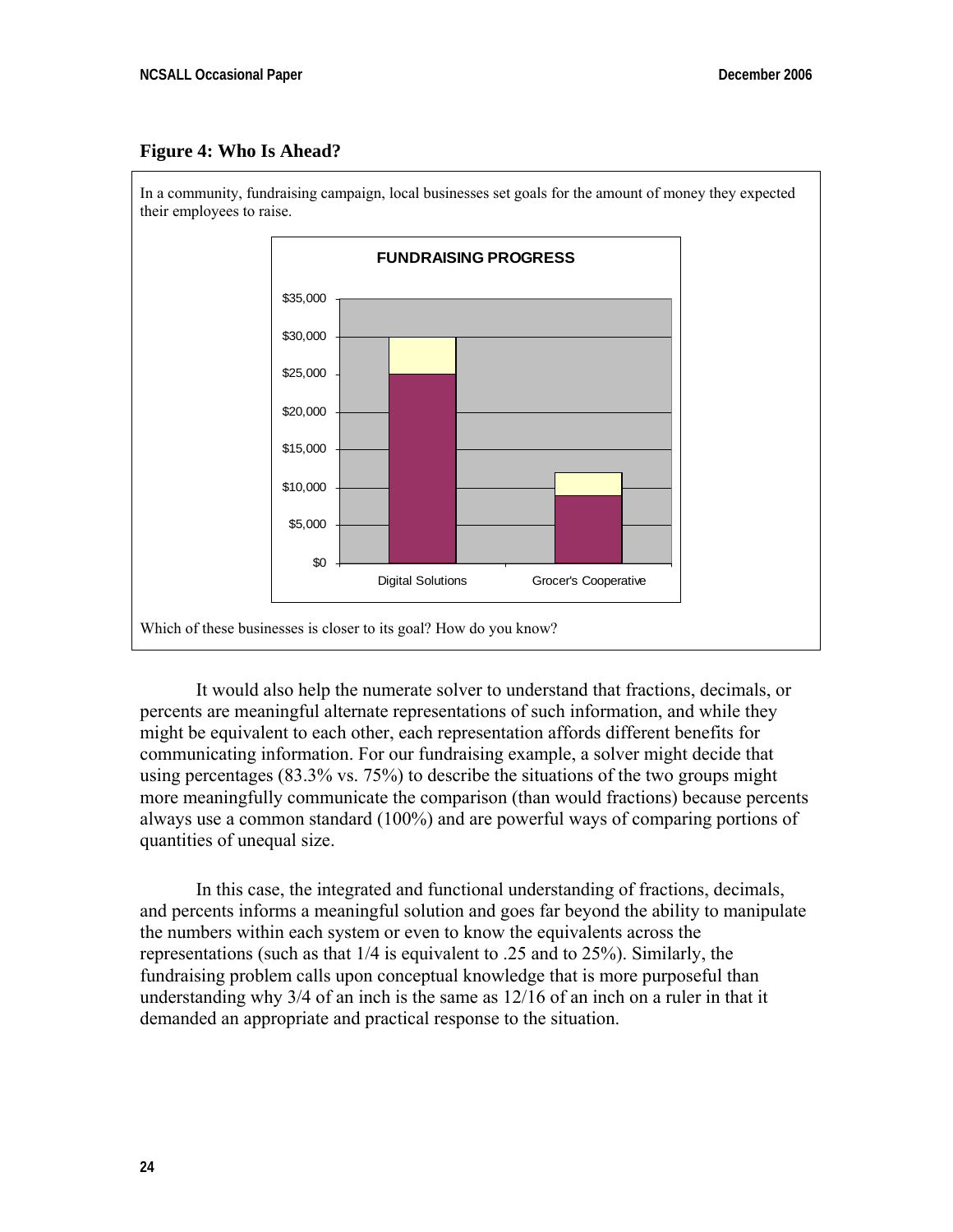**Figure 4: Who Is Ahead?**

In a community, fundraising campaign, local businesses set goals for the amount of money they expected their employees to raise.

**FUNDRAISING PROGRESS**

Which of these businesses is closer to its goal? How do you know?

It would also help the numerate solver to understand that fractions, decimals, or percents are meaningful alternate representations of such information, and while they might be equivalent to each other, each representation affords different benefits for communicating information. For our fundraising example, a solver might decide that using percentages (83.3% vs. 75%) to describe the situations of the two groups might more meaningfully communicate the comparison (than would fractions) because percents always use a common standard (100%) and are powerful ways of comparing portions of quantities of unequal size.

In this case, the integrated and functional understanding of fractions, decimals, and percents informs a meaningful solution and goes far beyond the ability to manipulate the numbers within each system or even to know the equivalents across the representations (such as that 1/4 is equivalent to .25 and to 25%). Similarly, the fundraising problem calls upon conceptual knowledge that is more purposeful than understanding why 3/4 of an inch is the same as 12/16 of an inch on a ruler in that it demanded an appropriate and practical response to the situation.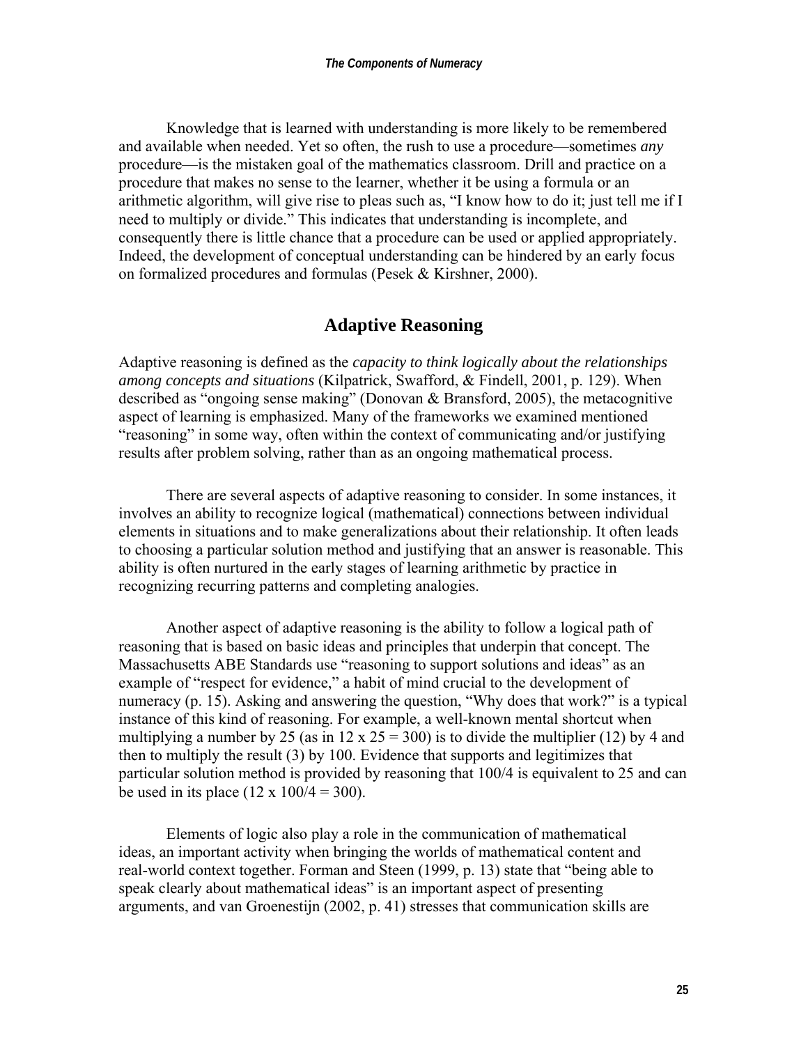Knowledge that is learned with understanding is more likely to be remembered and available when needed. Yet so often, the rush to use a procedure—sometimes *any* procedure—is the mistaken goal of the mathematics classroom. Drill and practice on a procedure that makes no sense to the learner, whether it be using a formula or an arithmetic algorithm, will give rise to pleas such as, "I know how to do it; just tell me if I need to multiply or divide." This indicates that understanding is incomplete, and consequently there is little chance that a procedure can be used or applied appropriately. Indeed, the development of conceptual understanding can be hindered by an early focus on formalized procedures and formulas (Pesek & Kirshner, 2000).

## Adaptive Reasoning

Adaptive reasoning is defined as the *capacity to think logically about the relationships among concepts and situations* (Kilpatrick, Swafford, & Findell, 2001, p. 129). When described as "ongoing sense making" (Donovan & Bransford, 2005), the metacognitive aspect of learning is emphasized. Many of the frameworks we examined mentioned "reasoning" in some way, often within the context of communicating and/or justifying results after problem solving, rather than as an ongoing mathematical process.

There are several aspects of adaptive reasoning to consider. In some instances, it involves an ability to recognize logical (mathematical) connections between individual elements in situations and to make generalizations about their relationship. It often leads to choosing a particular solution method and justifying that an answer is reasonable. This ability is often nurtured in the early stages of learning arithmetic by practice in recognizing recurring patterns and completing analogies.

Another aspect of adaptive reasoning is the ability to follow a logical path of reasoning that is based on basic ideas and principles that underpin that concept. The Massachusetts ABE Standards use "reasoning to support solutions and ideas" as an example of "respect for evidence," a habit of mind crucial to the development of numeracy (p. 15). Asking and answering the question, "Why does that work?" is a typical instance of this kind of reasoning. For example, a well-known mental shortcut when multiplying a number by 25 (as in $12 \times 25 = 300$) is to divide the multiplier (12) by 4 and then to multiply the result (3) by 100. Evidence that supports and legitimizes that particular solution method is provided by reasoning that 100/4 is equivalent to 25 and can be used in its place ($12 \times 100/4 = 300$).

Elements of logic also play a role in the communication of mathematical ideas, an important activity when bringing the worlds of mathematical content and real-world context together. Forman and Steen (1999, p. 13) state that "being able to speak clearly about mathematical ideas" is an important aspect of presenting arguments, and van Groenestijn (2002, p. 41) stresses that communication skills are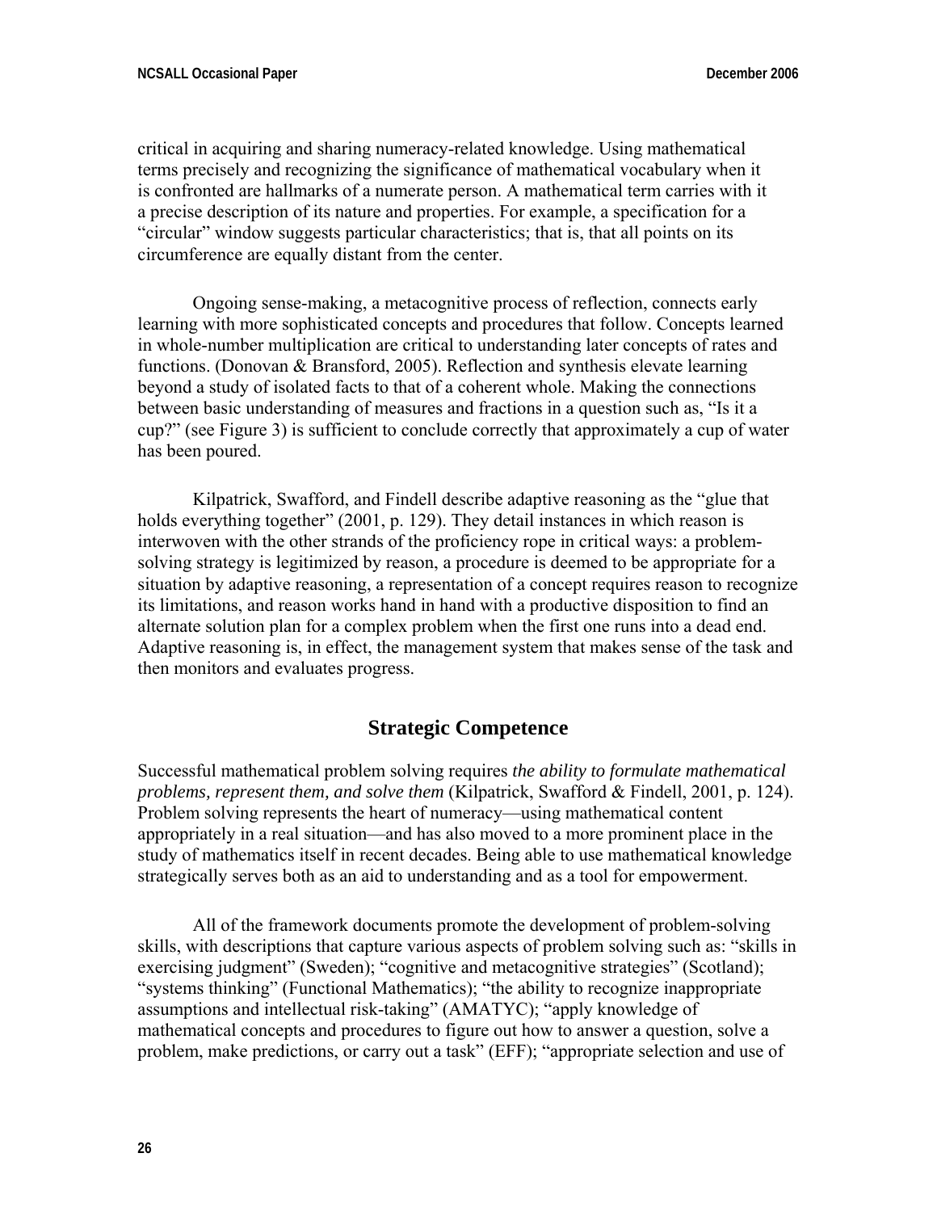critical in acquiring and sharing numeracy-related knowledge. Using mathematical terms precisely and recognizing the significance of mathematical vocabulary when it is confronted are hallmarks of a numerate person. A mathematical term carries with it a precise description of its nature and properties. For example, a specification for a "circular" window suggests particular characteristics; that is, that all points on its circumference are equally distant from the center.

Ongoing sense-making, a metacognitive process of reflection, connects early learning with more sophisticated concepts and procedures that follow. Concepts learned in whole-number multiplication are critical to understanding later concepts of rates and functions. (Donovan & Bransford, 2005). Reflection and synthesis elevate learning beyond a study of isolated facts to that of a coherent whole. Making the connections between basic understanding of measures and fractions in a question such as, "Is it a cup?" (see Figure 3) is sufficient to conclude correctly that approximately a cup of water has been poured.

Kilpatrick, Swafford, and Findell describe adaptive reasoning as the "glue that holds everything together" (2001, p. 129). They detail instances in which reason is interwoven with the other strands of the proficiency rope in critical ways: a problem-solving strategy is legitimized by reason, a procedure is deemed to be appropriate for a situation by adaptive reasoning, a representation of a concept requires reason to recognize its limitations, and reason works hand in hand with a productive disposition to find an alternate solution plan for a complex problem when the first one runs into a dead end. Adaptive reasoning is, in effect, the management system that makes sense of the task and then monitors and evaluates progress.

## Strategic Competence

Successful mathematical problem solving requires *the ability to formulate mathematical problems, represent them, and solve them* (Kilpatrick, Swafford & Findell, 2001, p. 124). Problem solving represents the heart of numeracy—using mathematical content appropriately in a real situation—and has also moved to a more prominent place in the study of mathematics itself in recent decades. Being able to use mathematical knowledge strategically serves both as an aid to understanding and as a tool for empowerment.

All of the framework documents promote the development of problem-solving skills, with descriptions that capture various aspects of problem solving such as: "skills in exercising judgment" (Sweden); "cognitive and metacognitive strategies" (Scotland); "systems thinking" (Functional Mathematics); "the ability to recognize inappropriate assumptions and intellectual risk-taking" (AMATYC); "apply knowledge of mathematical concepts and procedures to figure out how to answer a question, solve a problem, make predictions, or carry out a task" (EFF); "appropriate selection and use of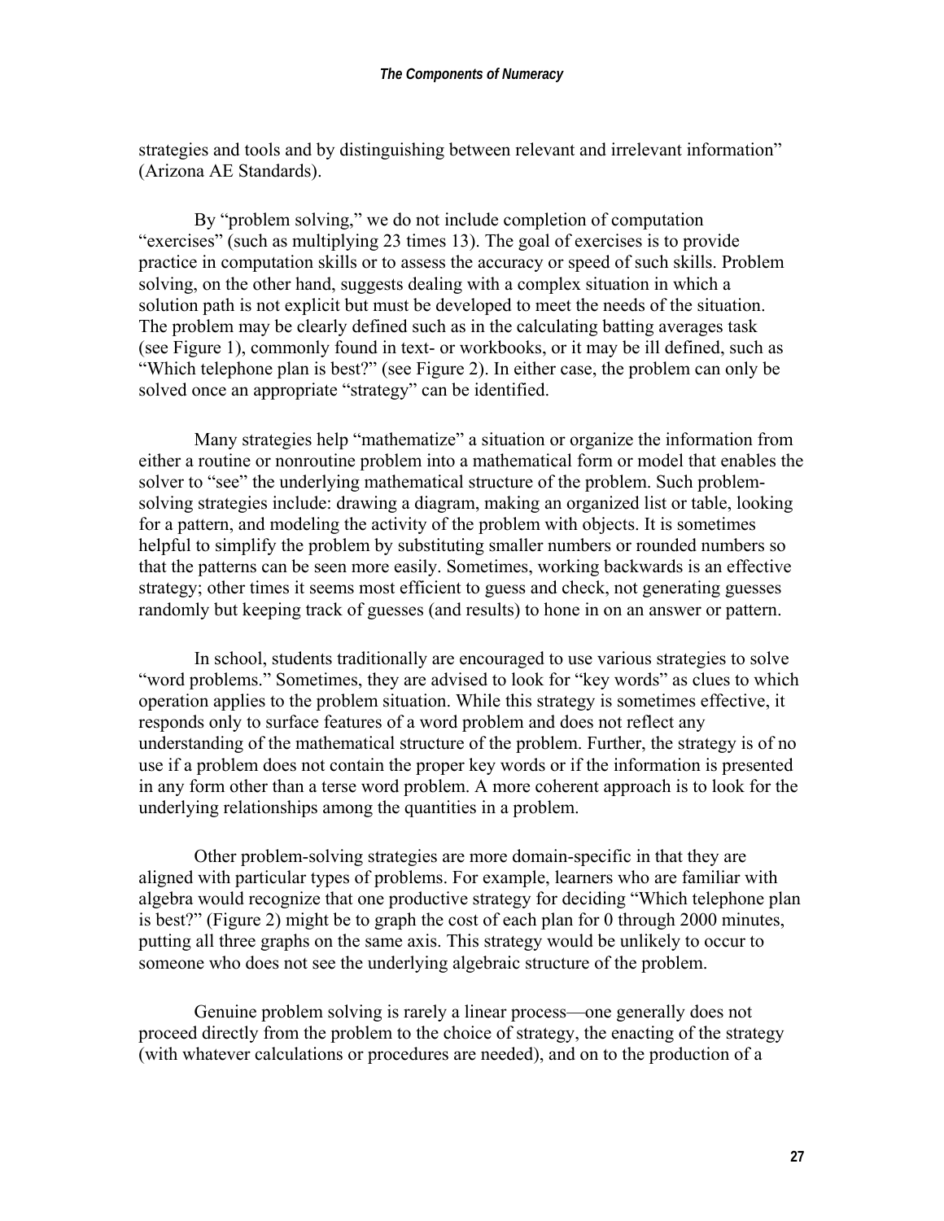strategies and tools and by distinguishing between relevant and irrelevant information" (Arizona AE Standards).

By "problem solving," we do not include completion of computation "exercises" (such as multiplying 23 times 13). The goal of exercises is to provide practice in computation skills or to assess the accuracy or speed of such skills. Problem solving, on the other hand, suggests dealing with a complex situation in which a solution path is not explicit but must be developed to meet the needs of the situation. The problem may be clearly defined such as in the calculating batting averages task (see Figure 1), commonly found in text- or workbooks, or it may be ill defined, such as "Which telephone plan is best?" (see Figure 2). In either case, the problem can only be solved once an appropriate "strategy" can be identified.

Many strategies help "mathematize" a situation or organize the information from either a routine or nonroutine problem into a mathematical form or model that enables the solver to "see" the underlying mathematical structure of the problem. Such problem-solving strategies include: drawing a diagram, making an organized list or table, looking for a pattern, and modeling the activity of the problem with objects. It is sometimes helpful to simplify the problem by substituting smaller numbers or rounded numbers so that the patterns can be seen more easily. Sometimes, working backwards is an effective strategy; other times it seems most efficient to guess and check, not generating guesses randomly but keeping track of guesses (and results) to hone in on an answer or pattern.

In school, students traditionally are encouraged to use various strategies to solve "word problems." Sometimes, they are advised to look for "key words" as clues to which operation applies to the problem situation. While this strategy is sometimes effective, it responds only to surface features of a word problem and does not reflect any understanding of the mathematical structure of the problem. Further, the strategy is of no use if a problem does not contain the proper key words or if the information is presented in any form other than a terse word problem. A more coherent approach is to look for the underlying relationships among the quantities in a problem.

Other problem-solving strategies are more domain-specific in that they are aligned with particular types of problems. For example, learners who are familiar with algebra would recognize that one productive strategy for deciding "Which telephone plan is best?" (Figure 2) might be to graph the cost of each plan for 0 through 2000 minutes, putting all three graphs on the same axis. This strategy would be unlikely to occur to someone who does not see the underlying algebraic structure of the problem.

Genuine problem solving is rarely a linear process—one generally does not proceed directly from the problem to the choice of strategy, the enacting of the strategy (with whatever calculations or procedures are needed), and on to the production of a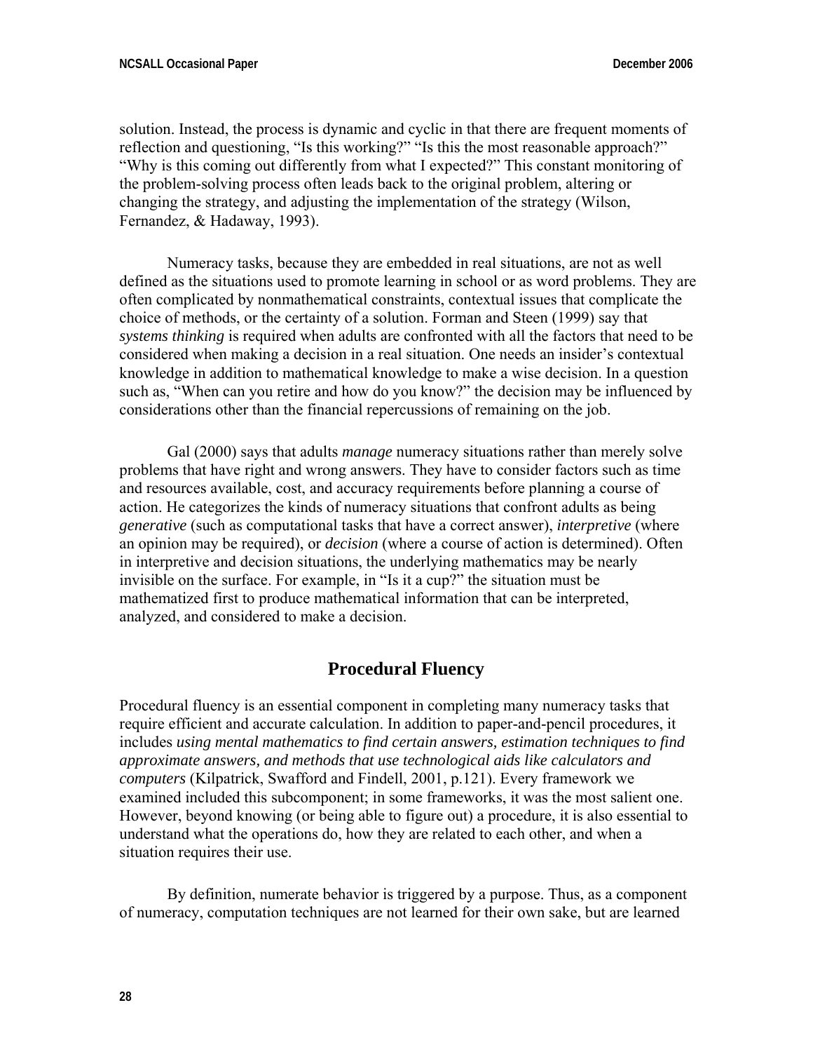solution. Instead, the process is dynamic and cyclic in that there are frequent moments of reflection and questioning, “Is this working?” “Is this the most reasonable approach?” “Why is this coming out differently from what I expected?” This constant monitoring of the problem-solving process often leads back to the original problem, altering or changing the strategy, and adjusting the implementation of the strategy (Wilson, Fernandez, & Hadaway, 1993).

Numeracy tasks, because they are embedded in real situations, are not as well defined as the situations used to promote learning in school or as word problems. They are often complicated by nonmathematical constraints, contextual issues that complicate the choice of methods, or the certainty of a solution. Forman and Steen (1999) say that *systems thinking* is required when adults are confronted with all the factors that need to be considered when making a decision in a real situation. One needs an insider’s contextual knowledge in addition to mathematical knowledge to make a wise decision. In a question such as, “When can you retire and how do you know?” the decision may be influenced by considerations other than the financial repercussions of remaining on the job.

Gal (2000) says that adults *manage* numeracy situations rather than merely solve problems that have right and wrong answers. They have to consider factors such as time and resources available, cost, and accuracy requirements before planning a course of action. He categorizes the kinds of numeracy situations that confront adults as being *generative* (such as computational tasks that have a correct answer), *interpretive* (where an opinion may be required), or *decision* (where a course of action is determined). Often in interpretive and decision situations, the underlying mathematics may be nearly invisible on the surface. For example, in “Is it a cup?” the situation must be mathematized first to produce mathematical information that can be interpreted, analyzed, and considered to make a decision.

## Procedural Fluency

Procedural fluency is an essential component in completing many numeracy tasks that require efficient and accurate calculation. In addition to paper-and-pencil procedures, it includes *using mental mathematics to find certain answers, estimation techniques to find approximate answers, and methods that use technological aids like calculators and computers* (Kilpatrick, Swafford and Findell, 2001, p.121). Every framework we examined included this subcomponent; in some frameworks, it was the most salient one. However, beyond knowing (or being able to figure out) a procedure, it is also essential to understand what the operations do, how they are related to each other, and when a situation requires their use.

By definition, numerate behavior is triggered by a purpose. Thus, as a component of numeracy, computation techniques are not learned for their own sake, but are learned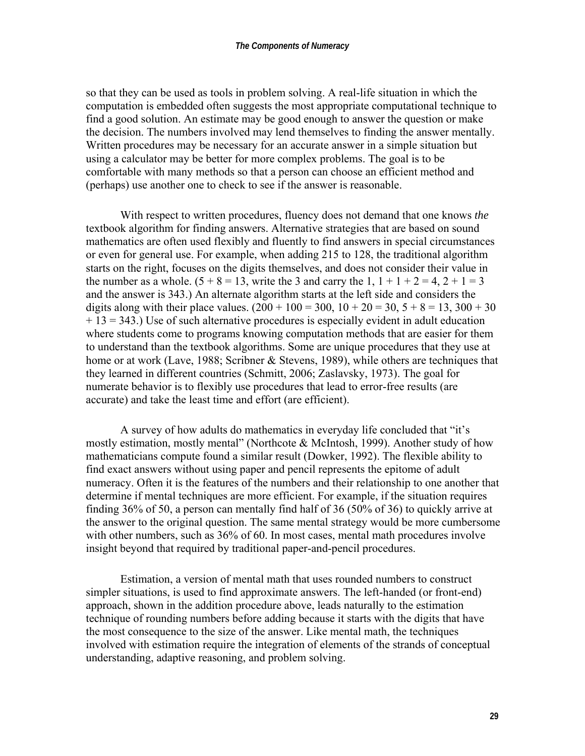so that they can be used as tools in problem solving. A real-life situation in which the computation is embedded often suggests the most appropriate computational technique to find a good solution. An estimate may be good enough to answer the question or make the decision. The numbers involved may lend themselves to finding the answer mentally. Written procedures may be necessary for an accurate answer in a simple situation but using a calculator may be better for more complex problems. The goal is to be comfortable with many methods so that a person can choose an efficient method and (perhaps) use another one to check to see if the answer is reasonable.

With respect to written procedures, fluency does not demand that one knows *the* textbook algorithm for finding answers. Alternative strategies that are based on sound mathematics are often used flexibly and fluently to find answers in special circumstances or even for general use. For example, when adding 215 to 128, the traditional algorithm starts on the right, focuses on the digits themselves, and does not consider their value in the number as a whole. ($5 + 8 = 13$, write the 3 and carry the 1, $1 + 1 + 2 = 4$, $2 + 1 = 3$ and the answer is 343.) An alternate algorithm starts at the left side and considers the digits along with their place values. ($200 + 100 = 300$, $10 + 20 = 30$, $5 + 8 = 13$, $300 + 30 + 13 = 343$.) Use of such alternative procedures is especially evident in adult education where students come to programs knowing computation methods that are easier for them to understand than the textbook algorithms. Some are unique procedures that they use at home or at work (Lave, 1988; Scribner & Stevens, 1989), while others are techniques that they learned in different countries (Schmitt, 2006; Zaslavsky, 1973). The goal for numerate behavior is to flexibly use procedures that lead to error-free results (are accurate) and take the least time and effort (are efficient).

A survey of how adults do mathematics in everyday life concluded that "it's mostly estimation, mostly mental" (Northcote & McIntosh, 1999). Another study of how mathematicians compute found a similar result (Dowker, 1992). The flexible ability to find exact answers without using paper and pencil represents the epitome of adult numeracy. Often it is the features of the numbers and their relationship to one another that determine if mental techniques are more efficient. For example, if the situation requires finding 36% of 50, a person can mentally find half of 36 (50% of 36) to quickly arrive at the answer to the original question. The same mental strategy would be more cumbersome with other numbers, such as 36% of 60. In most cases, mental math procedures involve insight beyond that required by traditional paper-and-pencil procedures.

Estimation, a version of mental math that uses rounded numbers to construct simpler situations, is used to find approximate answers. The left-handed (or front-end) approach, shown in the addition procedure above, leads naturally to the estimation technique of rounding numbers before adding because it starts with the digits that have the most consequence to the size of the answer. Like mental math, the techniques involved with estimation require the integration of elements of the strands of conceptual understanding, adaptive reasoning, and problem solving.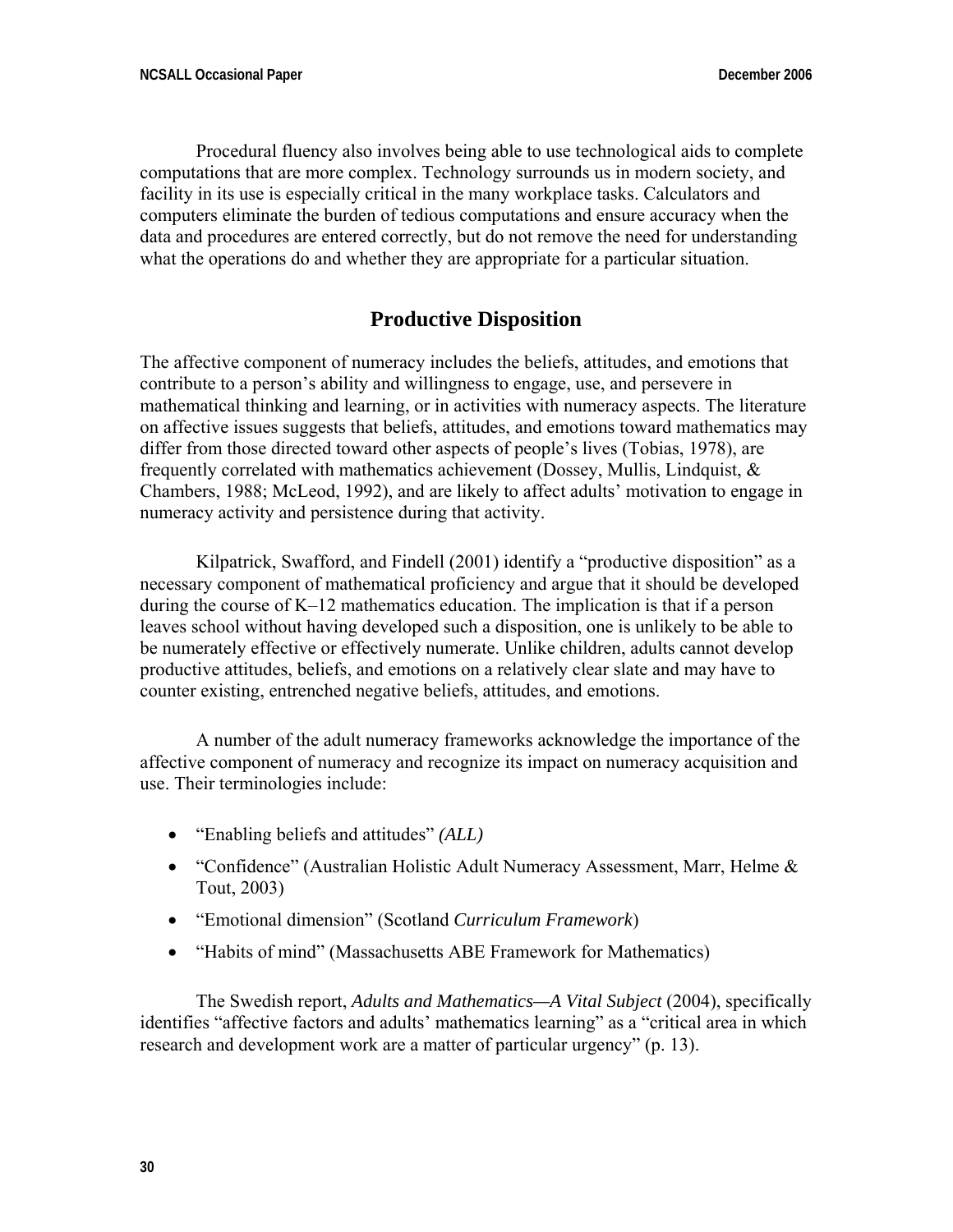Procedural fluency also involves being able to use technological aids to complete computations that are more complex. Technology surrounds us in modern society, and facility in its use is especially critical in the many workplace tasks. Calculators and computers eliminate the burden of tedious computations and ensure accuracy when the data and procedures are entered correctly, but do not remove the need for understanding what the operations do and whether they are appropriate for a particular situation.

## Productive Disposition

The affective component of numeracy includes the beliefs, attitudes, and emotions that contribute to a person's ability and willingness to engage, use, and persevere in mathematical thinking and learning, or in activities with numeracy aspects. The literature on affective issues suggests that beliefs, attitudes, and emotions toward mathematics may differ from those directed toward other aspects of people's lives (Tobias, 1978), are frequently correlated with mathematics achievement (Dossey, Mullis, Lindquist, & Chambers, 1988; McLeod, 1992), and are likely to affect adults' motivation to engage in numeracy activity and persistence during that activity.

Kilpatrick, Swafford, and Findell (2001) identify a "productive disposition" as a necessary component of mathematical proficiency and argue that it should be developed during the course of K–12 mathematics education. The implication is that if a person leaves school without having developed such a disposition, one is unlikely to be able to be numerately effective or effectively numerate. Unlike children, adults cannot develop productive attitudes, beliefs, and emotions on a relatively clear slate and may have to counter existing, entrenched negative beliefs, attitudes, and emotions.

A number of the adult numeracy frameworks acknowledge the importance of the affective component of numeracy and recognize its impact on numeracy acquisition and use. Their terminologies include:

- "Enabling beliefs and attitudes" *(ALL)*
- "Confidence" (Australian Holistic Adult Numeracy Assessment, Marr, Helme & Tout, 2003)
- "Emotional dimension" (Scotland *Curriculum Framework*)
- "Habits of mind" (Massachusetts ABE Framework for Mathematics)

The Swedish report, *Adults and Mathematics—A Vital Subject* (2004), specifically identifies "affective factors and adults' mathematics learning" as a "critical area in which research and development work are a matter of particular urgency" (p. 13).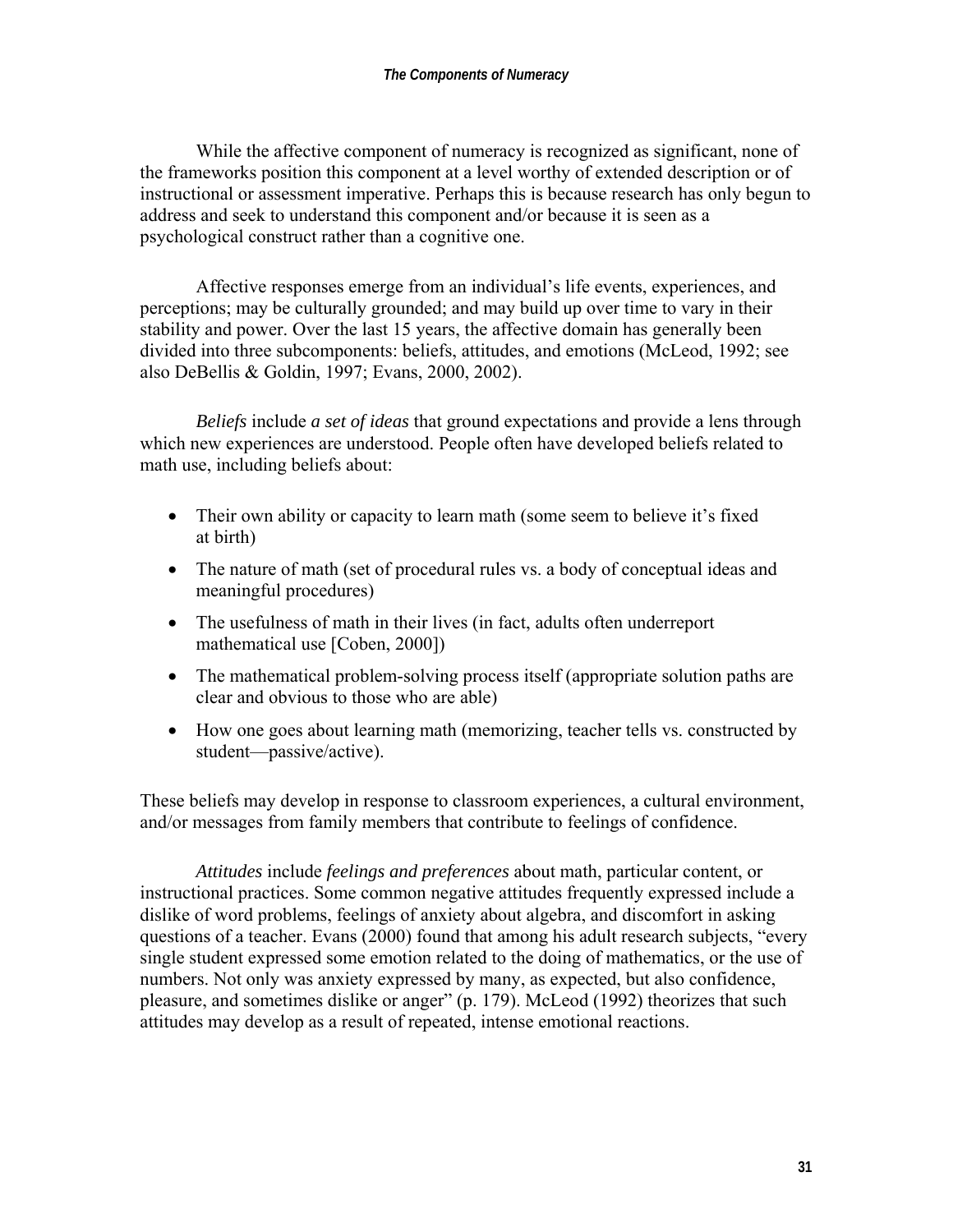While the affective component of numeracy is recognized as significant, none of the frameworks position this component at a level worthy of extended description or of instructional or assessment imperative. Perhaps this is because research has only begun to address and seek to understand this component and/or because it is seen as a psychological construct rather than a cognitive one.

Affective responses emerge from an individual's life events, experiences, and perceptions; may be culturally grounded; and may build up over time to vary in their stability and power. Over the last 15 years, the affective domain has generally been divided into three subcomponents: beliefs, attitudes, and emotions (McLeod, 1992; see also DeBellis & Goldin, 1997; Evans, 2000, 2002).

*Beliefs* include *a set of ideas* that ground expectations and provide a lens through which new experiences are understood. People often have developed beliefs related to math use, including beliefs about:

- Their own ability or capacity to learn math (some seem to believe it's fixed at birth)
- The nature of math (set of procedural rules vs. a body of conceptual ideas and meaningful procedures)
- The usefulness of math in their lives (in fact, adults often underreport mathematical use [Coben, 2000])
- The mathematical problem-solving process itself (appropriate solution paths are clear and obvious to those who are able)
- How one goes about learning math (memorizing, teacher tells vs. constructed by student—passive/active).

These beliefs may develop in response to classroom experiences, a cultural environment, and/or messages from family members that contribute to feelings of confidence.

*Attitudes* include *feelings and preferences* about math, particular content, or instructional practices. Some common negative attitudes frequently expressed include a dislike of word problems, feelings of anxiety about algebra, and discomfort in asking questions of a teacher. Evans (2000) found that among his adult research subjects, "every single student expressed some emotion related to the doing of mathematics, or the use of numbers. Not only was anxiety expressed by many, as expected, but also confidence, pleasure, and sometimes dislike or anger" (p. 179). McLeod (1992) theorizes that such attitudes may develop as a result of repeated, intense emotional reactions.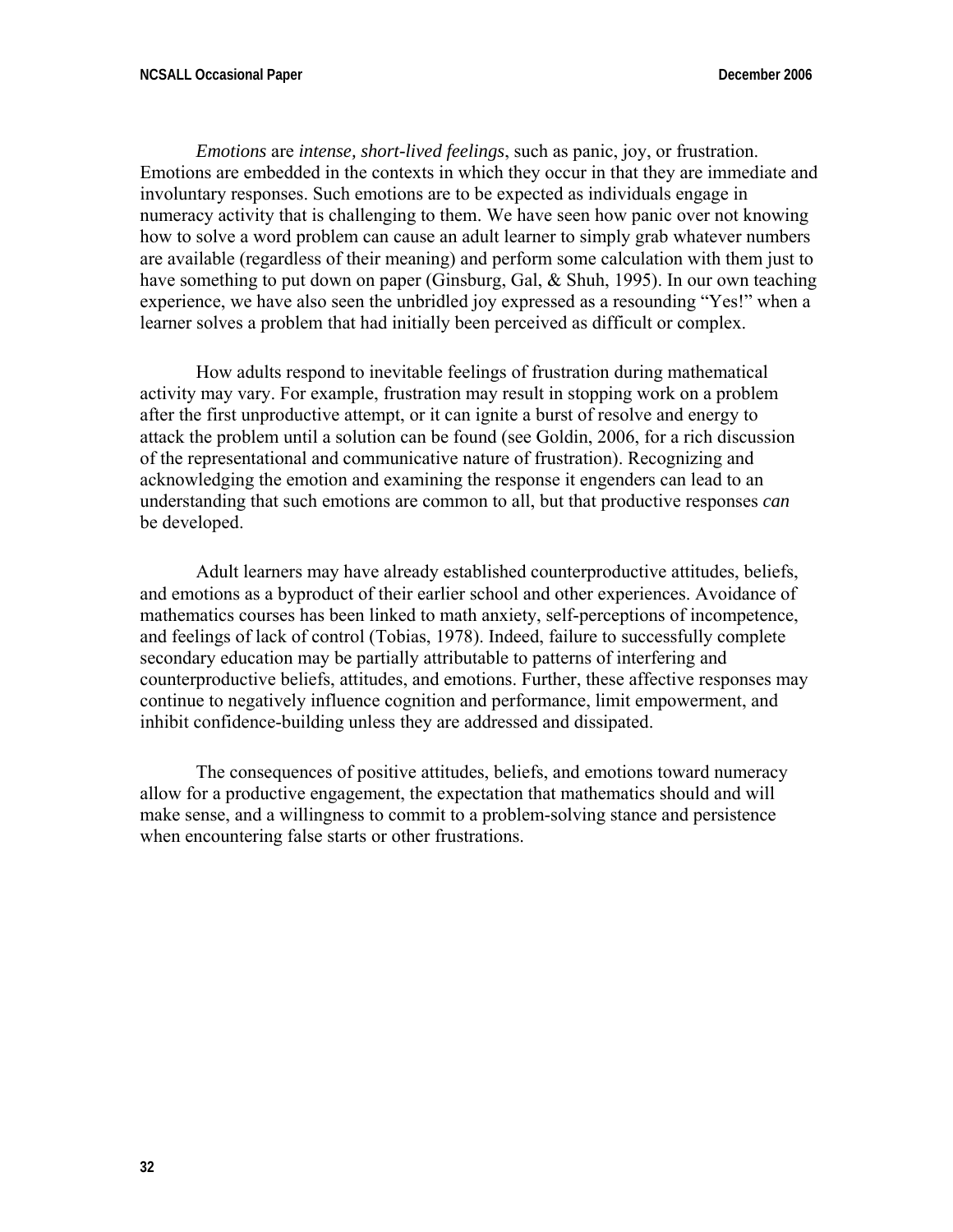*Emotions* are *intense, short-lived feelings*, such as panic, joy, or frustration. Emotions are embedded in the contexts in which they occur in that they are immediate and involuntary responses. Such emotions are to be expected as individuals engage in numeracy activity that is challenging to them. We have seen how panic over not knowing how to solve a word problem can cause an adult learner to simply grab whatever numbers are available (regardless of their meaning) and perform some calculation with them just to have something to put down on paper (Ginsburg, Gal, & Shuh, 1995). In our own teaching experience, we have also seen the unbridled joy expressed as a resounding "Yes!" when a learner solves a problem that had initially been perceived as difficult or complex.

How adults respond to inevitable feelings of frustration during mathematical activity may vary. For example, frustration may result in stopping work on a problem after the first unproductive attempt, or it can ignite a burst of resolve and energy to attack the problem until a solution can be found (see Goldin, 2006, for a rich discussion of the representational and communicative nature of frustration). Recognizing and acknowledging the emotion and examining the response it engenders can lead to an understanding that such emotions are common to all, but that productive responses *can* be developed.

Adult learners may have already established counterproductive attitudes, beliefs, and emotions as a byproduct of their earlier school and other experiences. Avoidance of mathematics courses has been linked to math anxiety, self-perceptions of incompetence, and feelings of lack of control (Tobias, 1978). Indeed, failure to successfully complete secondary education may be partially attributable to patterns of interfering and counterproductive beliefs, attitudes, and emotions. Further, these affective responses may continue to negatively influence cognition and performance, limit empowerment, and inhibit confidence-building unless they are addressed and dissipated.

The consequences of positive attitudes, beliefs, and emotions toward numeracy allow for a productive engagement, the expectation that mathematics should and will make sense, and a willingness to commit to a problem-solving stance and persistence when encountering false starts or other frustrations.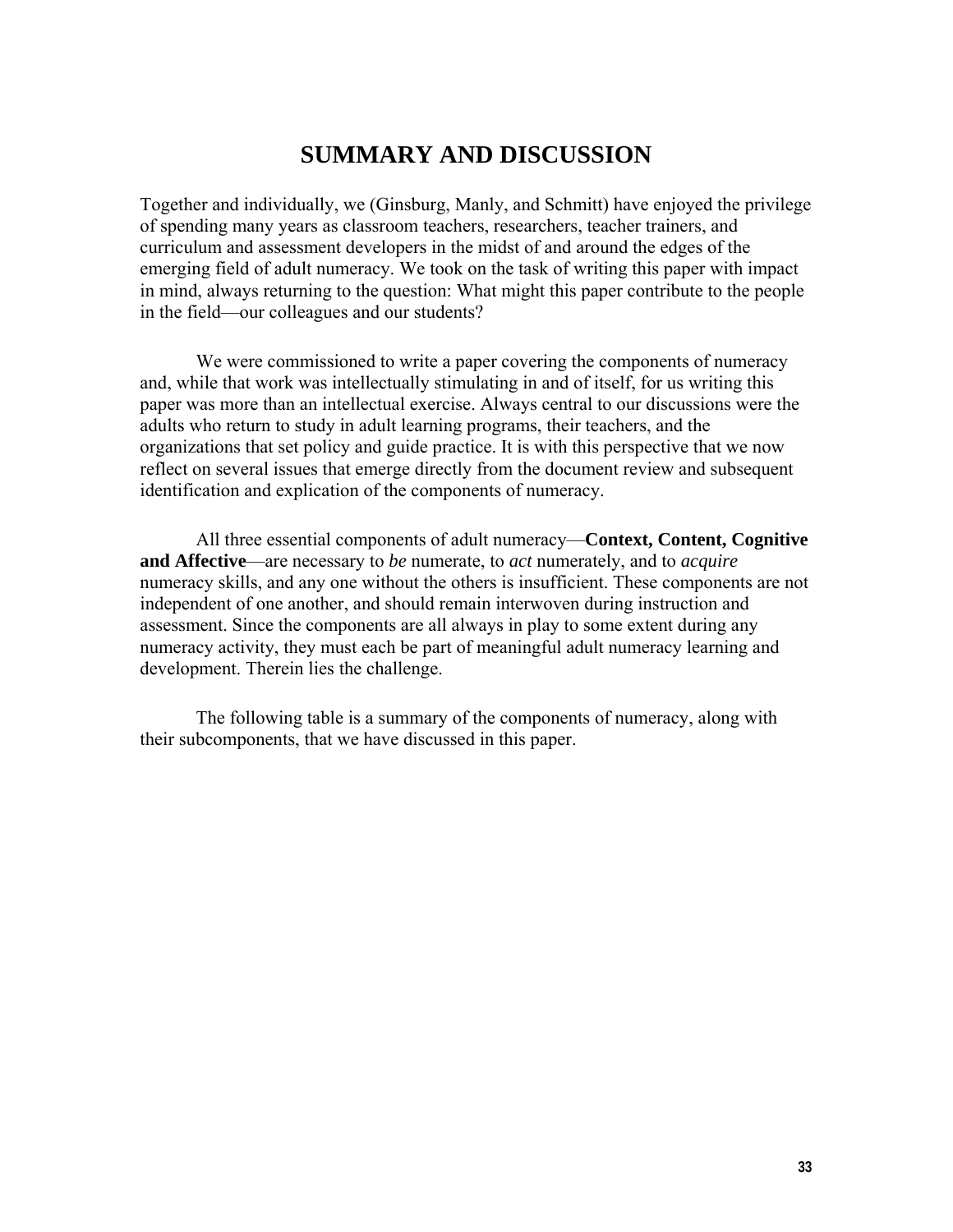# SUMMARY AND DISCUSSION

Together and individually, we (Ginsburg, Manly, and Schmitt) have enjoyed the privilege of spending many years as classroom teachers, researchers, teacher trainers, and curriculum and assessment developers in the midst of and around the edges of the emerging field of adult numeracy. We took on the task of writing this paper with impact in mind, always returning to the question: What might this paper contribute to the people in the field—our colleagues and our students?

We were commissioned to write a paper covering the components of numeracy and, while that work was intellectually stimulating in and of itself, for us writing this paper was more than an intellectual exercise. Always central to our discussions were the adults who return to study in adult learning programs, their teachers, and the organizations that set policy and guide practice. It is with this perspective that we now reflect on several issues that emerge directly from the document review and subsequent identification and explication of the components of numeracy.

All three essential components of adult numeracy—**Context, Content, Cognitive and Affective**—are necessary to *be* numerate, to *act* numerately, and to *acquire* numeracy skills, and any one without the others is insufficient. These components are not independent of one another, and should remain interwoven during instruction and assessment. Since the components are all always in play to some extent during any numeracy activity, they must each be part of meaningful adult numeracy learning and development. Therein lies the challenge.

The following table is a summary of the components of numeracy, along with their subcomponents, that we have discussed in this paper.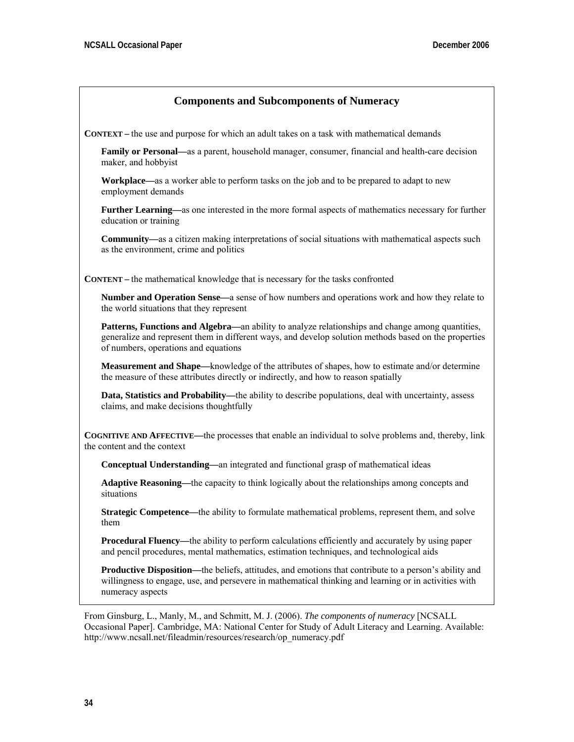## Components and Subcomponents of Numeracy

**CONTEXT** – the use and purpose for which an adult takes on a task with mathematical demands

**Family or Personal—**as a parent, household manager, consumer, financial and health-care decision maker, and hobbyist

**Workplace—**as a worker able to perform tasks on the job and to be prepared to adapt to new employment demands

**Further Learning—**as one interested in the more formal aspects of mathematics necessary for further education or training

**Community—**as a citizen making interpretations of social situations with mathematical aspects such as the environment, crime and politics

**CONTENT** – the mathematical knowledge that is necessary for the tasks confronted

**Number and Operation Sense—**a sense of how numbers and operations work and how they relate to the world situations that they represent

**Patterns, Functions and Algebra—**an ability to analyze relationships and change among quantities, generalize and represent them in different ways, and develop solution methods based on the properties of numbers, operations and equations

**Measurement and Shape—**knowledge of the attributes of shapes, how to estimate and/or determine the measure of these attributes directly or indirectly, and how to reason spatially

**Data, Statistics and Probability—**the ability to describe populations, deal with uncertainty, assess claims, and make decisions thoughtfully

**COGNITIVE AND AFFECTIVE—**the processes that enable an individual to solve problems and, thereby, link the content and the context

**Conceptual Understanding—**an integrated and functional grasp of mathematical ideas

**Adaptive Reasoning—**the capacity to think logically about the relationships among concepts and situations

**Strategic Competence—**the ability to formulate mathematical problems, represent them, and solve them

**Procedural Fluency—**the ability to perform calculations efficiently and accurately by using paper and pencil procedures, mental mathematics, estimation techniques, and technological aids

**Productive Disposition—**the beliefs, attitudes, and emotions that contribute to a person's ability and willingness to engage, use, and persevere in mathematical thinking and learning or in activities with numeracy aspects

From Ginsburg, L., Manly, M., and Schmitt, M. J. (2006). *The components of numeracy* [NCSALL Occasional Paper]. Cambridge, MA: National Center for Study of Adult Literacy and Learning. Available: http://www.ncsall.net/fileadmin/resources/research/op_numeracy.pdf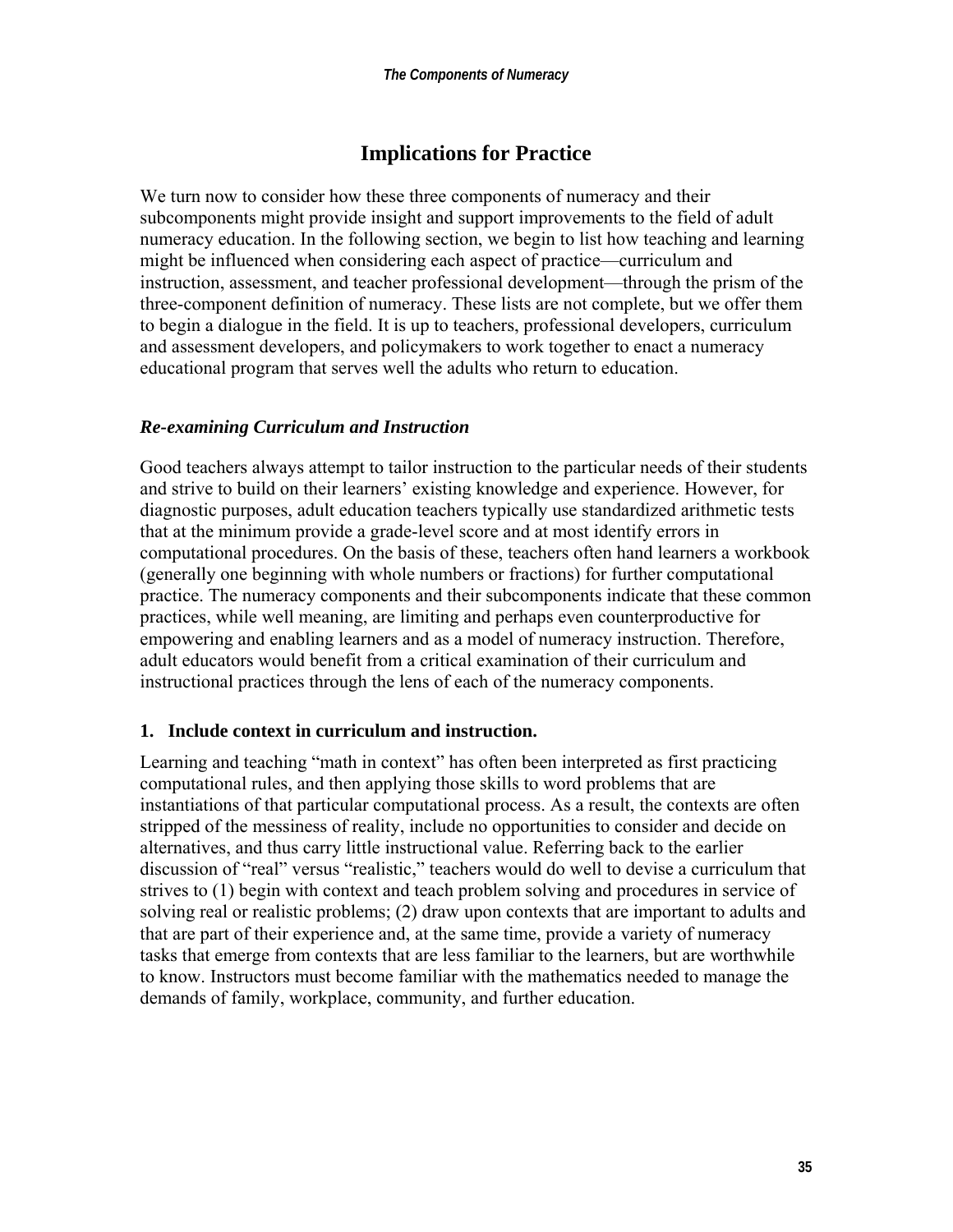## Implications for Practice

We turn now to consider how these three components of numeracy and their subcomponents might provide insight and support improvements to the field of adult numeracy education. In the following section, we begin to list how teaching and learning might be influenced when considering each aspect of practice—curriculum and instruction, assessment, and teacher professional development—through the prism of the three-component definition of numeracy. These lists are not complete, but we offer them to begin a dialogue in the field. It is up to teachers, professional developers, curriculum and assessment developers, and policymakers to work together to enact a numeracy educational program that serves well the adults who return to education.

### *Re-examining Curriculum and Instruction*

Good teachers always attempt to tailor instruction to the particular needs of their students and strive to build on their learners' existing knowledge and experience. However, for diagnostic purposes, adult education teachers typically use standardized arithmetic tests that at the minimum provide a grade-level score and at most identify errors in computational procedures. On the basis of these, teachers often hand learners a workbook (generally one beginning with whole numbers or fractions) for further computational practice. The numeracy components and their subcomponents indicate that these common practices, while well meaning, are limiting and perhaps even counterproductive for empowering and enabling learners and as a model of numeracy instruction. Therefore, adult educators would benefit from a critical examination of their curriculum and instructional practices through the lens of each of the numeracy components.

**1. Include context in curriculum and instruction.**

Learning and teaching "math in context" has often been interpreted as first practicing computational rules, and then applying those skills to word problems that are instantiations of that particular computational process. As a result, the contexts are often stripped of the messiness of reality, include no opportunities to consider and decide on alternatives, and thus carry little instructional value. Referring back to the earlier discussion of "real" versus "realistic," teachers would do well to devise a curriculum that strives to (1) begin with context and teach problem solving and procedures in service of solving real or realistic problems; (2) draw upon contexts that are important to adults and that are part of their experience and, at the same time, provide a variety of numeracy tasks that emerge from contexts that are less familiar to the learners, but are worthwhile to know. Instructors must become familiar with the mathematics needed to manage the demands of family, workplace, community, and further education.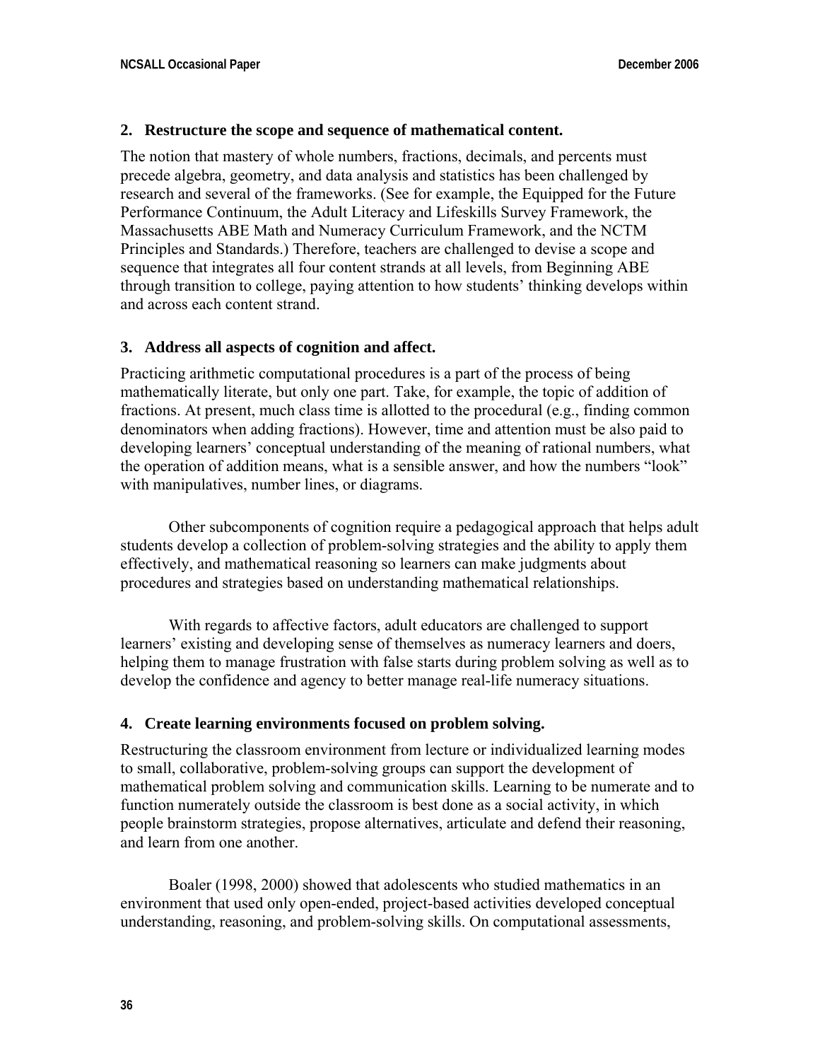### 2. Restructure the scope and sequence of mathematical content.

The notion that mastery of whole numbers, fractions, decimals, and percents must precede algebra, geometry, and data analysis and statistics has been challenged by research and several of the frameworks. (See for example, the Equipped for the Future Performance Continuum, the Adult Literacy and Lifeskills Survey Framework, the Massachusetts ABE Math and Numeracy Curriculum Framework, and the NCTM Principles and Standards.) Therefore, teachers are challenged to devise a scope and sequence that integrates all four content strands at all levels, from Beginning ABE through transition to college, paying attention to how students' thinking develops within and across each content strand.

### 3. Address all aspects of cognition and affect.

Practicing arithmetic computational procedures is a part of the process of being mathematically literate, but only one part. Take, for example, the topic of addition of fractions. At present, much class time is allotted to the procedural (e.g., finding common denominators when adding fractions). However, time and attention must be also paid to developing learners' conceptual understanding of the meaning of rational numbers, what the operation of addition means, what is a sensible answer, and how the numbers "look" with manipulatives, number lines, or diagrams.

Other subcomponents of cognition require a pedagogical approach that helps adult students develop a collection of problem-solving strategies and the ability to apply them effectively, and mathematical reasoning so learners can make judgments about procedures and strategies based on understanding mathematical relationships.

With regards to affective factors, adult educators are challenged to support learners' existing and developing sense of themselves as numeracy learners and doers, helping them to manage frustration with false starts during problem solving as well as to develop the confidence and agency to better manage real-life numeracy situations.

### 4. Create learning environments focused on problem solving.

Restructuring the classroom environment from lecture or individualized learning modes to small, collaborative, problem-solving groups can support the development of mathematical problem solving and communication skills. Learning to be numerate and to function numerately outside the classroom is best done as a social activity, in which people brainstorm strategies, propose alternatives, articulate and defend their reasoning, and learn from one another.

Boaler (1998, 2000) showed that adolescents who studied mathematics in an environment that used only open-ended, project-based activities developed conceptual understanding, reasoning, and problem-solving skills. On computational assessments,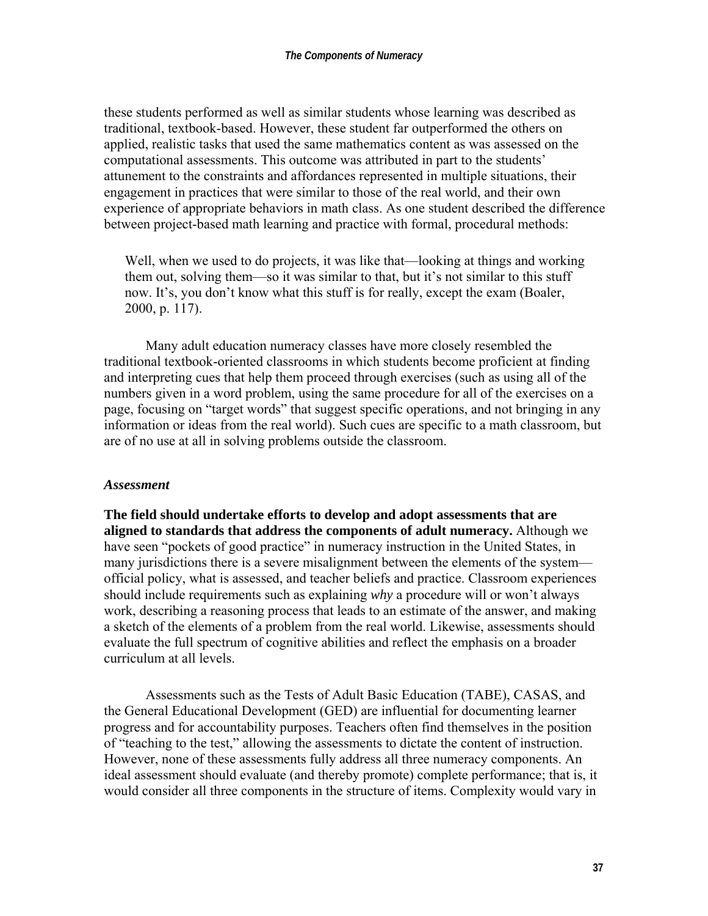these students performed as well as similar students whose learning was described as traditional, textbook-based. However, these student far outperformed the others on applied, realistic tasks that used the same mathematics content as was assessed on the computational assessments. This outcome was attributed in part to the students' attunement to the constraints and affordances represented in multiple situations, their engagement in practices that were similar to those of the real world, and their own experience of appropriate behaviors in math class. As one student described the difference between project-based math learning and practice with formal, procedural methods:

> Well, when we used to do projects, it was like that—looking at things and working them out, solving them—so it was similar to that, but it's not similar to this stuff now. It's, you don't know what this stuff is for really, except the exam (Boaler, 2000, p. 117).

Many adult education numeracy classes have more closely resembled the traditional textbook-oriented classrooms in which students become proficient at finding and interpreting cues that help them proceed through exercises (such as using all of the numbers given in a word problem, using the same procedure for all of the exercises on a page, focusing on "target words" that suggest specific operations, and not bringing in any information or ideas from the real world). Such cues are specific to a math classroom, but are of no use at all in solving problems outside the classroom.

### *Assessment*

**The field should undertake efforts to develop and adopt assessments that are aligned to standards that address the components of adult numeracy.** Although we have seen "pockets of good practice" in numeracy instruction in the United States, in many jurisdictions there is a severe misalignment between the elements of the system—official policy, what is assessed, and teacher beliefs and practice. Classroom experiences should include requirements such as explaining *why* a procedure will or won't always work, describing a reasoning process that leads to an estimate of the answer, and making a sketch of the elements of a problem from the real world. Likewise, assessments should evaluate the full spectrum of cognitive abilities and reflect the emphasis on a broader curriculum at all levels.

Assessments such as the Tests of Adult Basic Education (TABE), CASAS, and the General Educational Development (GED) are influential for documenting learner progress and for accountability purposes. Teachers often find themselves in the position of "teaching to the test," allowing the assessments to dictate the content of instruction. However, none of these assessments fully address all three numeracy components. An ideal assessment should evaluate (and thereby promote) complete performance; that is, it would consider all three components in the structure of items. Complexity would vary in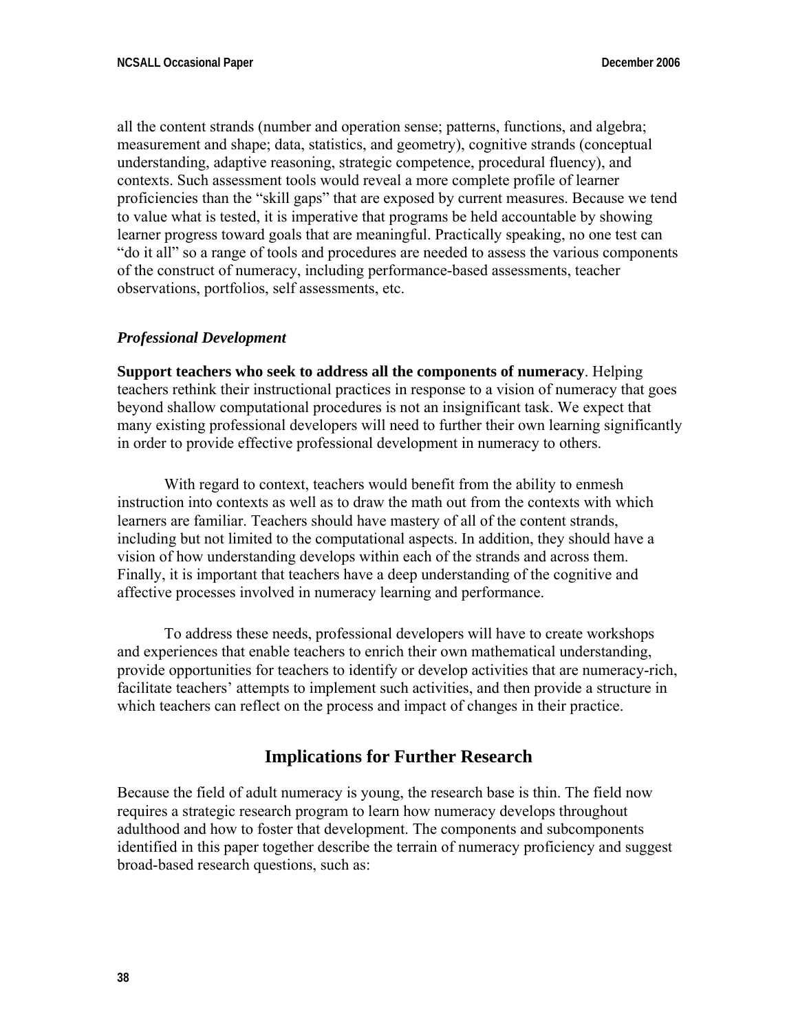all the content strands (number and operation sense; patterns, functions, and algebra; measurement and shape; data, statistics, and geometry), cognitive strands (conceptual understanding, adaptive reasoning, strategic competence, procedural fluency), and contexts. Such assessment tools would reveal a more complete profile of learner proficiencies than the "skill gaps" that are exposed by current measures. Because we tend to value what is tested, it is imperative that programs be held accountable by showing learner progress toward goals that are meaningful. Practically speaking, no one test can "do it all" so a range of tools and procedures are needed to assess the various components of the construct of numeracy, including performance-based assessments, teacher observations, portfolios, self assessments, etc.

### *Professional Development*

**Support teachers who seek to address all the components of numeracy**. Helping teachers rethink their instructional practices in response to a vision of numeracy that goes beyond shallow computational procedures is not an insignificant task. We expect that many existing professional developers will need to further their own learning significantly in order to provide effective professional development in numeracy to others.

With regard to context, teachers would benefit from the ability to enmesh instruction into contexts as well as to draw the math out from the contexts with which learners are familiar. Teachers should have mastery of all of the content strands, including but not limited to the computational aspects. In addition, they should have a vision of how understanding develops within each of the strands and across them. Finally, it is important that teachers have a deep understanding of the cognitive and affective processes involved in numeracy learning and performance.

To address these needs, professional developers will have to create workshops and experiences that enable teachers to enrich their own mathematical understanding, provide opportunities for teachers to identify or develop activities that are numeracy-rich, facilitate teachers' attempts to implement such activities, and then provide a structure in which teachers can reflect on the process and impact of changes in their practice.

## Implications for Further Research

Because the field of adult numeracy is young, the research base is thin. The field now requires a strategic research program to learn how numeracy develops throughout adulthood and how to foster that development. The components and subcomponents identified in this paper together describe the terrain of numeracy proficiency and suggest broad-based research questions, such as: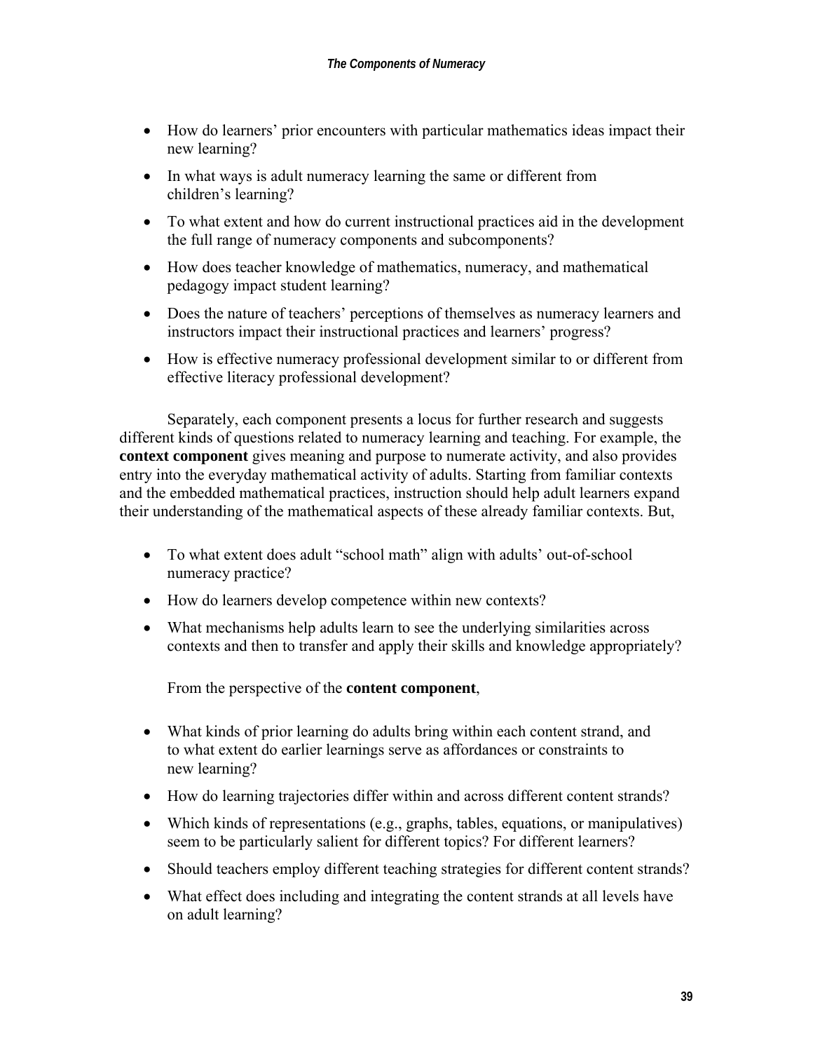- How do learners' prior encounters with particular mathematics ideas impact their new learning?
- In what ways is adult numeracy learning the same or different from children's learning?
- To what extent and how do current instructional practices aid in the development the full range of numeracy components and subcomponents?
- How does teacher knowledge of mathematics, numeracy, and mathematical pedagogy impact student learning?
- Does the nature of teachers' perceptions of themselves as numeracy learners and instructors impact their instructional practices and learners' progress?
- How is effective numeracy professional development similar to or different from effective literacy professional development?

Separately, each component presents a locus for further research and suggests different kinds of questions related to numeracy learning and teaching. For example, the **context component** gives meaning and purpose to numerate activity, and also provides entry into the everyday mathematical activity of adults. Starting from familiar contexts and the embedded mathematical practices, instruction should help adult learners expand their understanding of the mathematical aspects of these already familiar contexts. But,

- To what extent does adult "school math" align with adults' out-of-school numeracy practice?
- How do learners develop competence within new contexts?
- What mechanisms help adults learn to see the underlying similarities across contexts and then to transfer and apply their skills and knowledge appropriately?

From the perspective of the **content component**,

- What kinds of prior learning do adults bring within each content strand, and to what extent do earlier learnings serve as affordances or constraints to new learning?
- How do learning trajectories differ within and across different content strands?
- Which kinds of representations (e.g., graphs, tables, equations, or manipulatives) seem to be particularly salient for different topics? For different learners?
- Should teachers employ different teaching strategies for different content strands?
- What effect does including and integrating the content strands at all levels have on adult learning?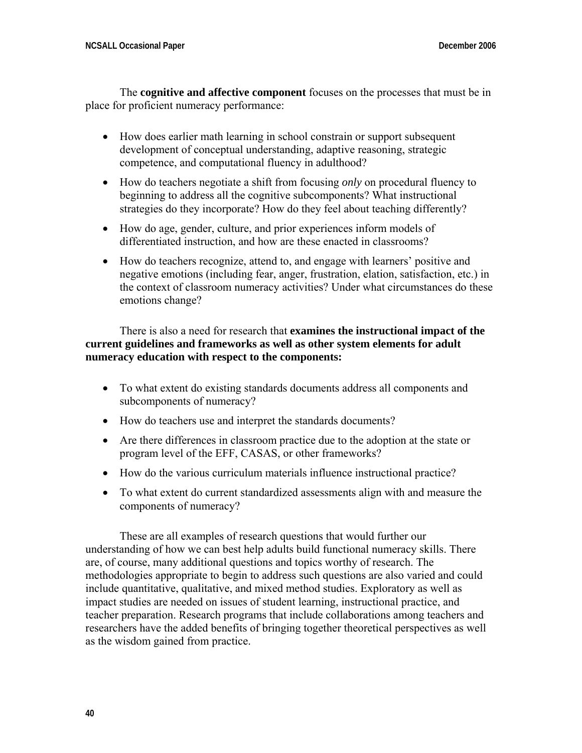The **cognitive and affective component** focuses on the processes that must be in place for proficient numeracy performance:

- How does earlier math learning in school constrain or support subsequent development of conceptual understanding, adaptive reasoning, strategic competence, and computational fluency in adulthood?
- How do teachers negotiate a shift from focusing *only* on procedural fluency to beginning to address all the cognitive subcomponents? What instructional strategies do they incorporate? How do they feel about teaching differently?
- How do age, gender, culture, and prior experiences inform models of differentiated instruction, and how are these enacted in classrooms?
- How do teachers recognize, attend to, and engage with learners' positive and negative emotions (including fear, anger, frustration, elation, satisfaction, etc.) in the context of classroom numeracy activities? Under what circumstances do these emotions change?

There is also a need for research that **examines the instructional impact of the current guidelines and frameworks as well as other system elements for adult numeracy education with respect to the components:**

- To what extent do existing standards documents address all components and subcomponents of numeracy?
- How do teachers use and interpret the standards documents?
- Are there differences in classroom practice due to the adoption at the state or program level of the EFF, CASAS, or other frameworks?
- How do the various curriculum materials influence instructional practice?
- To what extent do current standardized assessments align with and measure the components of numeracy?

These are all examples of research questions that would further our understanding of how we can best help adults build functional numeracy skills. There are, of course, many additional questions and topics worthy of research. The methodologies appropriate to begin to address such questions are also varied and could include quantitative, qualitative, and mixed method studies. Exploratory as well as impact studies are needed on issues of student learning, instructional practice, and teacher preparation. Research programs that include collaborations among teachers and researchers have the added benefits of bringing together theoretical perspectives as well as the wisdom gained from practice.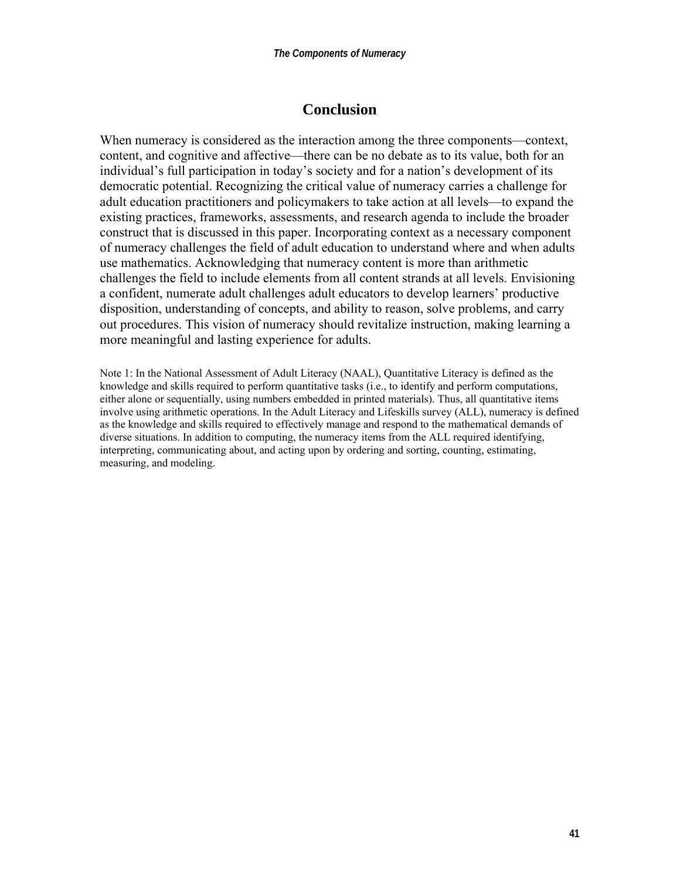## Conclusion

When numeracy is considered as the interaction among the three components—context, content, and cognitive and affective—there can be no debate as to its value, both for an individual's full participation in today's society and for a nation's development of its democratic potential. Recognizing the critical value of numeracy carries a challenge for adult education practitioners and policymakers to take action at all levels—to expand the existing practices, frameworks, assessments, and research agenda to include the broader construct that is discussed in this paper. Incorporating context as a necessary component of numeracy challenges the field of adult education to understand where and when adults use mathematics. Acknowledging that numeracy content is more than arithmetic challenges the field to include elements from all content strands at all levels. Envisioning a confident, numerate adult challenges adult educators to develop learners' productive disposition, understanding of concepts, and ability to reason, solve problems, and carry out procedures. This vision of numeracy should revitalize instruction, making learning a more meaningful and lasting experience for adults.

Note 1: In the National Assessment of Adult Literacy (NAAL), Quantitative Literacy is defined as the knowledge and skills required to perform quantitative tasks (i.e., to identify and perform computations, either alone or sequentially, using numbers embedded in printed materials). Thus, all quantitative items involve using arithmetic operations. In the Adult Literacy and Lifeskills survey (ALL), numeracy is defined as the knowledge and skills required to effectively manage and respond to the mathematical demands of diverse situations. In addition to computing, the numeracy items from the ALL required identifying, interpreting, communicating about, and acting upon by ordering and sorting, counting, estimating, measuring, and modeling.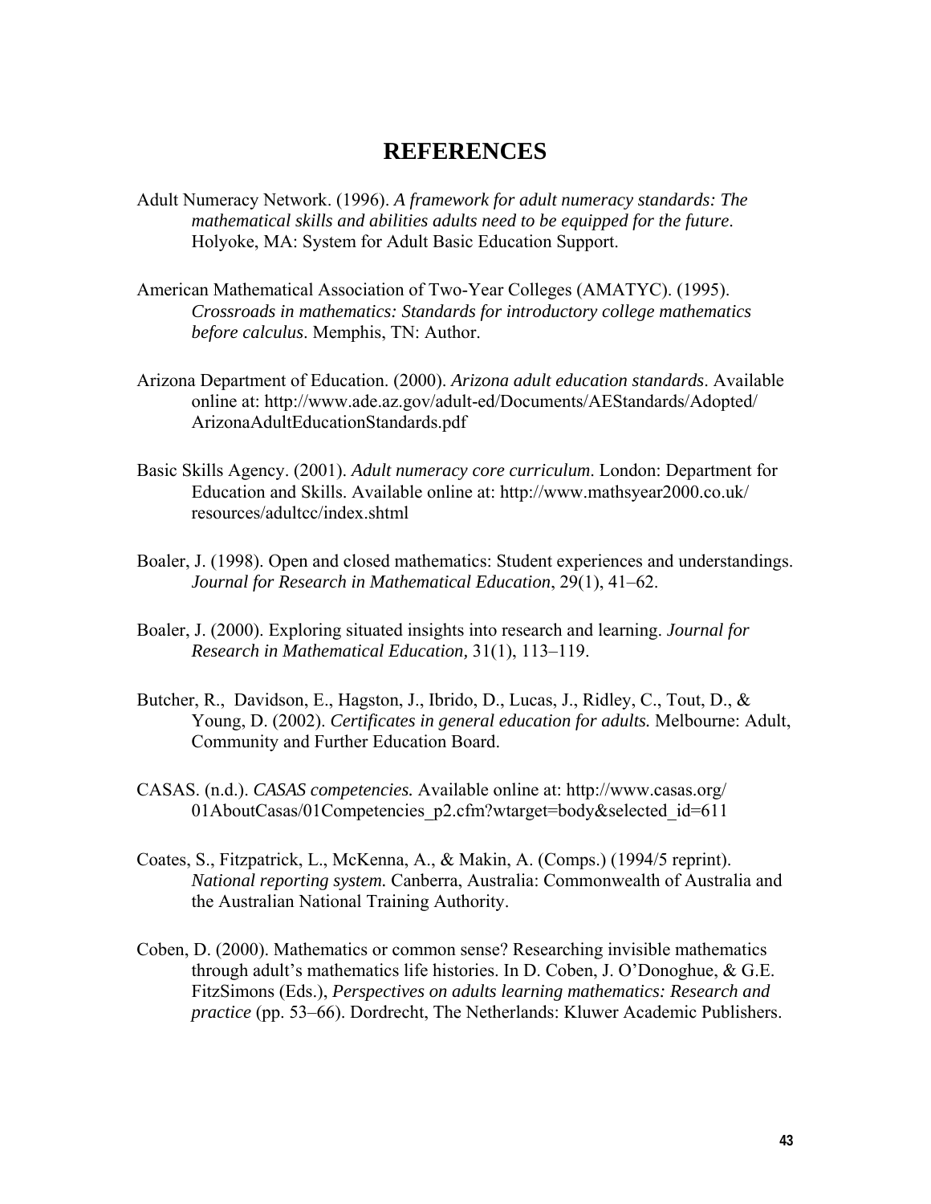# REFERENCES

Adult Numeracy Network. (1996). *A framework for adult numeracy standards: The mathematical skills and abilities adults need to be equipped for the future*. Holyoke, MA: System for Adult Basic Education Support.

American Mathematical Association of Two-Year Colleges (AMATYC). (1995). *Crossroads in mathematics: Standards for introductory college mathematics before calculus*. Memphis, TN: Author.

Arizona Department of Education. (2000). *Arizona adult education standards*. Available online at: http://www.ade.az.gov/adult-ed/Documents/AEStandards/Adopted/ArizonaAdultEducationStandards.pdf

Basic Skills Agency. (2001). *Adult numeracy core curriculum*. London: Department for Education and Skills. Available online at: http://www.mathsyear2000.co.uk/resources/adultcc/index.shtml

Boaler, J. (1998). Open and closed mathematics: Student experiences and understandings. *Journal for Research in Mathematical Education*, 29(1), 41–62.

Boaler, J. (2000). Exploring situated insights into research and learning. *Journal for Research in Mathematical Education,* 31(1), 113–119.

Butcher, R., Davidson, E., Hagston, J., Ibrido, D., Lucas, J., Ridley, C., Tout, D., & Young, D. (2002). *Certificates in general education for adults.* Melbourne: Adult, Community and Further Education Board.

CASAS. (n.d.). *CASAS competencies.* Available online at: http://www.casas.org/01AboutCasas/01Competencies_p2.cfm?wtarget=body&selected_id=611

Coates, S., Fitzpatrick, L., McKenna, A., & Makin, A. (Comps.) (1994/5 reprint). *National reporting system.* Canberra, Australia: Commonwealth of Australia and the Australian National Training Authority.

Coben, D. (2000). Mathematics or common sense? Researching invisible mathematics through adult's mathematics life histories. In D. Coben, J. O'Donoghue, & G.E. FitzSimons (Eds.), *Perspectives on adults learning mathematics: Research and practice* (pp. 53–66). Dordrecht, The Netherlands: Kluwer Academic Publishers.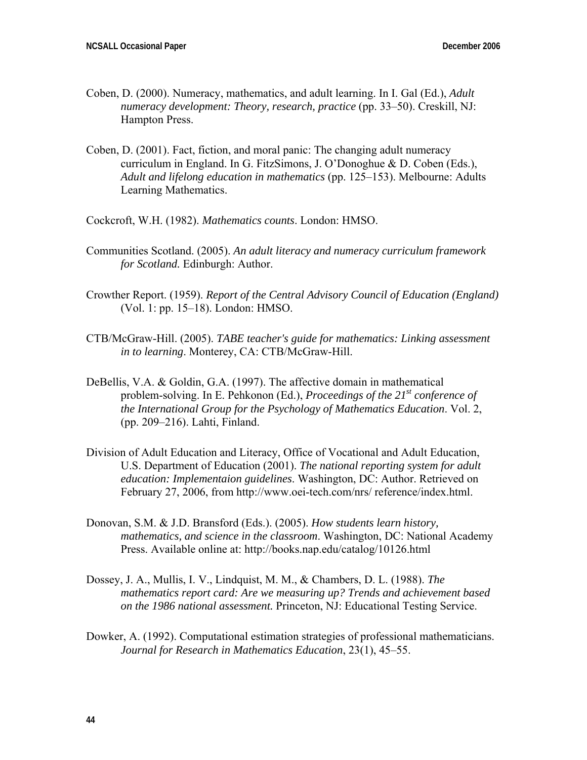Coben, D. (2000). Numeracy, mathematics, and adult learning. In I. Gal (Ed.), *Adult numeracy development: Theory, research, practice* (pp. 33–50). Creskill, NJ: Hampton Press.

Coben, D. (2001). Fact, fiction, and moral panic: The changing adult numeracy curriculum in England. In G. FitzSimons, J. O'Donoghue & D. Coben (Eds.), *Adult and lifelong education in mathematics* (pp. 125–153). Melbourne: Adults Learning Mathematics.

Cockcroft, W.H. (1982). *Mathematics counts*. London: HMSO.

Communities Scotland. (2005). *An adult literacy and numeracy curriculum framework for Scotland.* Edinburgh: Author.

Crowther Report. (1959). *Report of the Central Advisory Council of Education (England)* (Vol. 1: pp. 15–18). London: HMSO.

CTB/McGraw-Hill. (2005). *TABE teacher's guide for mathematics: Linking assessment in to learning*. Monterey, CA: CTB/McGraw-Hill.

DeBellis, V.A. & Goldin, G.A. (1997). The affective domain in mathematical problem-solving. In E. Pehkonon (Ed.), *Proceedings of the 21st conference of the International Group for the Psychology of Mathematics Education*. Vol. 2, (pp. 209–216). Lahti, Finland.

Division of Adult Education and Literacy, Office of Vocational and Adult Education, U.S. Department of Education (2001). *The national reporting system for adult education: Implementaion guidelines*. Washington, DC: Author. Retrieved on February 27, 2006, from http://www.oei-tech.com/nrs/ reference/index.html.

Donovan, S.M. & J.D. Bransford (Eds.). (2005). *How students learn history, mathematics, and science in the classroom*. Washington, DC: National Academy Press. Available online at: http://books.nap.edu/catalog/10126.html

Dossey, J. A., Mullis, I. V., Lindquist, M. M., & Chambers, D. L. (1988). *The mathematics report card: Are we measuring up? Trends and achievement based on the 1986 national assessment.* Princeton, NJ: Educational Testing Service.

Dowker, A. (1992). Computational estimation strategies of professional mathematicians. *Journal for Research in Mathematics Education*, 23(1), 45–55.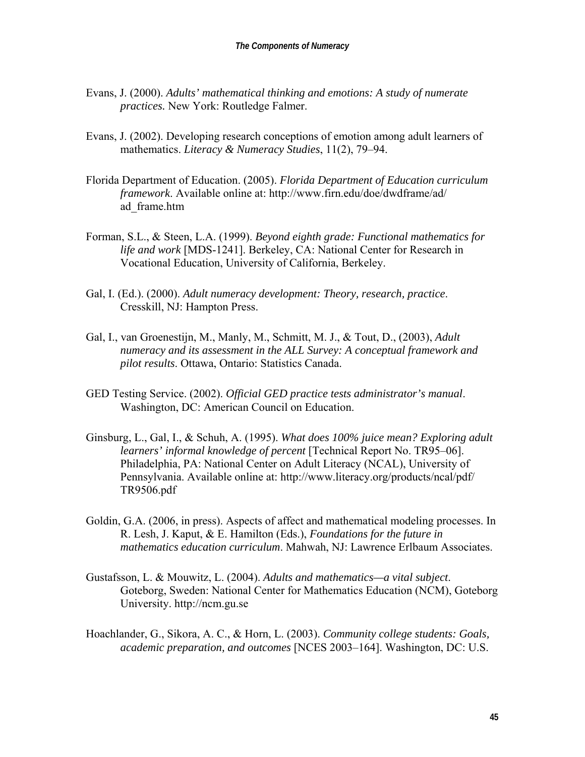Evans, J. (2000). *Adults' mathematical thinking and emotions: A study of numerate practices.* New York: Routledge Falmer.

Evans, J. (2002). Developing research conceptions of emotion among adult learners of mathematics. *Literacy & Numeracy Studies*, 11(2), 79–94.

Florida Department of Education. (2005). *Florida Department of Education curriculum framework*. Available online at: http://www.firn.edu/doe/dwdframe/ad/ad_frame.htm

Forman, S.L., & Steen, L.A. (1999). *Beyond eighth grade: Functional mathematics for life and work* [MDS-1241]. Berkeley, CA: National Center for Research in Vocational Education, University of California, Berkeley.

Gal, I. (Ed.). (2000). *Adult numeracy development: Theory, research, practice*. Cresskill, NJ: Hampton Press.

Gal, I., van Groenestijn, M., Manly, M., Schmitt, M. J., & Tout, D., (2003), *Adult numeracy and its assessment in the ALL Survey: A conceptual framework and pilot results*. Ottawa, Ontario: Statistics Canada.

GED Testing Service. (2002). *Official GED practice tests administrator's manual*. Washington, DC: American Council on Education.

Ginsburg, L., Gal, I., & Schuh, A. (1995). *What does 100% juice mean? Exploring adult learners' informal knowledge of percent* [Technical Report No. TR95–06]. Philadelphia, PA: National Center on Adult Literacy (NCAL), University of Pennsylvania. Available online at: http://www.literacy.org/products/ncal/pdf/TR9506.pdf

Goldin, G.A. (2006, in press). Aspects of affect and mathematical modeling processes. In R. Lesh, J. Kaput, & E. Hamilton (Eds.), *Foundations for the future in mathematics education curriculum*. Mahwah, NJ: Lawrence Erlbaum Associates.

Gustafsson, L. & Mouwitz, L. (2004). *Adults and mathematics—a vital subject*. Goteborg, Sweden: National Center for Mathematics Education (NCM), Goteborg University. http://ncm.gu.se

Hoachlander, G., Sikora, A. C., & Horn, L. (2003). *Community college students: Goals, academic preparation, and outcomes* [NCES 2003–164]. Washington, DC: U.S.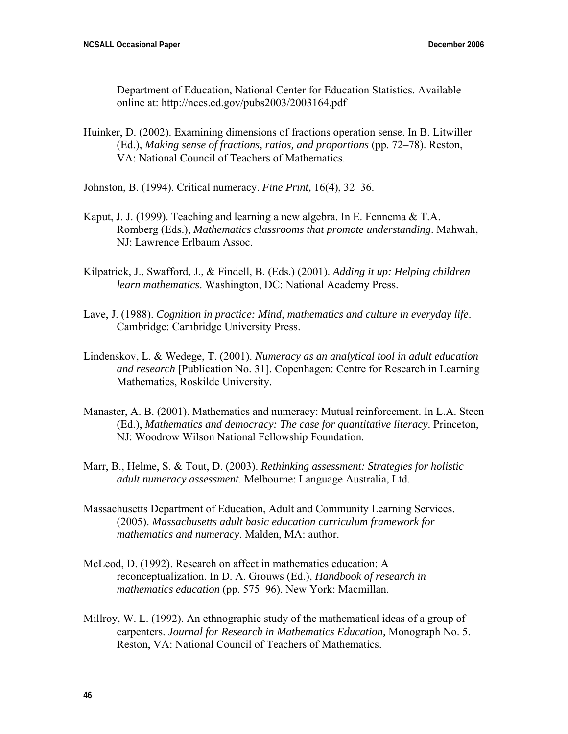Department of Education, National Center for Education Statistics. Available online at: http://nces.ed.gov/pubs2003/2003164.pdf

Huinker, D. (2002). Examining dimensions of fractions operation sense. In B. Litwiller (Ed.), *Making sense of fractions, ratios, and proportions* (pp. 72–78). Reston, VA: National Council of Teachers of Mathematics.

Johnston, B. (1994). Critical numeracy. *Fine Print,* 16(4), 32–36.

Kaput, J. J. (1999). Teaching and learning a new algebra. In E. Fennema & T.A. Romberg (Eds.), *Mathematics classrooms that promote understanding*. Mahwah, NJ: Lawrence Erlbaum Assoc.

Kilpatrick, J., Swafford, J., & Findell, B. (Eds.) (2001). *Adding it up: Helping children learn mathematics*. Washington, DC: National Academy Press.

Lave, J. (1988). *Cognition in practice: Mind, mathematics and culture in everyday life*. Cambridge: Cambridge University Press.

Lindenskov, L. & Wedege, T. (2001). *Numeracy as an analytical tool in adult education and research* [Publication No. 31]. Copenhagen: Centre for Research in Learning Mathematics, Roskilde University.

Manaster, A. B. (2001). Mathematics and numeracy: Mutual reinforcement. In L.A. Steen (Ed.), *Mathematics and democracy: The case for quantitative literacy*. Princeton, NJ: Woodrow Wilson National Fellowship Foundation.

Marr, B., Helme, S. & Tout, D. (2003). *Rethinking assessment: Strategies for holistic adult numeracy assessment*. Melbourne: Language Australia, Ltd.

Massachusetts Department of Education, Adult and Community Learning Services. (2005). *Massachusetts adult basic education curriculum framework for mathematics and numeracy*. Malden, MA: author.

McLeod, D. (1992). Research on affect in mathematics education: A reconceptualization. In D. A. Grouws (Ed.), *Handbook of research in mathematics education* (pp. 575–96). New York: Macmillan.

Millroy, W. L. (1992). An ethnographic study of the mathematical ideas of a group of carpenters. *Journal for Research in Mathematics Education,* Monograph No. 5. Reston, VA: National Council of Teachers of Mathematics.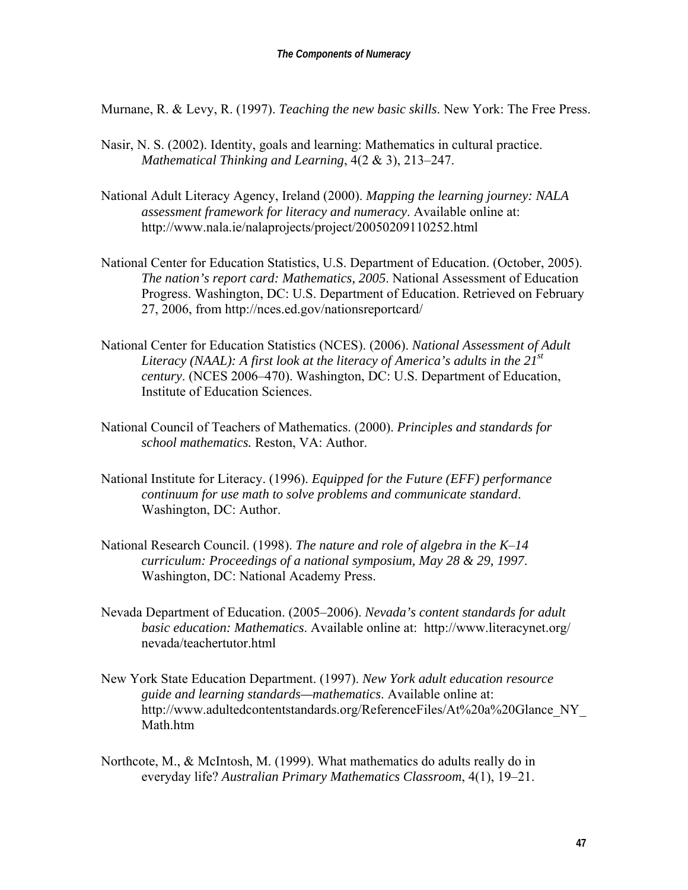Murnane, R. & Levy, R. (1997). *Teaching the new basic skills*. New York: The Free Press.

Nasir, N. S. (2002). Identity, goals and learning: Mathematics in cultural practice. *Mathematical Thinking and Learning*, 4(2 & 3), 213–247.

National Adult Literacy Agency, Ireland (2000). *Mapping the learning journey: NALA assessment framework for literacy and numeracy*. Available online at: http://www.nala.ie/nalaprojects/project/20050209110252.html

National Center for Education Statistics, U.S. Department of Education. (October, 2005). *The nation's report card: Mathematics, 2005*. National Assessment of Education Progress. Washington, DC: U.S. Department of Education. Retrieved on February 27, 2006, from http://nces.ed.gov/nationsreportcard/

National Center for Education Statistics (NCES). (2006). *National Assessment of Adult Literacy (NAAL): A first look at the literacy of America's adults in the 21st century*. (NCES 2006–470). Washington, DC: U.S. Department of Education, Institute of Education Sciences.

National Council of Teachers of Mathematics. (2000). *Principles and standards for school mathematics.* Reston, VA: Author.

National Institute for Literacy. (1996). *Equipped for the Future (EFF) performance continuum for use math to solve problems and communicate standard*. Washington, DC: Author.

National Research Council. (1998). *The nature and role of algebra in the K–14 curriculum: Proceedings of a national symposium, May 28 & 29, 1997*. Washington, DC: National Academy Press.

Nevada Department of Education. (2005–2006). *Nevada's content standards for adult basic education: Mathematics*. Available online at: http://www.literacynet.org/nevada/teachertutor.html

New York State Education Department. (1997). *New York adult education resource guide and learning standards—mathematics*. Available online at: http://www.adultedcontentstandards.org/ReferenceFiles/At%20a%20Glance_NY_Math.htm

Northcote, M., & McIntosh, M. (1999). What mathematics do adults really do in everyday life? *Australian Primary Mathematics Classroom*, 4(1), 19–21.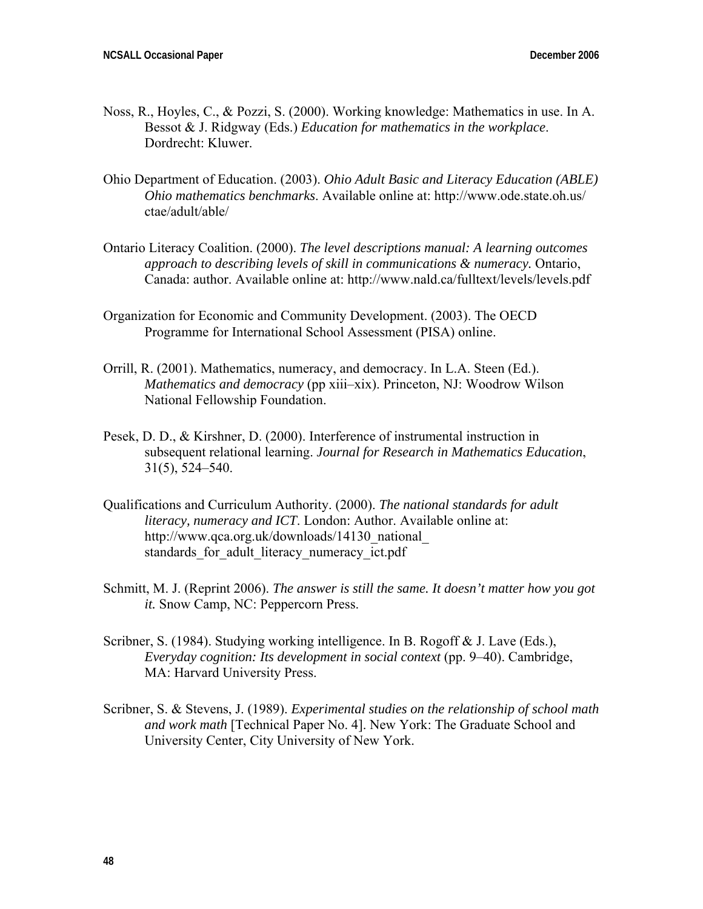Noss, R., Hoyles, C., & Pozzi, S. (2000). Working knowledge: Mathematics in use. In A. Bessot & J. Ridgway (Eds.) *Education for mathematics in the workplace*. Dordrecht: Kluwer.

Ohio Department of Education. (2003). *Ohio Adult Basic and Literacy Education (ABLE) Ohio mathematics benchmarks*. Available online at: http://www.ode.state.oh.us/ctae/adult/able/

Ontario Literacy Coalition. (2000). *The level descriptions manual: A learning outcomes approach to describing levels of skill in communications & numeracy.* Ontario, Canada: author. Available online at: http://www.nald.ca/fulltext/levels/levels.pdf

Organization for Economic and Community Development. (2003). The OECD Programme for International School Assessment (PISA) online.

Orrill, R. (2001). Mathematics, numeracy, and democracy. In L.A. Steen (Ed.). *Mathematics and democracy* (pp xiii–xix). Princeton, NJ: Woodrow Wilson National Fellowship Foundation.

Pesek, D. D., & Kirshner, D. (2000). Interference of instrumental instruction in subsequent relational learning. *Journal for Research in Mathematics Education*, 31(5), 524–540.

Qualifications and Curriculum Authority. (2000). *The national standards for adult literacy, numeracy and ICT*. London: Author. Available online at: http://www.qca.org.uk/downloads/14130_national_standards_for_adult_literacy_numeracy_ict.pdf

Schmitt, M. J. (Reprint 2006). *The answer is still the same. It doesn't matter how you got it.* Snow Camp, NC: Peppercorn Press.

Scribner, S. (1984). Studying working intelligence. In B. Rogoff & J. Lave (Eds.), *Everyday cognition: Its development in social context* (pp. 9–40). Cambridge, MA: Harvard University Press.

Scribner, S. & Stevens, J. (1989). *Experimental studies on the relationship of school math and work math* [Technical Paper No. 4]. New York: The Graduate School and University Center, City University of New York.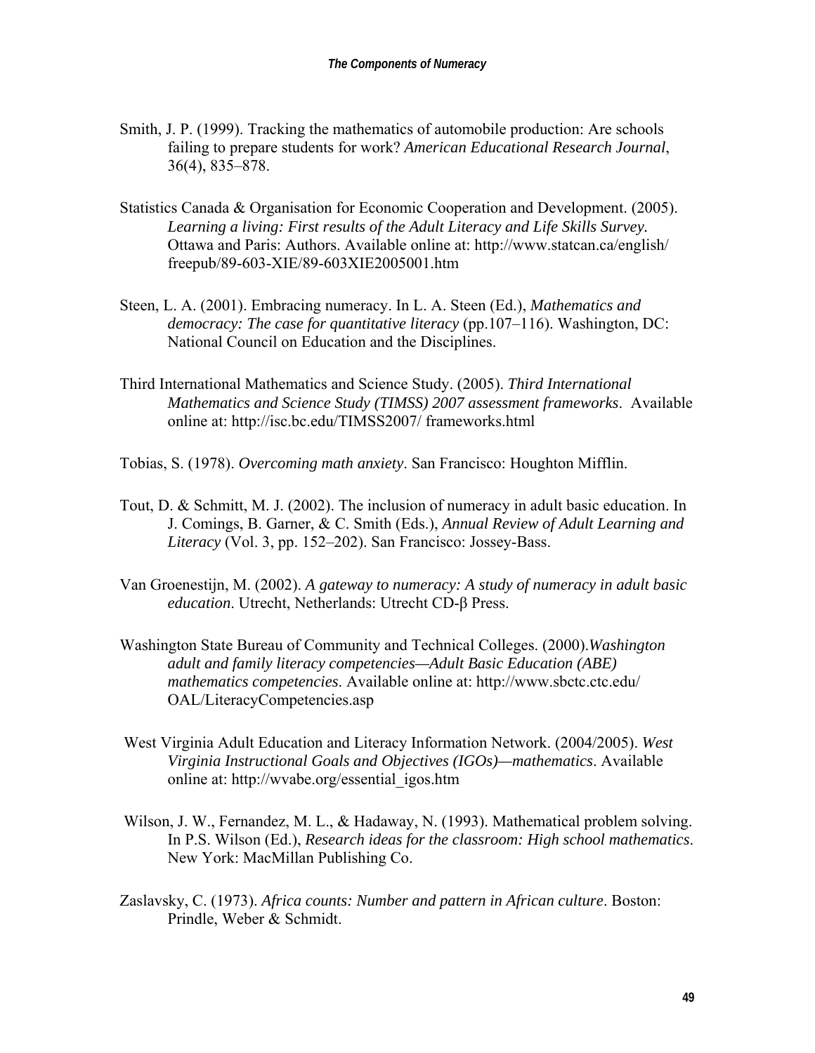Smith, J. P. (1999). Tracking the mathematics of automobile production: Are schools failing to prepare students for work? *American Educational Research Journal*, 36(4), 835–878.

Statistics Canada & Organisation for Economic Cooperation and Development. (2005). *Learning a living: First results of the Adult Literacy and Life Skills Survey.* Ottawa and Paris: Authors. Available online at: http://www.statcan.ca/english/freepub/89-603-XIE/89-603XIE2005001.htm

Steen, L. A. (2001). Embracing numeracy. In L. A. Steen (Ed.), *Mathematics and democracy: The case for quantitative literacy* (pp.107–116). Washington, DC: National Council on Education and the Disciplines.

Third International Mathematics and Science Study. (2005). *Third International Mathematics and Science Study (TIMSS) 2007 assessment frameworks*. Available online at: http://isc.bc.edu/TIMSS2007/ frameworks.html

Tobias, S. (1978). *Overcoming math anxiety*. San Francisco: Houghton Mifflin.

Tout, D. & Schmitt, M. J. (2002). The inclusion of numeracy in adult basic education. In J. Comings, B. Garner, & C. Smith (Eds.), *Annual Review of Adult Learning and Literacy* (Vol. 3, pp. 152–202). San Francisco: Jossey-Bass.

Van Groenestijn, M. (2002). *A gateway to numeracy: A study of numeracy in adult basic education*. Utrecht, Netherlands: Utrecht CD-β Press.

Washington State Bureau of Community and Technical Colleges. (2000).*Washington adult and family literacy competencies—Adult Basic Education (ABE) mathematics competencies*. Available online at: http://www.sbctc.ctc.edu/OAL/LiteracyCompetencies.asp

West Virginia Adult Education and Literacy Information Network. (2004/2005). *West Virginia Instructional Goals and Objectives (IGOs)—mathematics*. Available online at: http://wvabe.org/essential_igos.htm

Wilson, J. W., Fernandez, M. L., & Hadaway, N. (1993). Mathematical problem solving. In P.S. Wilson (Ed.), *Research ideas for the classroom: High school mathematics*. New York: MacMillan Publishing Co.

Zaslavsky, C. (1973). *Africa counts: Number and pattern in African culture*. Boston: Prindle, Weber & Schmidt.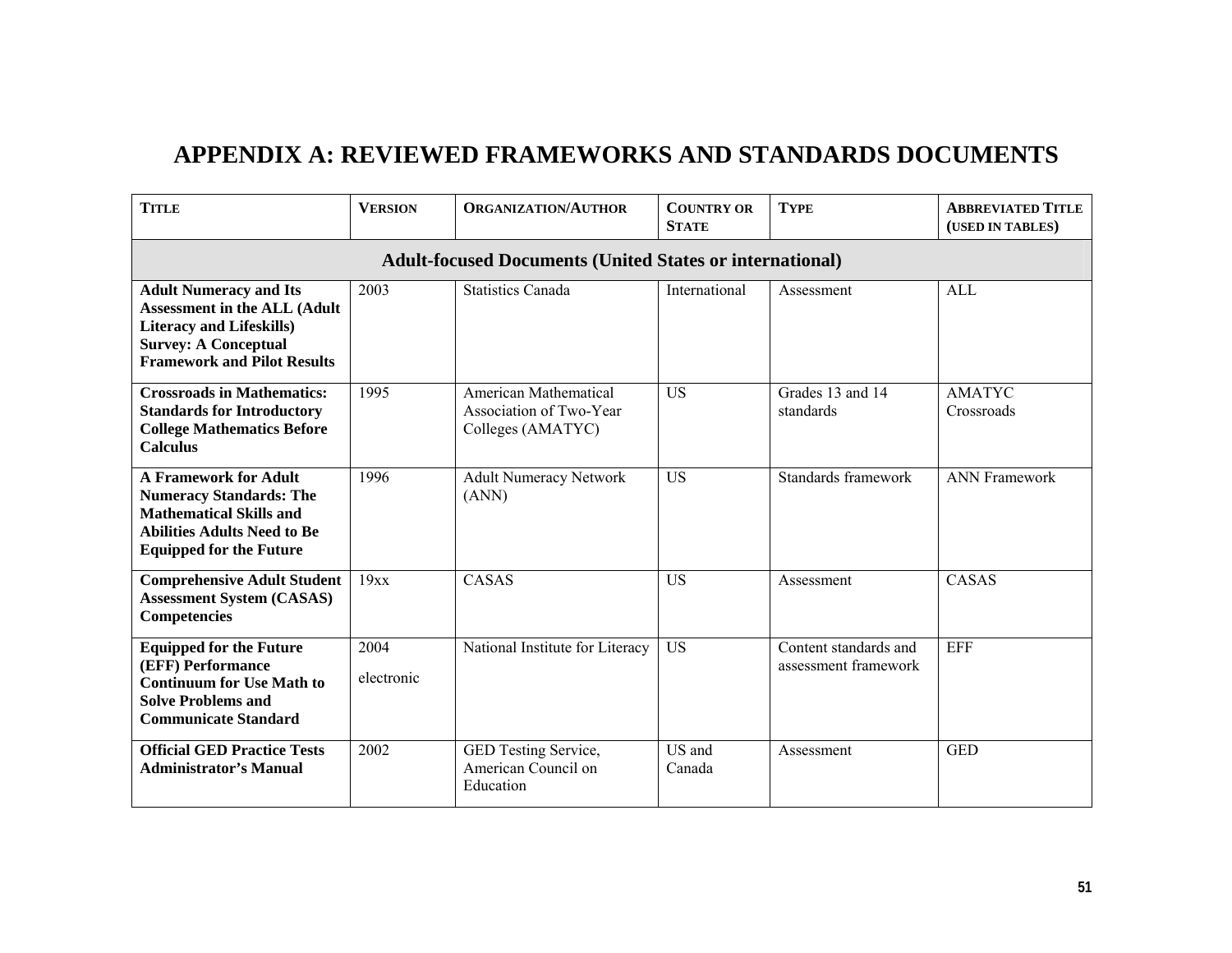# APPENDIX A: REVIEWED FRAMEWORKS AND STANDARDS DOCUMENTS

| TITLE | VERSION | ORGANIZATION/AUTHOR | COUNTRY OR STATE | TYPE | ABBREVIATED TITLE (USED IN TABLES) |
|---|---|---|---|---|---|
| **Adult-focused Documents (United States or international)** | | | | | |
| **Adult Numeracy and Its Assessment in the ALL (Adult Literacy and Lifeskills) Survey: A Conceptual Framework and Pilot Results** | 2003 | Statistics Canada | International | Assessment | ALL |
| **Crossroads in Mathematics: Standards for Introductory College Mathematics Before Calculus** | 1995 | American Mathematical Association of Two-Year Colleges (AMATYC) | US | Grades 13 and 14 standards | AMATYC Crossroads |
| **A Framework for Adult Numeracy Standards: The Mathematical Skills and Abilities Adults Need to Be Equipped for the Future** | 1996 | Adult Numeracy Network (ANN) | US | Standards framework | ANN Framework |
| **Comprehensive Adult Student Assessment System (CASAS) Competencies** | 19xx | CASAS | US | Assessment | CASAS |
| **Equipped for the Future (EFF) Performance Continuum for Use Math to Solve Problems and Communicate Standard** | 2004 electronic | National Institute for Literacy | US | Content standards and assessment framework | EFF |
| **Official GED Practice Tests Administrator's Manual** | 2002 | GED Testing Service, American Council on Education | US and Canada | Assessment | GED |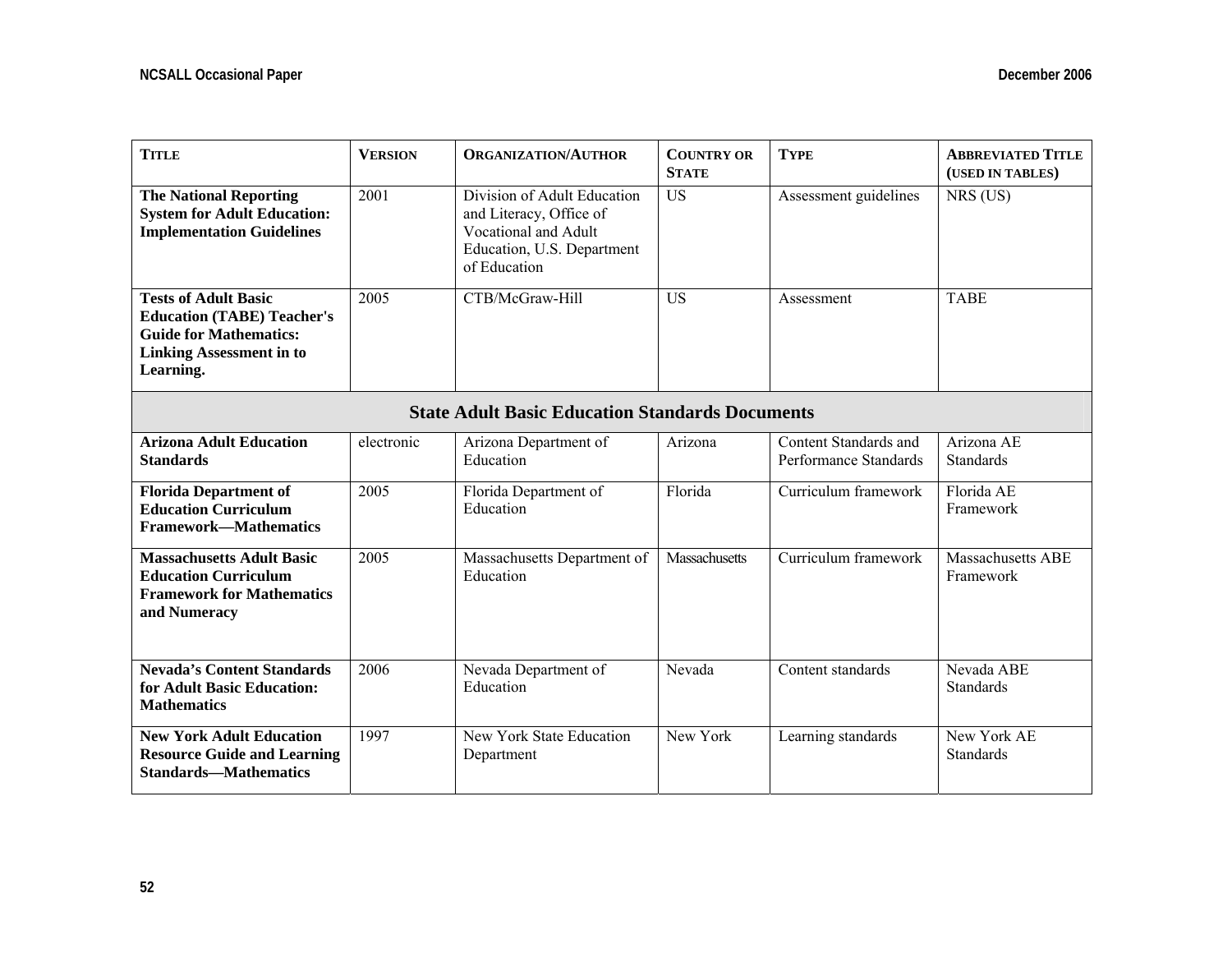| TITLE | VERSION | ORGANIZATION/AUTHOR | COUNTRY OR STATE | TYPE | ABBREVIATED TITLE (USED IN TABLES) |
|---|---|---|---|---|---|
| **The National Reporting System for Adult Education: Implementation Guidelines** | 2001 | Division of Adult Education and Literacy, Office of Vocational and Adult Education, U.S. Department of Education | US | Assessment guidelines | NRS (US) |
| **Tests of Adult Basic Education (TABE) Teacher's Guide for Mathematics: Linking Assessment in to Learning.** | 2005 | CTB/McGraw-Hill | US | Assessment | TABE |
| **State Adult Basic Education Standards Documents** | | | | | |
| **Arizona Adult Education Standards** | electronic | Arizona Department of Education | Arizona | Content Standards and Performance Standards | Arizona AE Standards |
| **Florida Department of Education Curriculum Framework—Mathematics** | 2005 | Florida Department of Education | Florida | Curriculum framework | Florida AE Framework |
| **Massachusetts Adult Basic Education Curriculum Framework for Mathematics and Numeracy** | 2005 | Massachusetts Department of Education | Massachusetts | Curriculum framework | Massachusetts ABE Framework |
| **Nevada's Content Standards for Adult Basic Education: Mathematics** | 2006 | Nevada Department of Education | Nevada | Content standards | Nevada ABE Standards |
| **New York Adult Education Resource Guide and Learning Standards—Mathematics** | 1997 | New York State Education Department | New York | Learning standards | New York AE Standards |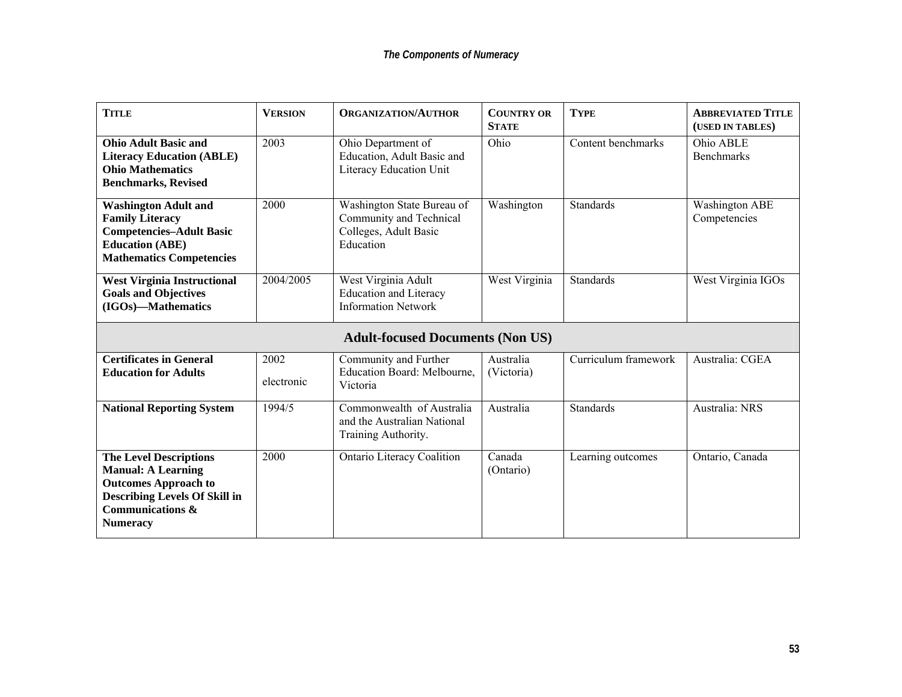| Title | Version | Organization/Author | Country or State | Type | Abbreviated Title (used in tables) |
|---|---|---|---|---|---|
| **Ohio Adult Basic and Literacy Education (ABLE) Ohio Mathematics Benchmarks, Revised** | 2003 | Ohio Department of Education, Adult Basic and Literacy Education Unit | Ohio | Content benchmarks | Ohio ABLE Benchmarks |
| **Washington Adult and Family Literacy Competencies–Adult Basic Education (ABE) Mathematics Competencies** | 2000 | Washington State Bureau of Community and Technical Colleges, Adult Basic Education | Washington | Standards | Washington ABE Competencies |
| **West Virginia Instructional Goals and Objectives (IGOs)—Mathematics** | 2004/2005 | West Virginia Adult Education and Literacy Information Network | West Virginia | Standards | West Virginia IGOs |
| **Adult-focused Documents (Non US)** | | | | | |
| **Certificates in General Education for Adults** | 2002 electronic | Community and Further Education Board: Melbourne, Victoria | Australia (Victoria) | Curriculum framework | Australia: CGEA |
| **National Reporting System** | 1994/5 | Commonwealth of Australia and the Australian National Training Authority. | Australia | Standards | Australia: NRS |
| **The Level Descriptions Manual: A Learning Outcomes Approach to Describing Levels Of Skill in Communications & Numeracy** | 2000 | Ontario Literacy Coalition | Canada (Ontario) | Learning outcomes | Ontario, Canada |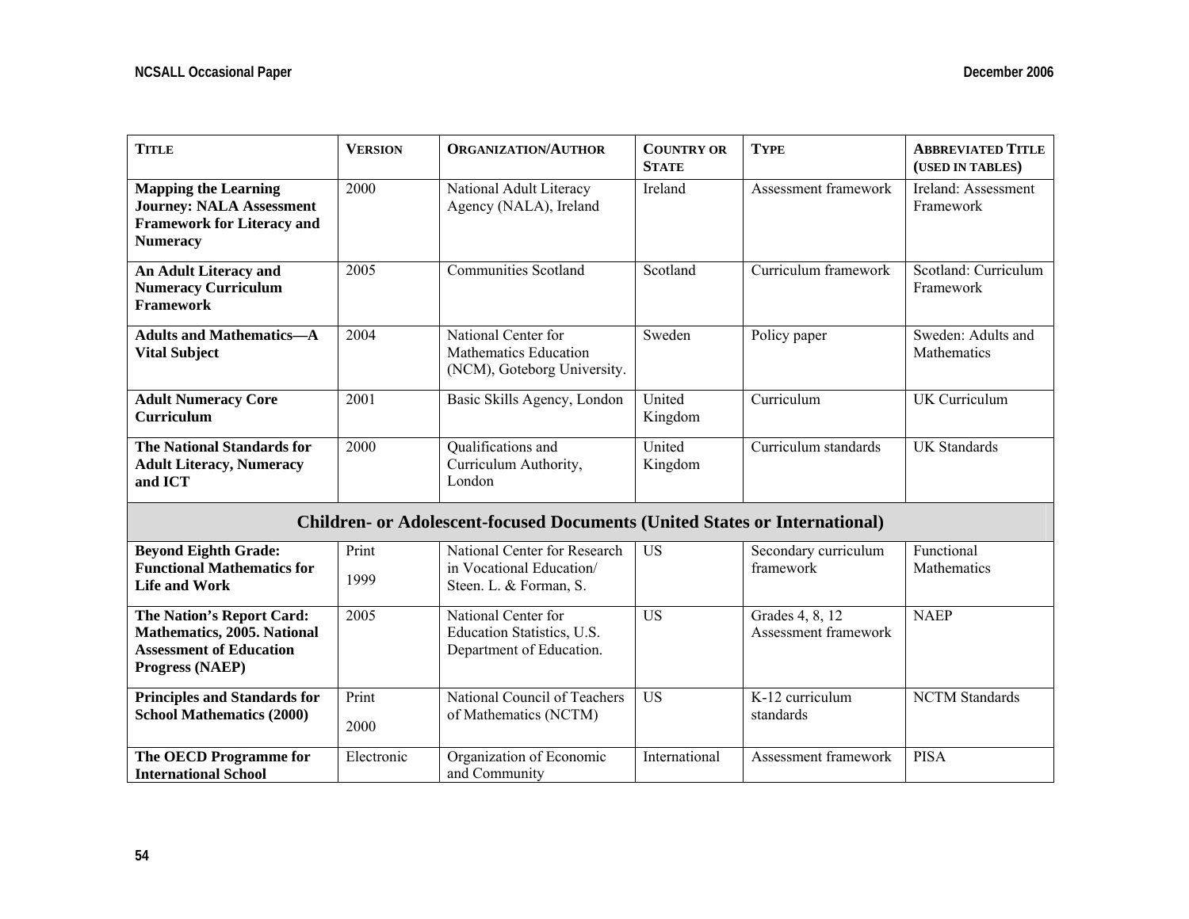| Title | Version | Organization/Author | Country or State | Type | Abbreviated Title (used in tables) |
|---|---|---|---|---|---|
| **Mapping the Learning Journey: NALA Assessment Framework for Literacy and Numeracy** | 2000 | National Adult Literacy Agency (NALA), Ireland | Ireland | Assessment framework | Ireland: Assessment Framework |
| **An Adult Literacy and Numeracy Curriculum Framework** | 2005 | Communities Scotland | Scotland | Curriculum framework | Scotland: Curriculum Framework |
| **Adults and Mathematics—A Vital Subject** | 2004 | National Center for Mathematics Education (NCM), Goteborg University. | Sweden | Policy paper | Sweden: Adults and Mathematics |
| **Adult Numeracy Core Curriculum** | 2001 | Basic Skills Agency, London | United Kingdom | Curriculum | UK Curriculum |
| **The National Standards for Adult Literacy, Numeracy and ICT** | 2000 | Qualifications and Curriculum Authority, London | United Kingdom | Curriculum standards | UK Standards |
| **Children- or Adolescent-focused Documents (United States or International)** | | | | | |
| **Beyond Eighth Grade: Functional Mathematics for Life and Work** | Print 1999 | National Center for Research in Vocational Education/ Steen. L. & Forman, S. | US | Secondary curriculum framework | Functional Mathematics |
| **The Nation's Report Card: Mathematics, 2005. National Assessment of Education Progress (NAEP)** | 2005 | National Center for Education Statistics, U.S. Department of Education. | US | Grades 4, 8, 12 Assessment framework | NAEP |
| **Principles and Standards for School Mathematics (2000)** | Print 2000 | National Council of Teachers of Mathematics (NCTM) | US | K-12 curriculum standards | NCTM Standards |
| **The OECD Programme for International School** | Electronic | Organization of Economic and Community | International | Assessment framework | PISA |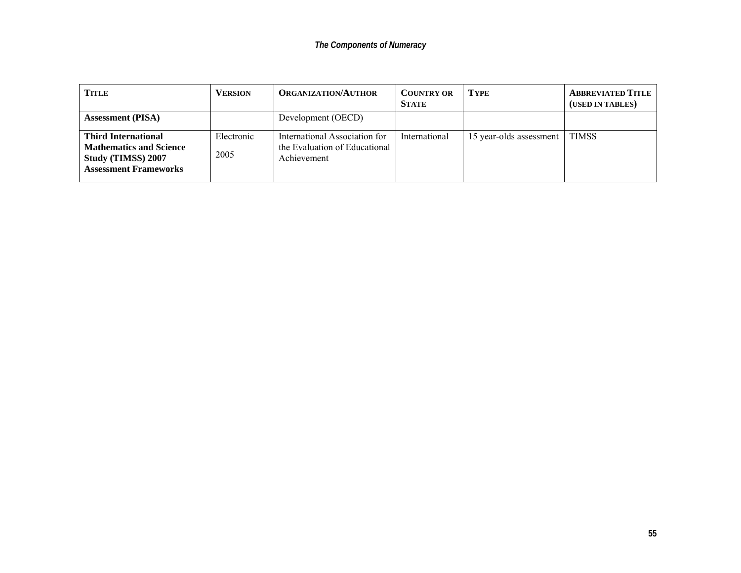| TITLE | VERSION | ORGANIZATION/AUTHOR | COUNTRY OR STATE | TYPE | ABBREVIATED TITLE (USED IN TABLES) |
|---|---|---|---|---|---|
| **Assessment (PISA)** | | Development (OECD) | | | |
| **Third International Mathematics and Science Study (TIMSS) 2007 Assessment Frameworks** | Electronic 2005 | International Association for the Evaluation of Educational Achievement | International | 15 year-olds assessment | TIMSS |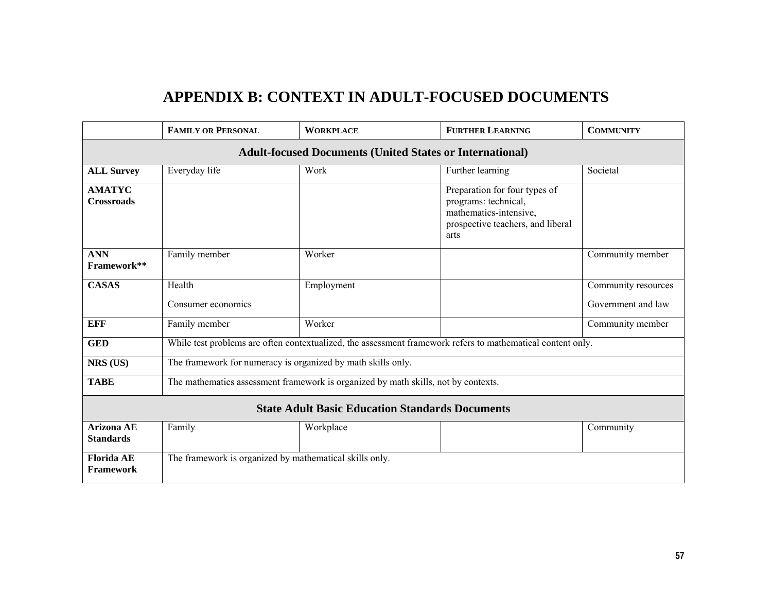# APPENDIX B: CONTEXT IN ADULT-FOCUSED DOCUMENTS

| | FAMILY OR PERSONAL | WORKPLACE | FURTHER LEARNING | COMMUNITY |
|---|---|---|---|---|
| **Adult-focused Documents (United States or International)** | | | | |
| **ALL Survey** | Everyday life | Work | Further learning | Societal |
| **AMATYC Crossroads** | | | Preparation for four types of programs: technical, mathematics-intensive, prospective teachers, and liberal arts | |
| **ANN Framework**** | Family member | Worker | | Community member |
| **CASAS** | Health<br>Consumer economics | Employment | | Community resources<br>Government and law |
| **EFF** | Family member | Worker | | Community member |
| **GED** | While test problems are often contextualized, the assessment framework refers to mathematical content only. | | | |
| **NRS (US)** | The framework for numeracy is organized by math skills only. | | | |
| **TABE** | The mathematics assessment framework is organized by math skills, not by contexts. | | | |
| **State Adult Basic Education Standards Documents** | | | | |
| **Arizona AE Standards** | Family | Workplace | | Community |
| **Florida AE Framework** | The framework is organized by mathematical skills only. | | | |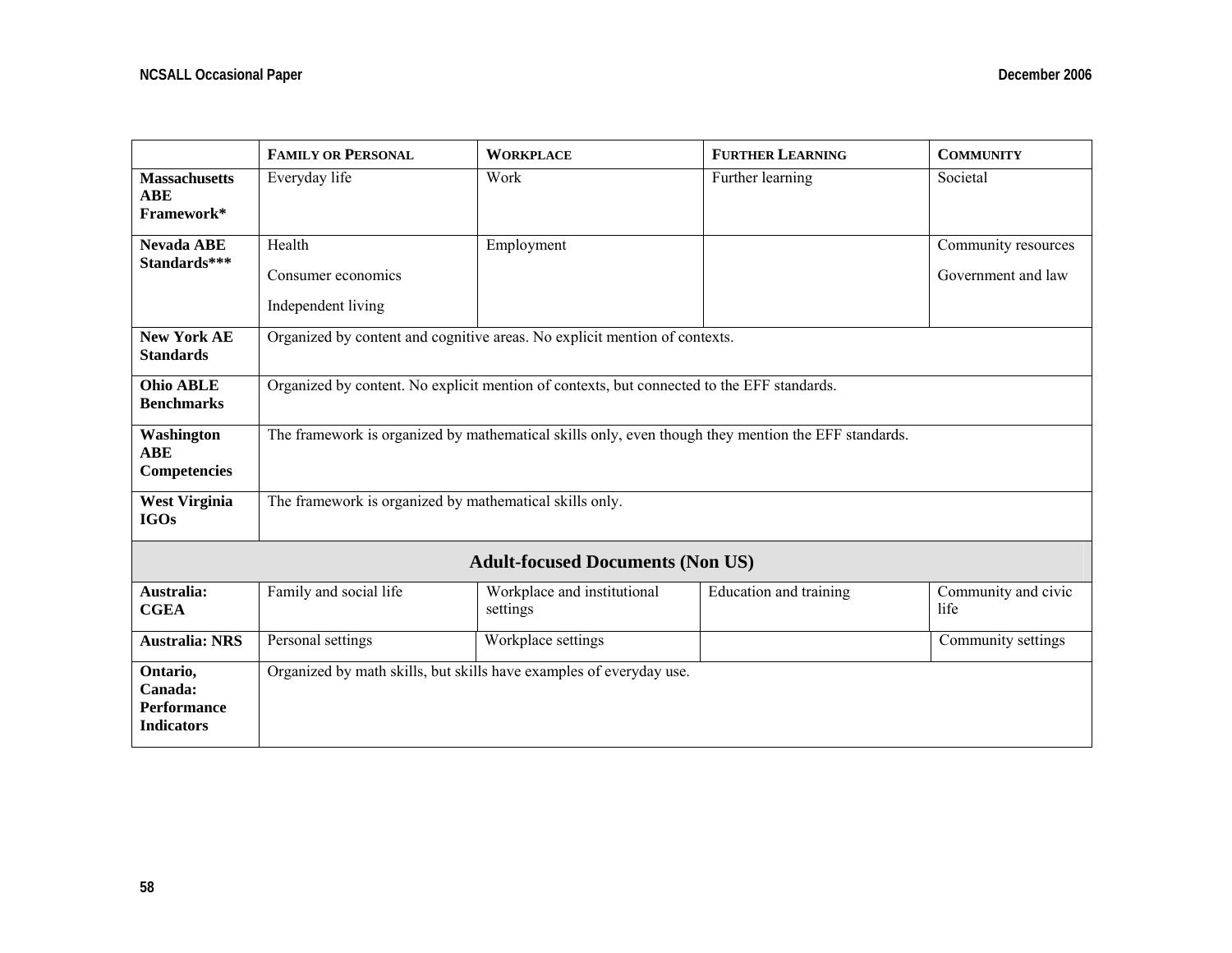| | FAMILY OR PERSONAL | WORKPLACE | FURTHER LEARNING | COMMUNITY |
|---|---|---|---|---|
| **Massachusetts ABE Framework*** | Everyday life | Work | Further learning | Societal |
| **Nevada ABE Standards***** | Health<br>Consumer economics<br>Independent living | Employment | | Community resources<br>Government and law |
| **New York AE Standards** | Organized by content and cognitive areas. No explicit mention of contexts. | | | |
| **Ohio ABLE Benchmarks** | Organized by content. No explicit mention of contexts, but connected to the EFF standards. | | | |
| **Washington ABE Competencies** | The framework is organized by mathematical skills only, even though they mention the EFF standards. | | | |
| **West Virginia IGOs** | The framework is organized by mathematical skills only. | | | |
| **Adult-focused Documents (Non US)** | | | | |
| **Australia: CGEA** | Family and social life | Workplace and institutional settings | Education and training | Community and civic life |
| **Australia: NRS** | Personal settings | Workplace settings | | Community settings |
| **Ontario, Canada: Performance Indicators** | Organized by math skills, but skills have examples of everyday use. | | | |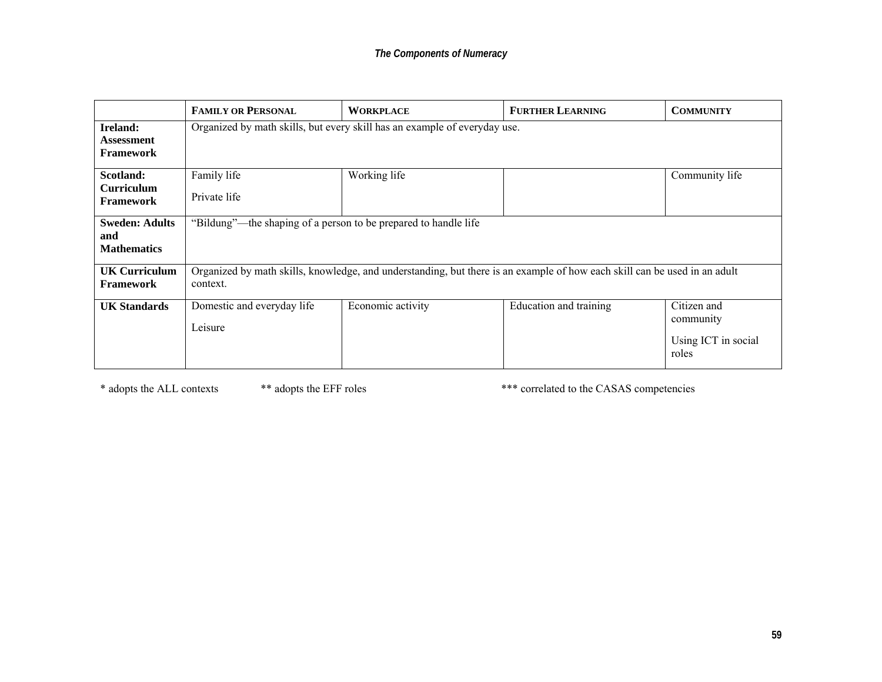| | FAMILY OR PERSONAL | WORKPLACE | FURTHER LEARNING | COMMUNITY |
|---|---|---|---|---|
| **Ireland: Assessment Framework** | Organized by math skills, but every skill has an example of everyday use. | | | |
| **Scotland: Curriculum Framework** | Family life<br>Private life | Working life | | Community life |
| **Sweden: Adults and Mathematics** | "Bildung"—the shaping of a person to be prepared to handle life | | | |
| **UK Curriculum Framework** | Organized by math skills, knowledge, and understanding, but there is an example of how each skill can be used in an adult context. | | | |
| **UK Standards** | Domestic and everyday life<br>Leisure | Economic activity | Education and training | Citizen and community<br>Using ICT in social roles |

* adopts the ALL contexts ** adopts the EFF roles *** correlated to the CASAS competencies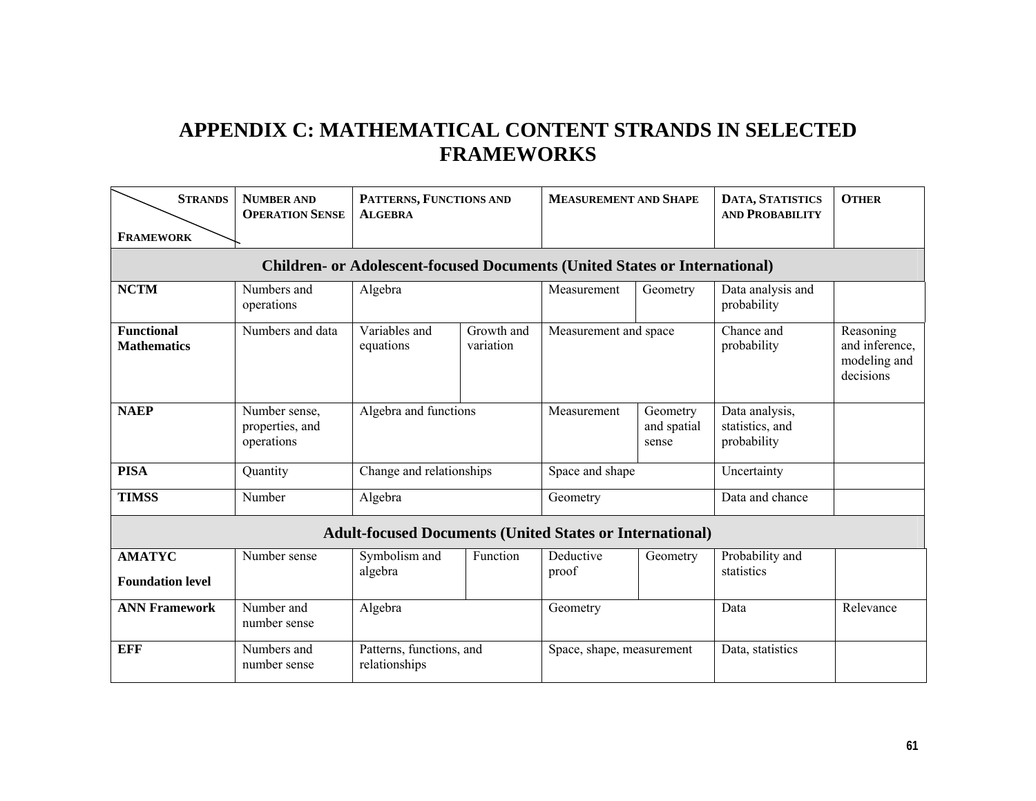# APPENDIX C: MATHEMATICAL CONTENT STRANDS IN SELECTED FRAMEWORKS

| Strands / Framework | Number and Operation Sense | Patterns, Functions and Algebra | | Measurement and Shape | | Data, Statistics and Probability | Other |
|---|---|---|---|---|---|---|---|
| **Children- or Adolescent-focused Documents (United States or International)** | | | | | | | |
| **NCTM** | Numbers and operations | Algebra | | Measurement | Geometry | Data analysis and probability | |
| **Functional Mathematics** | Numbers and data | Variables and equations | Growth and variation | Measurement and space | | Chance and probability | Reasoning and inference, modeling and decisions |
| **NAEP** | Number sense, properties, and operations | Algebra and functions | | Measurement | Geometry and spatial sense | Data analysis, statistics, and probability | |
| **PISA** | Quantity | Change and relationships | | Space and shape | | Uncertainty | |
| **TIMSS** | Number | Algebra | | Geometry | | Data and chance | |
| **Adult-focused Documents (United States or International)** | | | | | | | |
| **AMATYC Foundation level** | Number sense | Symbolism and algebra | Function | Deductive proof | Geometry | Probability and statistics | |
| **ANN Framework** | Number and number sense | Algebra | | Geometry | | Data | Relevance |
| **EFF** | Numbers and number sense | Patterns, functions, and relationships | | Space, shape, measurement | | Data, statistics | |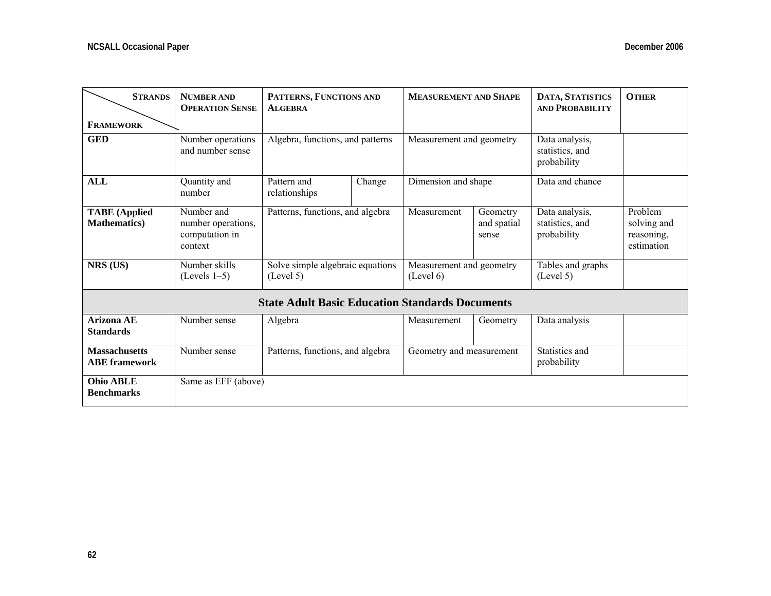| STRANDS / FRAMEWORK | NUMBER AND OPERATION SENSE | PATTERNS, FUNCTIONS AND ALGEBRA | | MEASUREMENT AND SHAPE | | DATA, STATISTICS AND PROBABILITY | OTHER |
|---|---|---|---|---|---|---|---|
| **GED** | Number operations and number sense | Algebra, functions, and patterns | | Measurement and geometry | | Data analysis, statistics, and probability | |
| **ALL** | Quantity and number | Pattern and relationships | Change | Dimension and shape | | Data and chance | |
| **TABE (Applied Mathematics)** | Number and number operations, computation in context | Patterns, functions, and algebra | | Measurement | Geometry and spatial sense | Data analysis, statistics, and probability | Problem solving and reasoning, estimation |
| **NRS (US)** | Number skills (Levels 1–5) | Solve simple algebraic equations (Level 5) | | Measurement and geometry (Level 6) | | Tables and graphs (Level 5) | |
| **State Adult Basic Education Standards Documents** | | | | | | | |
| **Arizona AE Standards** | Number sense | Algebra | | Measurement | Geometry | Data analysis | |
| **Massachusetts ABE framework** | Number sense | Patterns, functions, and algebra | | Geometry and measurement | | Statistics and probability | |
| **Ohio ABLE Benchmarks** | Same as EFF (above) | | | | | | |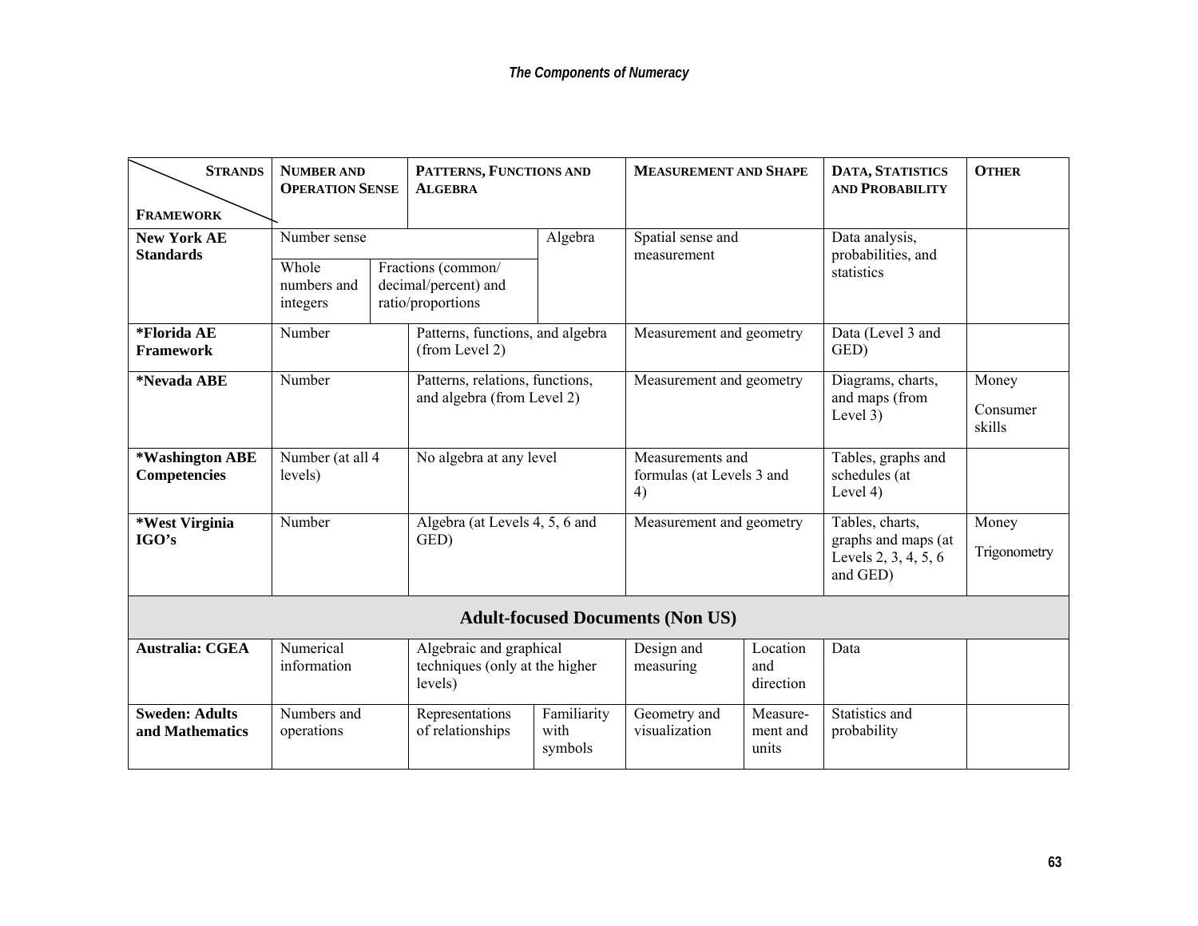| STRANDS / FRAMEWORK | NUMBER AND OPERATION SENSE | PATTERNS, FUNCTIONS AND ALGEBRA | MEASUREMENT AND SHAPE | DATA, STATISTICS AND PROBABILITY | OTHER |
|---|---|---|---|---|---|
| **New York AE Standards** | Number sense: Whole numbers and integers; Fractions (common/ decimal/percent) and ratio/proportions | Algebra | Spatial sense and measurement | Data analysis, probabilities, and statistics | |
| ***Florida AE Framework** | Number | Patterns, functions, and algebra (from Level 2) | Measurement and geometry | Data (Level 3 and GED) | |
| ***Nevada ABE** | Number | Patterns, relations, functions, and algebra (from Level 2) | Measurement and geometry | Diagrams, charts, and maps (from Level 3) | Money<br>Consumer skills |
| ***Washington ABE Competencies** | Number (at all 4 levels) | No algebra at any level | Measurements and formulas (at Levels 3 and 4) | Tables, graphs and schedules (at Level 4) | |
| ***West Virginia IGO's** | Number | Algebra (at Levels 4, 5, 6 and GED) | Measurement and geometry | Tables, charts, graphs and maps (at Levels 2, 3, 4, 5, 6 and GED) | Money<br>Trigonometry |
| **Adult-focused Documents (Non US)** | | | | | |
| **Australia: CGEA** | Numerical information | Algebraic and graphical techniques (only at the higher levels) | Design and measuring; Location and direction | Data | |
| **Sweden: Adults and Mathematics** | Numbers and operations | Representations of relationships; Familiarity with symbols | Geometry and visualization; Measure-ment and units | Statistics and probability | |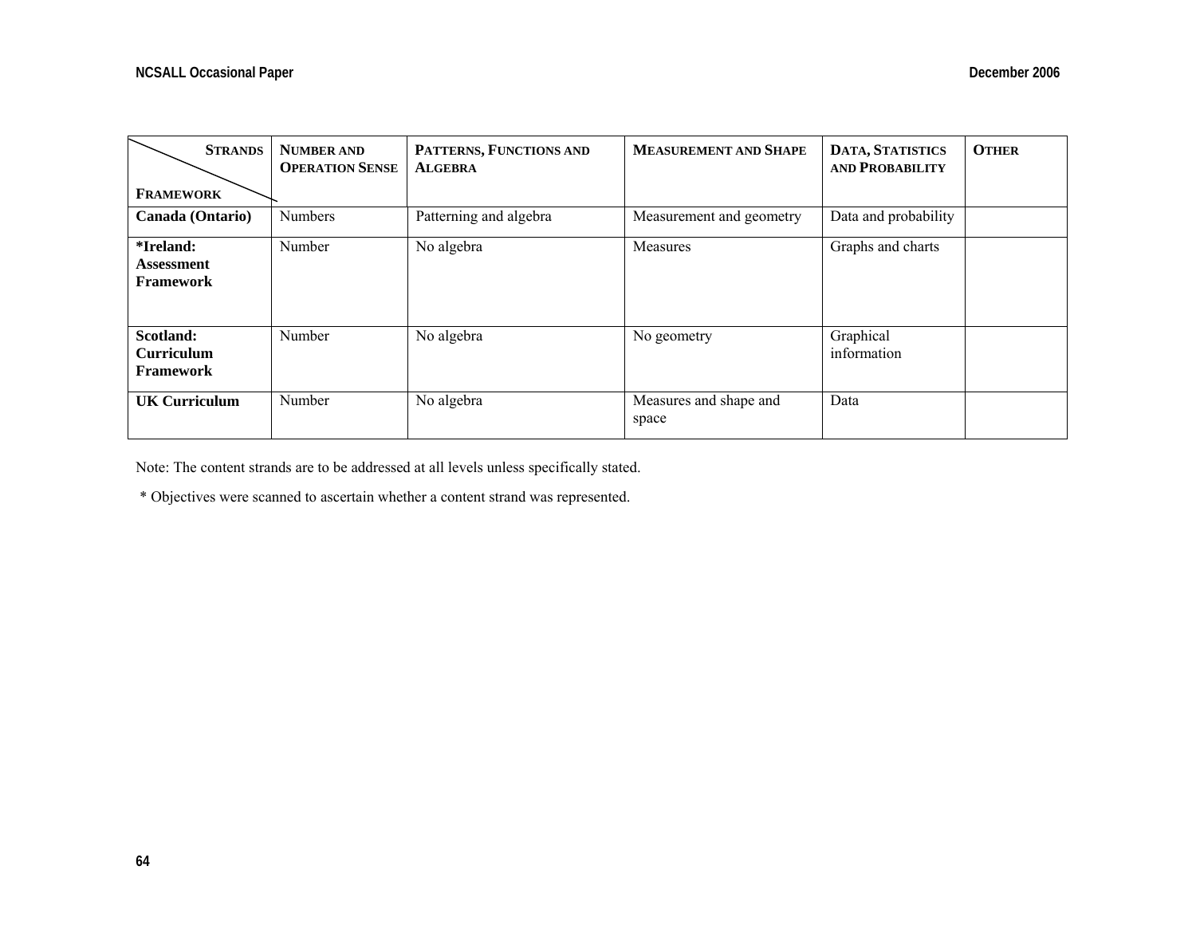| STRANDS / FRAMEWORK | NUMBER AND OPERATION SENSE | PATTERNS, FUNCTIONS AND ALGEBRA | MEASUREMENT AND SHAPE | DATA, STATISTICS AND PROBABILITY | OTHER |
|---|---|---|---|---|---|
| **Canada (Ontario)** | Numbers | Patterning and algebra | Measurement and geometry | Data and probability | |
| ***Ireland: Assessment Framework** | Number | No algebra | Measures | Graphs and charts | |
| **Scotland: Curriculum Framework** | Number | No algebra | No geometry | Graphical information | |
| **UK Curriculum** | Number | No algebra | Measures and shape and space | Data | |

Note: The content strands are to be addressed at all levels unless specifically stated.

* Objectives were scanned to ascertain whether a content strand was represented.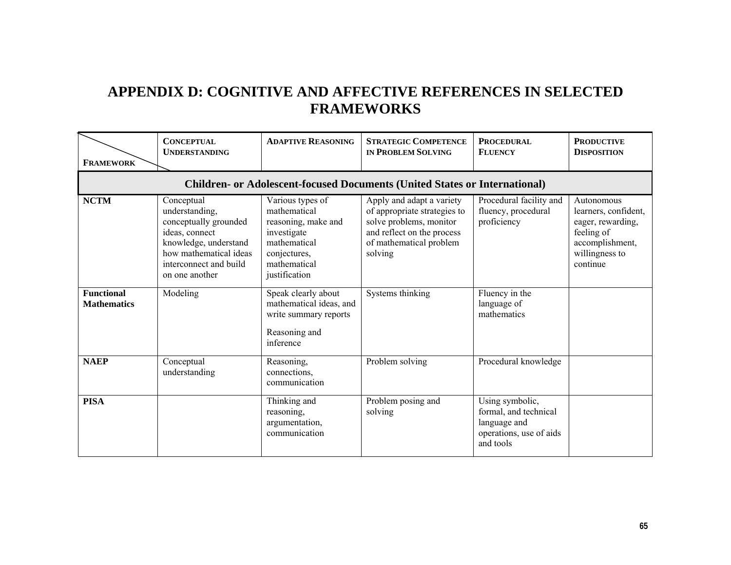# APPENDIX D: COGNITIVE AND AFFECTIVE REFERENCES IN SELECTED FRAMEWORKS

| Framework | Conceptual Understanding | Adaptive Reasoning | Strategic Competence in Problem Solving | Procedural Fluency | Productive Disposition |
|---|---|---|---|---|---|
| **Children- or Adolescent-focused Documents (United States or International)** | | | | | |
| **NCTM** | Conceptual understanding, conceptually grounded ideas, connect knowledge, understand how mathematical ideas interconnect and build on one another | Various types of mathematical reasoning, make and investigate mathematical conjectures, mathematical justification | Apply and adapt a variety of appropriate strategies to solve problems, monitor and reflect on the process of mathematical problem solving | Procedural facility and fluency, procedural proficiency | Autonomous learners, confident, eager, rewarding, feeling of accomplishment, willingness to continue |
| **Functional Mathematics** | Modeling | Speak clearly about mathematical ideas, and write summary reports<br><br>Reasoning and inference | Systems thinking | Fluency in the language of mathematics | |
| **NAEP** | Conceptual understanding | Reasoning, connections, communication | Problem solving | Procedural knowledge | |
| **PISA** | | Thinking and reasoning, argumentation, communication | Problem posing and solving | Using symbolic, formal, and technical language and operations, use of aids and tools | |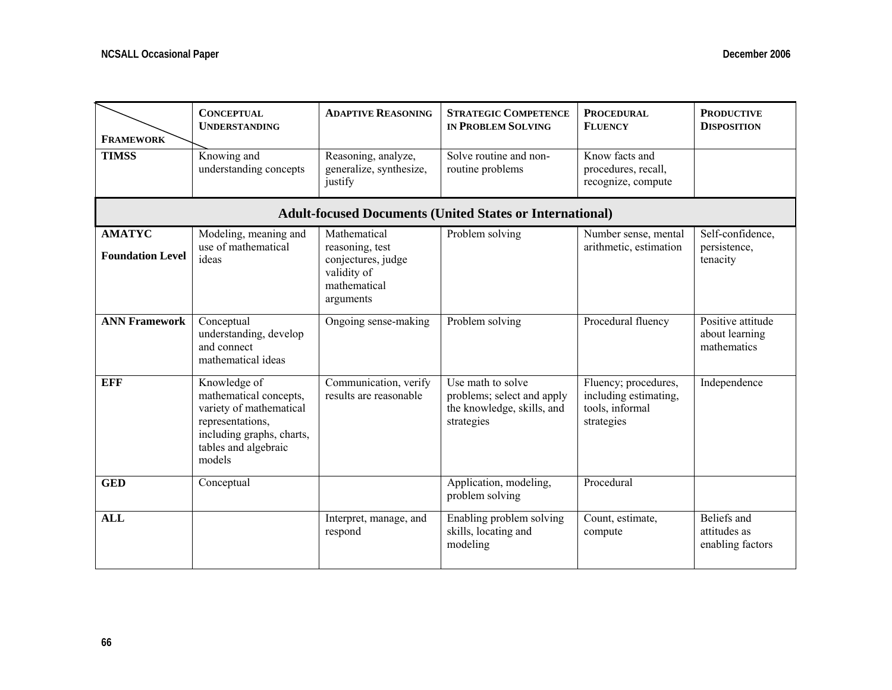| Framework | Conceptual Understanding | Adaptive Reasoning | Strategic Competence in Problem Solving | Procedural Fluency | Productive Disposition |
|---|---|---|---|---|---|
| **TIMSS** | Knowing and understanding concepts | Reasoning, analyze, generalize, synthesize, justify | Solve routine and non-routine problems | Know facts and procedures, recall, recognize, compute | |
| **Adult-focused Documents (United States or International)** | | | | | |
| **AMATYC Foundation Level** | Modeling, meaning and use of mathematical ideas | Mathematical reasoning, test conjectures, judge validity of mathematical arguments | Problem solving | Number sense, mental arithmetic, estimation | Self-confidence, persistence, tenacity |
| **ANN Framework** | Conceptual understanding, develop and connect mathematical ideas | Ongoing sense-making | Problem solving | Procedural fluency | Positive attitude about learning mathematics |
| **EFF** | Knowledge of mathematical concepts, variety of mathematical representations, including graphs, charts, tables and algebraic models | Communication, verify results are reasonable | Use math to solve problems; select and apply the knowledge, skills, and strategies | Fluency; procedures, including estimating, tools, informal strategies | Independence |
| **GED** | Conceptual | | Application, modeling, problem solving | Procedural | |
| **ALL** | | Interpret, manage, and respond | Enabling problem solving skills, locating and modeling | Count, estimate, compute | Beliefs and attitudes as enabling factors |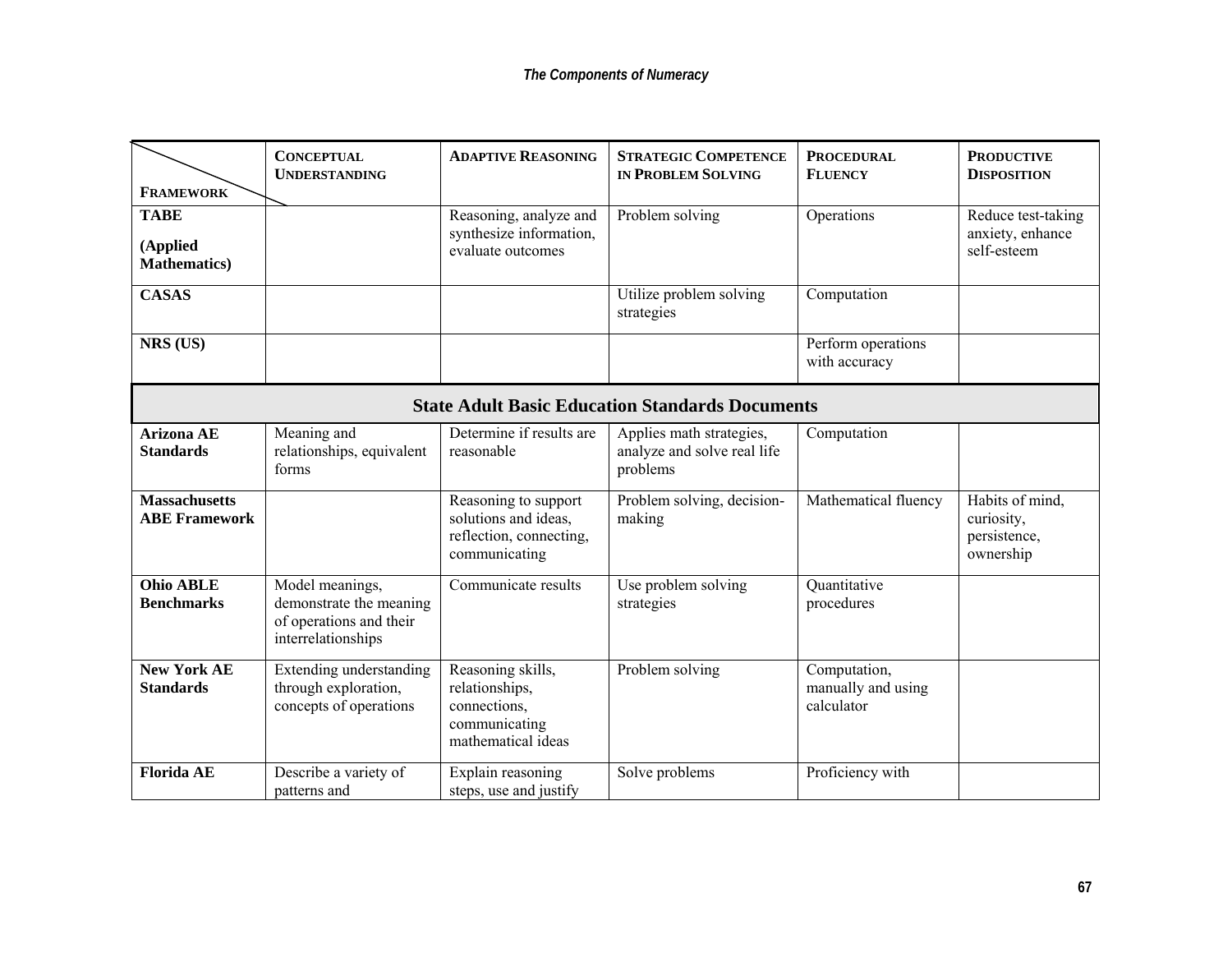| FRAMEWORK | CONCEPTUAL UNDERSTANDING | ADAPTIVE REASONING | STRATEGIC COMPETENCE IN PROBLEM SOLVING | PROCEDURAL FLUENCY | PRODUCTIVE DISPOSITION |
|---|---|---|---|---|---|
| **TABE (Applied Mathematics)** | | Reasoning, analyze and synthesize information, evaluate outcomes | Problem solving | Operations | Reduce test-taking anxiety, enhance self-esteem |
| **CASAS** | | | Utilize problem solving strategies | Computation | |
| **NRS (US)** | | | | Perform operations with accuracy | |
| **State Adult Basic Education Standards Documents** | | | | | |
| **Arizona AE Standards** | Meaning and relationships, equivalent forms | Determine if results are reasonable | Applies math strategies, analyze and solve real life problems | Computation | |
| **Massachusetts ABE Framework** | | Reasoning to support solutions and ideas, reflection, connecting, communicating | Problem solving, decision-making | Mathematical fluency | Habits of mind, curiosity, persistence, ownership |
| **Ohio ABLE Benchmarks** | Model meanings, demonstrate the meaning of operations and their interrelationships | Communicate results | Use problem solving strategies | Quantitative procedures | |
| **New York AE Standards** | Extending understanding through exploration, concepts of operations | Reasoning skills, relationships, connections, communicating mathematical ideas | Problem solving | Computation, manually and using calculator | |
| **Florida AE** | Describe a variety of patterns and | Explain reasoning steps, use and justify | Solve problems | Proficiency with | |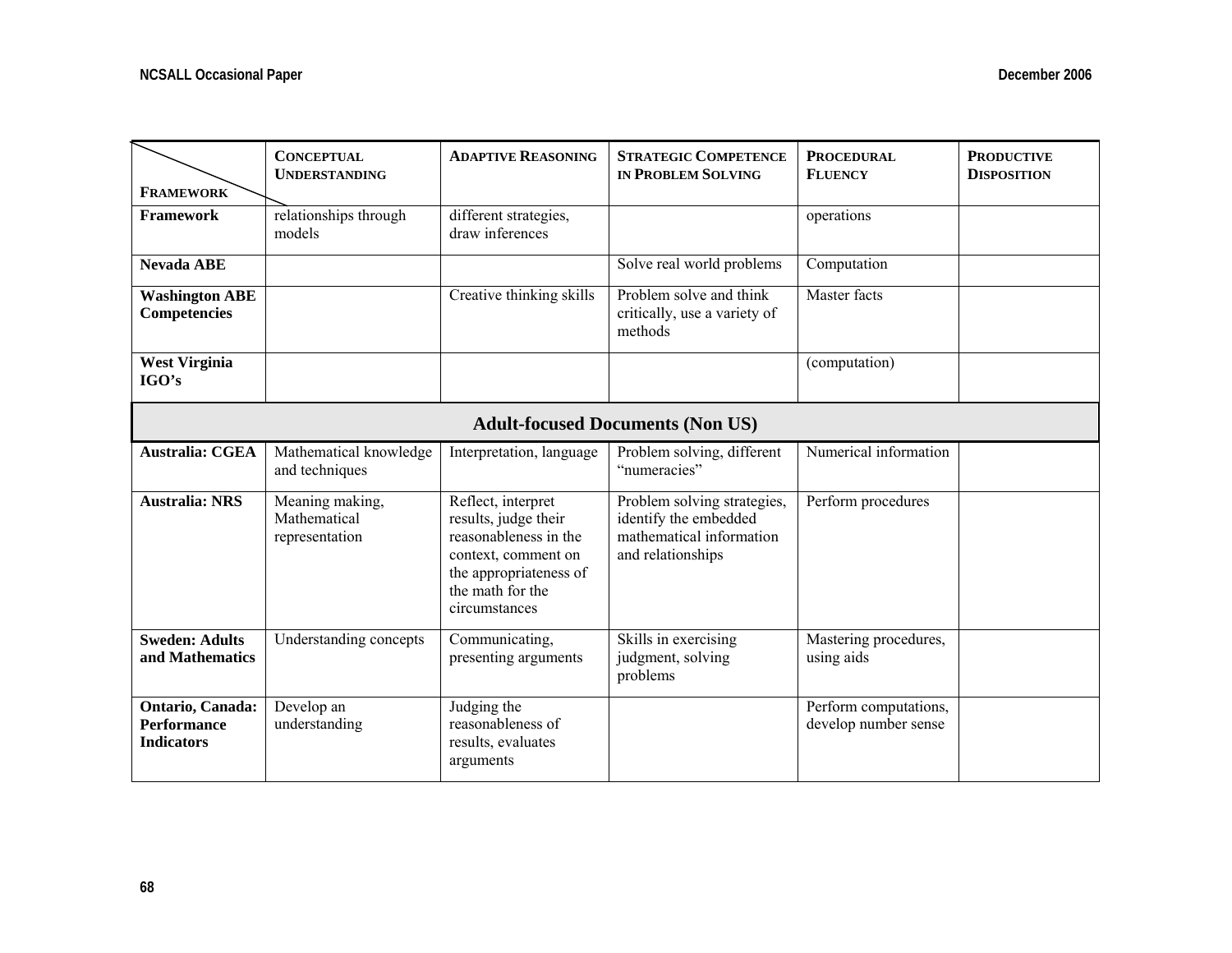| FRAMEWORK | CONCEPTUAL UNDERSTANDING | ADAPTIVE REASONING | STRATEGIC COMPETENCE IN PROBLEM SOLVING | PROCEDURAL FLUENCY | PRODUCTIVE DISPOSITION |
|---|---|---|---|---|---|
| **Framework** | relationships through models | different strategies, draw inferences | | operations | |
| **Nevada ABE** | | | Solve real world problems | Computation | |
| **Washington ABE Competencies** | | Creative thinking skills | Problem solve and think critically, use a variety of methods | Master facts | |
| **West Virginia IGO's** | | | | (computation) | |
| **Adult-focused Documents (Non US)** | | | | | |
| **Australia: CGEA** | Mathematical knowledge and techniques | Interpretation, language | Problem solving, different "numeracies" | Numerical information | |
| **Australia: NRS** | Meaning making, Mathematical representation | Reflect, interpret results, judge their reasonableness in the context, comment on the appropriateness of the math for the circumstances | Problem solving strategies, identify the embedded mathematical information and relationships | Perform procedures | |
| **Sweden: Adults and Mathematics** | Understanding concepts | Communicating, presenting arguments | Skills in exercising judgment, solving problems | Mastering procedures, using aids | |
| **Ontario, Canada: Performance Indicators** | Develop an understanding | Judging the reasonableness of results, evaluates arguments | | Perform computations, develop number sense | |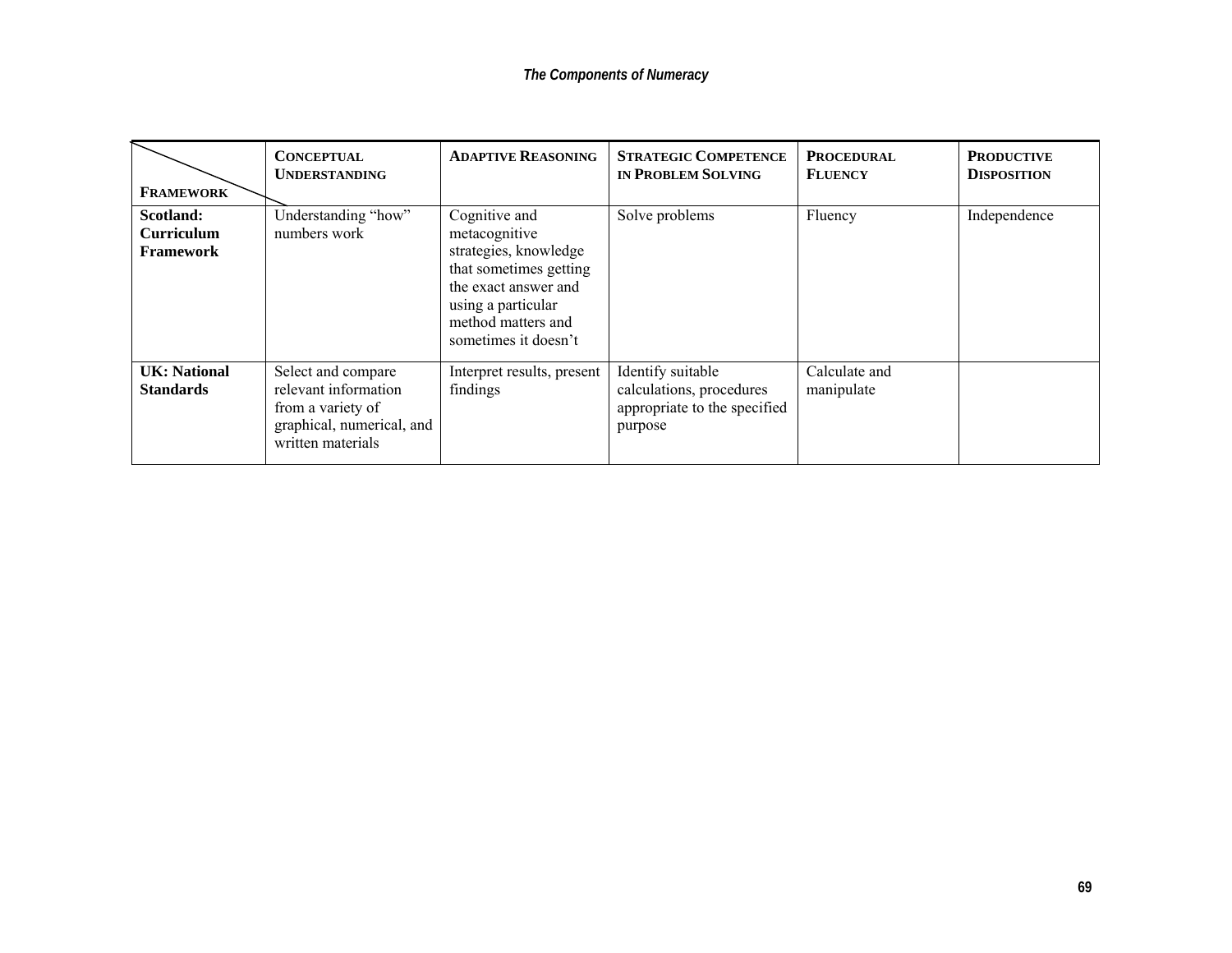| Framework | Conceptual Understanding | Adaptive Reasoning | Strategic Competence in Problem Solving | Procedural Fluency | Productive Disposition |
|---|---|---|---|---|---|
| **Scotland: Curriculum Framework** | Understanding "how" numbers work | Cognitive and metacognitive strategies, knowledge that sometimes getting the exact answer and using a particular method matters and sometimes it doesn't | Solve problems | Fluency | Independence |
| **UK: National Standards** | Select and compare relevant information from a variety of graphical, numerical, and written materials | Interpret results, present findings | Identify suitable calculations, procedures appropriate to the specified purpose | Calculate and manipulate | |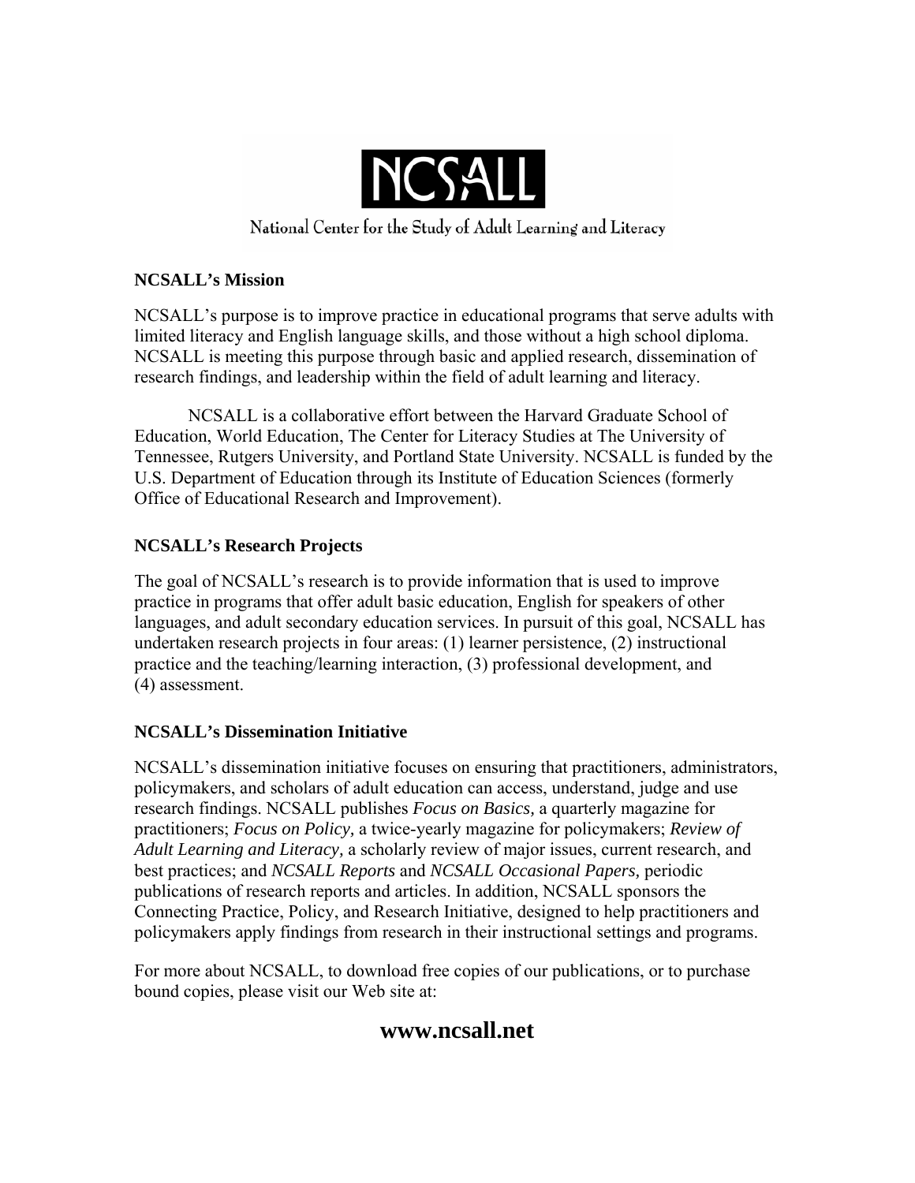# NCSALL

National Center for the Study of Adult Learning and Literacy

**NCSALL's Mission**

NCSALL's purpose is to improve practice in educational programs that serve adults with limited literacy and English language skills, and those without a high school diploma. NCSALL is meeting this purpose through basic and applied research, dissemination of research findings, and leadership within the field of adult learning and literacy.

NCSALL is a collaborative effort between the Harvard Graduate School of Education, World Education, The Center for Literacy Studies at The University of Tennessee, Rutgers University, and Portland State University. NCSALL is funded by the U.S. Department of Education through its Institute of Education Sciences (formerly Office of Educational Research and Improvement).

**NCSALL's Research Projects**

The goal of NCSALL's research is to provide information that is used to improve practice in programs that offer adult basic education, English for speakers of other languages, and adult secondary education services. In pursuit of this goal, NCSALL has undertaken research projects in four areas: (1) learner persistence, (2) instructional practice and the teaching/learning interaction, (3) professional development, and (4) assessment.

**NCSALL's Dissemination Initiative**

NCSALL's dissemination initiative focuses on ensuring that practitioners, administrators, policymakers, and scholars of adult education can access, understand, judge and use research findings. NCSALL publishes *Focus on Basics,* a quarterly magazine for practitioners; *Focus on Policy,* a twice-yearly magazine for policymakers; *Review of Adult Learning and Literacy,* a scholarly review of major issues, current research, and best practices; and *NCSALL Reports* and *NCSALL Occasional Papers,* periodic publications of research reports and articles. In addition, NCSALL sponsors the Connecting Practice, Policy, and Research Initiative, designed to help practitioners and policymakers apply findings from research in their instructional settings and programs.

For more about NCSALL, to download free copies of our publications, or to purchase bound copies, please visit our Web site at:

**www.ncsall.net**